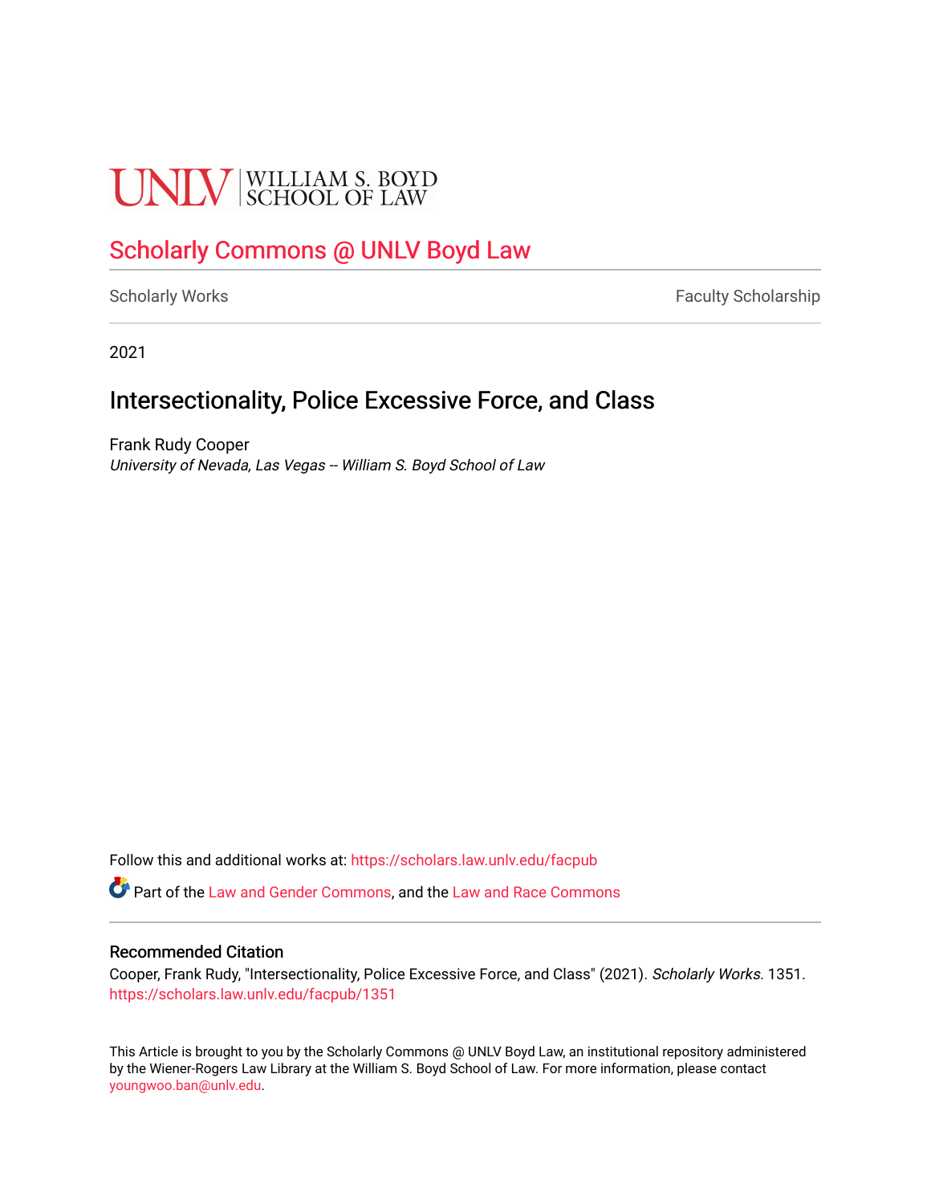UNLV | WILLIAM S. BOYD SCHOOL OF LAW

# Scholarly Commons @ UNLV Boyd Law

Scholarly Works | Faculty Scholarship

2021

## Intersectionality, Police Excessive Force, and Class

Frank Rudy Cooper
*University of Nevada, Las Vegas -- William S. Boyd School of Law*

Follow this and additional works at: https://scholars.law.unlv.edu/facpub

Part of the Law and Gender Commons, and the Law and Race Commons

### Recommended Citation

Cooper, Frank Rudy, "Intersectionality, Police Excessive Force, and Class" (2021). *Scholarly Works*. 1351.
https://scholars.law.unlv.edu/facpub/1351

This Article is brought to you by the Scholarly Commons @ UNLV Boyd Law, an institutional repository administered by the Wiener-Rogers Law Library at the William S. Boyd School of Law. For more information, please contact youngwoo.ban@unlv.edu.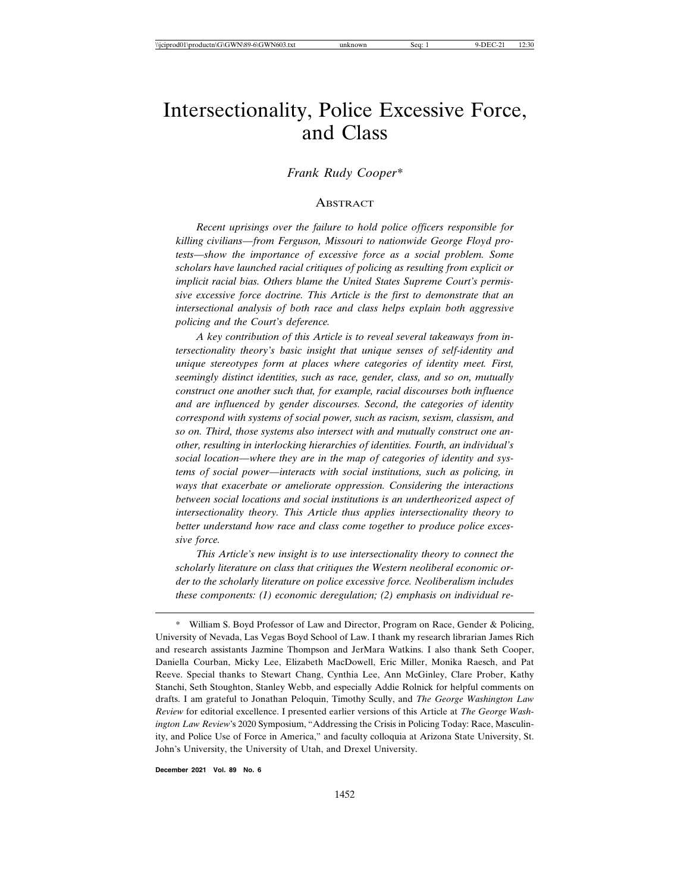# Intersectionality, Police Excessive Force, and Class

*Frank Rudy Cooper\**

## Abstract

*Recent uprisings over the failure to hold police officers responsible for killing civilians—from Ferguson, Missouri to nationwide George Floyd protests—show the importance of excessive force as a social problem. Some scholars have launched racial critiques of policing as resulting from explicit or implicit racial bias. Others blame the United States Supreme Court's permissive excessive force doctrine. This Article is the first to demonstrate that an intersectional analysis of both race and class helps explain both aggressive policing and the Court's deference.*

*A key contribution of this Article is to reveal several takeaways from intersectionality theory's basic insight that unique senses of self-identity and unique stereotypes form at places where categories of identity meet. First, seemingly distinct identities, such as race, gender, class, and so on, mutually construct one another such that, for example, racial discourses both influence and are influenced by gender discourses. Second, the categories of identity correspond with systems of social power, such as racism, sexism, classism, and so on. Third, those systems also intersect with and mutually construct one another, resulting in interlocking hierarchies of identities. Fourth, an individual's social location—where they are in the map of categories of identity and systems of social power—interacts with social institutions, such as policing, in ways that exacerbate or ameliorate oppression. Considering the interactions between social locations and social institutions is an undertheorized aspect of intersectionality theory. This Article thus applies intersectionality theory to better understand how race and class come together to produce police excessive force.*

*This Article's new insight is to use intersectionality theory to connect the scholarly literature on class that critiques the Western neoliberal economic order to the scholarly literature on police excessive force. Neoliberalism includes these components: (1) economic deregulation; (2) emphasis on individual re-*

\* William S. Boyd Professor of Law and Director, Program on Race, Gender & Policing, University of Nevada, Las Vegas Boyd School of Law. I thank my research librarian James Rich and research assistants Jazmine Thompson and JerMara Watkins. I also thank Seth Cooper, Daniella Courban, Micky Lee, Elizabeth MacDowell, Eric Miller, Monika Raesch, and Pat Reeve. Special thanks to Stewart Chang, Cynthia Lee, Ann McGinley, Clare Prober, Kathy Stanchi, Seth Stoughton, Stanley Webb, and especially Addie Rolnick for helpful comments on drafts. I am grateful to Jonathan Peloquin, Timothy Scully, and *The George Washington Law Review* for editorial excellence. I presented earlier versions of this Article at *The George Washington Law Review*'s 2020 Symposium, "Addressing the Crisis in Policing Today: Race, Masculinity, and Police Use of Force in America," and faculty colloquia at Arizona State University, St. John's University, the University of Utah, and Drexel University.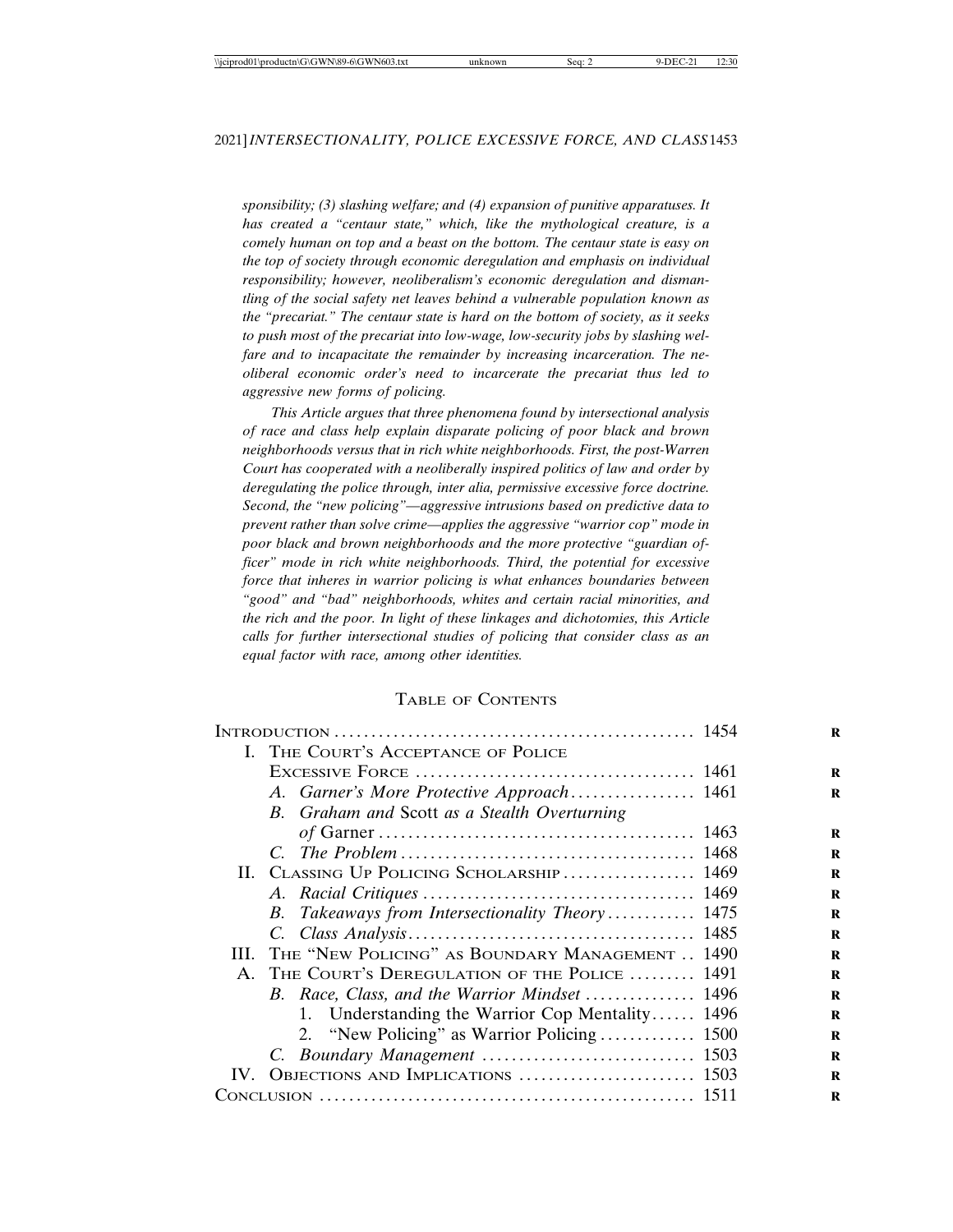*sponsibility; (3) slashing welfare; and (4) expansion of punitive apparatuses. It has created a "centaur state," which, like the mythological creature, is a comely human on top and a beast on the bottom. The centaur state is easy on the top of society through economic deregulation and emphasis on individual responsibility; however, neoliberalism's economic deregulation and dismantling of the social safety net leaves behind a vulnerable population known as the "precariat." The centaur state is hard on the bottom of society, as it seeks to push most of the precariat into low-wage, low-security jobs by slashing welfare and to incapacitate the remainder by increasing incarceration. The neoliberal economic order's need to incarcerate the precariat thus led to aggressive new forms of policing.*

*This Article argues that three phenomena found by intersectional analysis of race and class help explain disparate policing of poor black and brown neighborhoods versus that in rich white neighborhoods. First, the post-Warren Court has cooperated with a neoliberally inspired politics of law and order by deregulating the police through, inter alia, permissive excessive force doctrine. Second, the "new policing"—aggressive intrusions based on predictive data to prevent rather than solve crime—applies the aggressive "warrior cop" mode in poor black and brown neighborhoods and the more protective "guardian officer" mode in rich white neighborhoods. Third, the potential for excessive force that inheres in warrior policing is what enhances boundaries between "good" and "bad" neighborhoods, whites and certain racial minorities, and the rich and the poor. In light of these linkages and dichotomies, this Article calls for further intersectional studies of policing that consider class as an equal factor with race, among other identities.*

## TABLE OF CONTENTS

| | |
|---|---|
| INTRODUCTION | 1454 |
| I. THE COURT'S ACCEPTANCE OF POLICE EXCESSIVE FORCE | 1461 |
| *A. Garner's More Protective Approach* | 1461 |
| *B. Graham and* Scott *as a Stealth Overturning of* Garner | 1463 |
| *C. The Problem* | 1468 |
| II. CLASSING UP POLICING SCHOLARSHIP | 1469 |
| *A. Racial Critiques* | 1469 |
| *B. Takeaways from Intersectionality Theory* | 1475 |
| *C. Class Analysis* | 1485 |
| III. THE "NEW POLICING" AS BOUNDARY MANAGEMENT | 1490 |
| A. THE COURT'S DEREGULATION OF THE POLICE | 1491 |
| *B. Race, Class, and the Warrior Mindset* | 1496 |
| 1. Understanding the Warrior Cop Mentality | 1496 |
| 2. "New Policing" as Warrior Policing | 1500 |
| *C. Boundary Management* | 1503 |
| IV. OBJECTIONS AND IMPLICATIONS | 1503 |
| CONCLUSION | 1511 |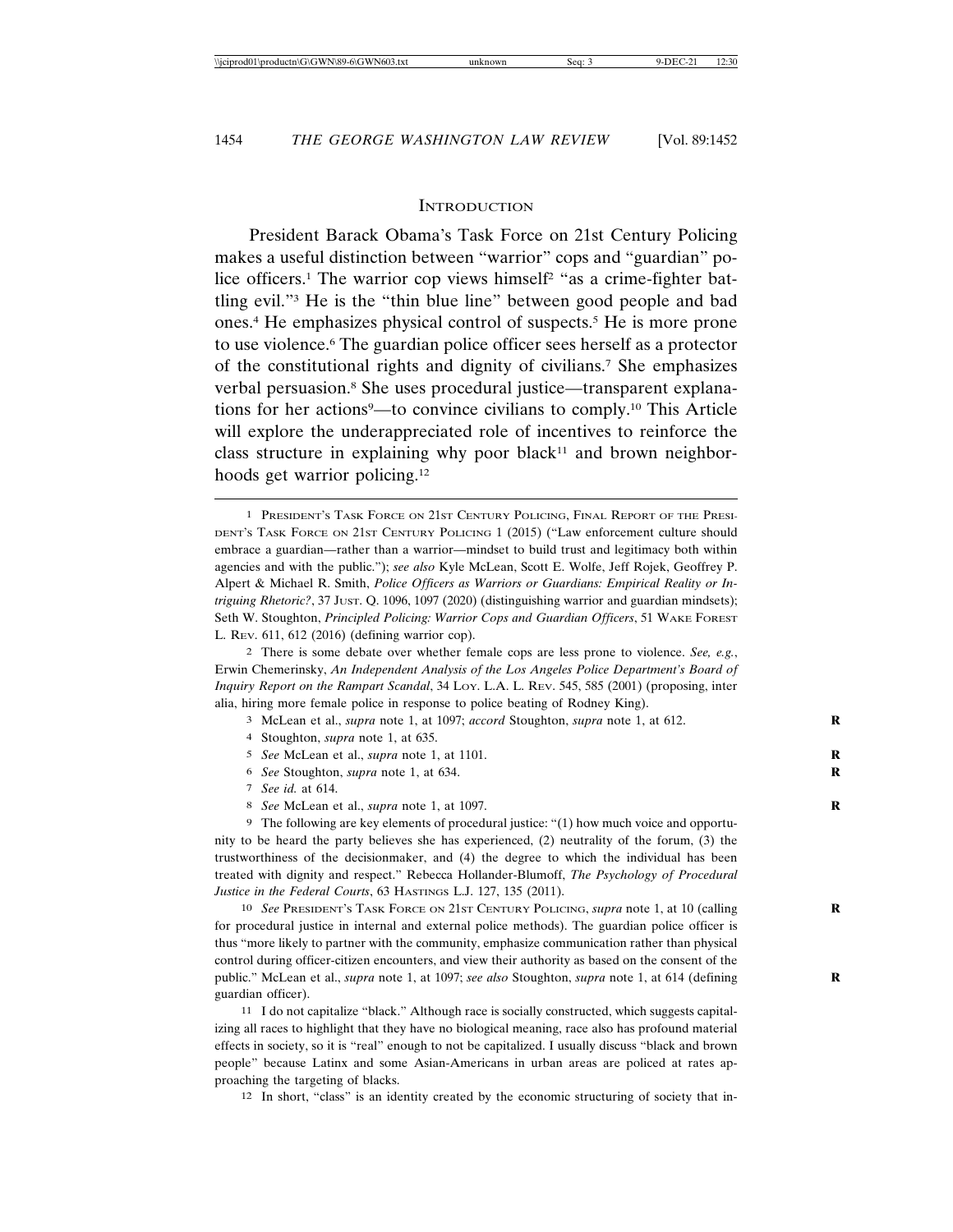## INTRODUCTION

President Barack Obama's Task Force on 21st Century Policing makes a useful distinction between "warrior" cops and "guardian" police officers.[1] The warrior cop views himself[2] "as a crime-fighter battling evil."[3] He is the "thin blue line" between good people and bad ones.[4] He emphasizes physical control of suspects.[5] He is more prone to use violence.[6] The guardian police officer sees herself as a protector of the constitutional rights and dignity of civilians.[7] She emphasizes verbal persuasion.[8] She uses procedural justice—transparent explanations for her actions[9]—to convince civilians to comply.[10] This Article will explore the underappreciated role of incentives to reinforce the class structure in explaining why poor black[11] and brown neighborhoods get warrior policing.[12]

---

1 PRESIDENT'S TASK FORCE ON 21ST CENTURY POLICING, FINAL REPORT OF THE PRESIDENT'S TASK FORCE ON 21ST CENTURY POLICING 1 (2015) ("Law enforcement culture should embrace a guardian—rather than a warrior—mindset to build trust and legitimacy both within agencies and with the public."); *see also* Kyle McLean, Scott E. Wolfe, Jeff Rojek, Geoffrey P. Alpert & Michael R. Smith, *Police Officers as Warriors or Guardians: Empirical Reality or Intriguing Rhetoric?*, 37 JUST. Q. 1096, 1097 (2020) (distinguishing warrior and guardian mindsets); Seth W. Stoughton, *Principled Policing: Warrior Cops and Guardian Officers*, 51 WAKE FOREST L. REV. 611, 612 (2016) (defining warrior cop).

2 There is some debate over whether female cops are less prone to violence. *See, e.g.*, Erwin Chemerinsky, *An Independent Analysis of the Los Angeles Police Department's Board of Inquiry Report on the Rampart Scandal*, 34 LOY. L.A. L. REV. 545, 585 (2001) (proposing, inter alia, hiring more female police in response to police beating of Rodney King).

3 McLean et al., *supra* note 1, at 1097; *accord* Stoughton, *supra* note 1, at 612.

4 Stoughton, *supra* note 1, at 635.

5 *See* McLean et al., *supra* note 1, at 1101.

6 *See* Stoughton, *supra* note 1, at 634.

7 *See id.* at 614.

8 *See* McLean et al., *supra* note 1, at 1097.

9 The following are key elements of procedural justice: "(1) how much voice and opportunity to be heard the party believes she has experienced, (2) neutrality of the forum, (3) the trustworthiness of the decisionmaker, and (4) the degree to which the individual has been treated with dignity and respect." Rebecca Hollander-Blumoff, *The Psychology of Procedural Justice in the Federal Courts*, 63 HASTINGS L.J. 127, 135 (2011).

10 *See* PRESIDENT'S TASK FORCE ON 21ST CENTURY POLICING, *supra* note 1, at 10 (calling for procedural justice in internal and external police methods). The guardian police officer is thus "more likely to partner with the community, emphasize communication rather than physical control during officer-citizen encounters, and view their authority as based on the consent of the public." McLean et al., *supra* note 1, at 1097; *see also* Stoughton, *supra* note 1, at 614 (defining guardian officer).

11 I do not capitalize "black." Although race is socially constructed, which suggests capitalizing all races to highlight that they have no biological meaning, race also has profound material effects in society, so it is "real" enough to not be capitalized. I usually discuss "black and brown people" because Latinx and some Asian-Americans in urban areas are policed at rates approaching the targeting of blacks.

12 In short, "class" is an identity created by the economic structuring of society that in-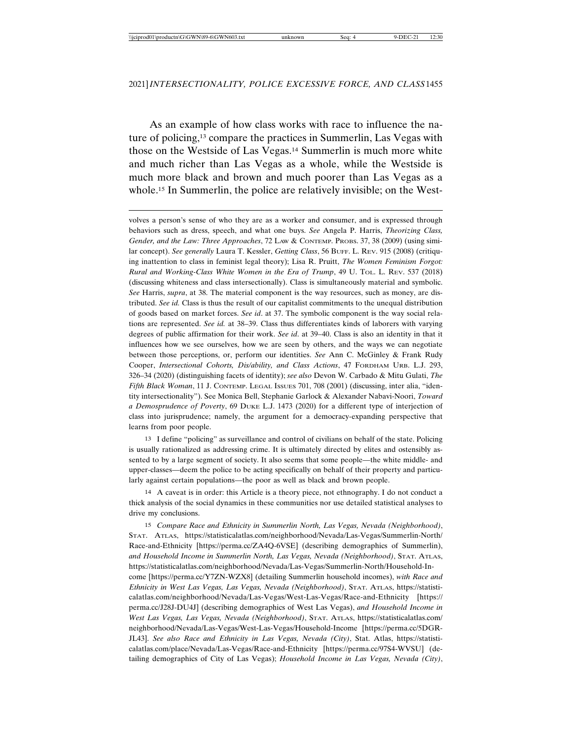As an example of how class works with race to influence the nature of policing,[13] compare the practices in Summerlin, Las Vegas with those on the Westside of Las Vegas.[14] Summerlin is much more white and much richer than Las Vegas as a whole, while the Westside is much more black and brown and much poorer than Las Vegas as a whole.[15] In Summerlin, the police are relatively invisible; on the West-

volves a person's sense of who they are as a worker and consumer, and is expressed through behaviors such as dress, speech, and what one buys. *See* Angela P. Harris, *Theorizing Class, Gender, and the Law: Three Approaches*, 72 LAW & CONTEMP. PROBS. 37, 38 (2009) (using similar concept). *See generally* Laura T. Kessler, *Getting Class*, 56 BUFF. L. REV. 915 (2008) (critiquing inattention to class in feminist legal theory); Lisa R. Pruitt, *The Women Feminism Forgot: Rural and Working-Class White Women in the Era of Trump*, 49 U. TOL. L. REV. 537 (2018) (discussing whiteness and class intersectionally). Class is simultaneously material and symbolic. *See* Harris, *supra*, at 38. The material component is the way resources, such as money, are distributed. *See id.* Class is thus the result of our capitalist commitments to the unequal distribution of goods based on market forces. *See id*. at 37. The symbolic component is the way social relations are represented. *See id.* at 38–39. Class thus differentiates kinds of laborers with varying degrees of public affirmation for their work. *See id*. at 39–40. Class is also an identity in that it influences how we see ourselves, how we are seen by others, and the ways we can negotiate between those perceptions, or, perform our identities. *See* Ann C. McGinley & Frank Rudy Cooper, *Intersectional Cohorts, Dis/ability, and Class Actions*, 47 FORDHAM URB. L.J. 293, 326–34 (2020) (distinguishing facets of identity); *see also* Devon W. Carbado & Mitu Gulati, *The Fifth Black Woman*, 11 J. CONTEMP. LEGAL ISSUES 701, 708 (2001) (discussing, inter alia, "identity intersectionality"). See Monica Bell, Stephanie Garlock & Alexander Nabavi-Noori, *Toward a Demosprudence of Poverty*, 69 DUKE L.J. 1473 (2020) for a different type of interjection of class into jurisprudence; namely, the argument for a democracy-expanding perspective that learns from poor people.

[13] I define "policing" as surveillance and control of civilians on behalf of the state. Policing is usually rationalized as addressing crime. It is ultimately directed by elites and ostensibly assented to by a large segment of society. It also seems that some people—the white middle- and upper-classes—deem the police to be acting specifically on behalf of their property and particularly against certain populations—the poor as well as black and brown people.

[14] A caveat is in order: this Article is a theory piece, not ethnography. I do not conduct a thick analysis of the social dynamics in these communities nor use detailed statistical analyses to drive my conclusions.

[15] *Compare Race and Ethnicity in Summerlin North, Las Vegas, Nevada (Neighborhood)*, STAT. ATLAS, https://statisticalatlas.com/neighborhood/Nevada/Las-Vegas/Summerlin-North/Race-and-Ethnicity [https://perma.cc/ZA4Q-6VSE] (describing demographics of Summerlin), *and Household Income in Summerlin North, Las Vegas, Nevada (Neighborhood)*, STAT. ATLAS, https://statisticalatlas.com/neighborhood/Nevada/Las-Vegas/Summerlin-North/Household-Income [https://perma.cc/Y7ZN-WZX8] (detailing Summerlin household incomes), *with Race and Ethnicity in West Las Vegas, Las Vegas, Nevada (Neighborhood)*, STAT. ATLAS, https://statisticalatlas.com/neighborhood/Nevada/Las-Vegas/West-Las-Vegas/Race-and-Ethnicity [https://perma.cc/J28J-DU4J] (describing demographics of West Las Vegas), *and Household Income in West Las Vegas, Las Vegas, Nevada (Neighborhood)*, STAT. ATLAS, https://statisticalatlas.com/neighborhood/Nevada/Las-Vegas/West-Las-Vegas/Household-Income [https://perma.cc/5DGR-JL43]. *See also Race and Ethnicity in Las Vegas, Nevada (City)*, Stat. Atlas, https://statisticalatlas.com/place/Nevada/Las-Vegas/Race-and-Ethnicity [https://perma.cc/97S4-WVSU] (detailing demographics of City of Las Vegas); *Household Income in Las Vegas, Nevada (City)*,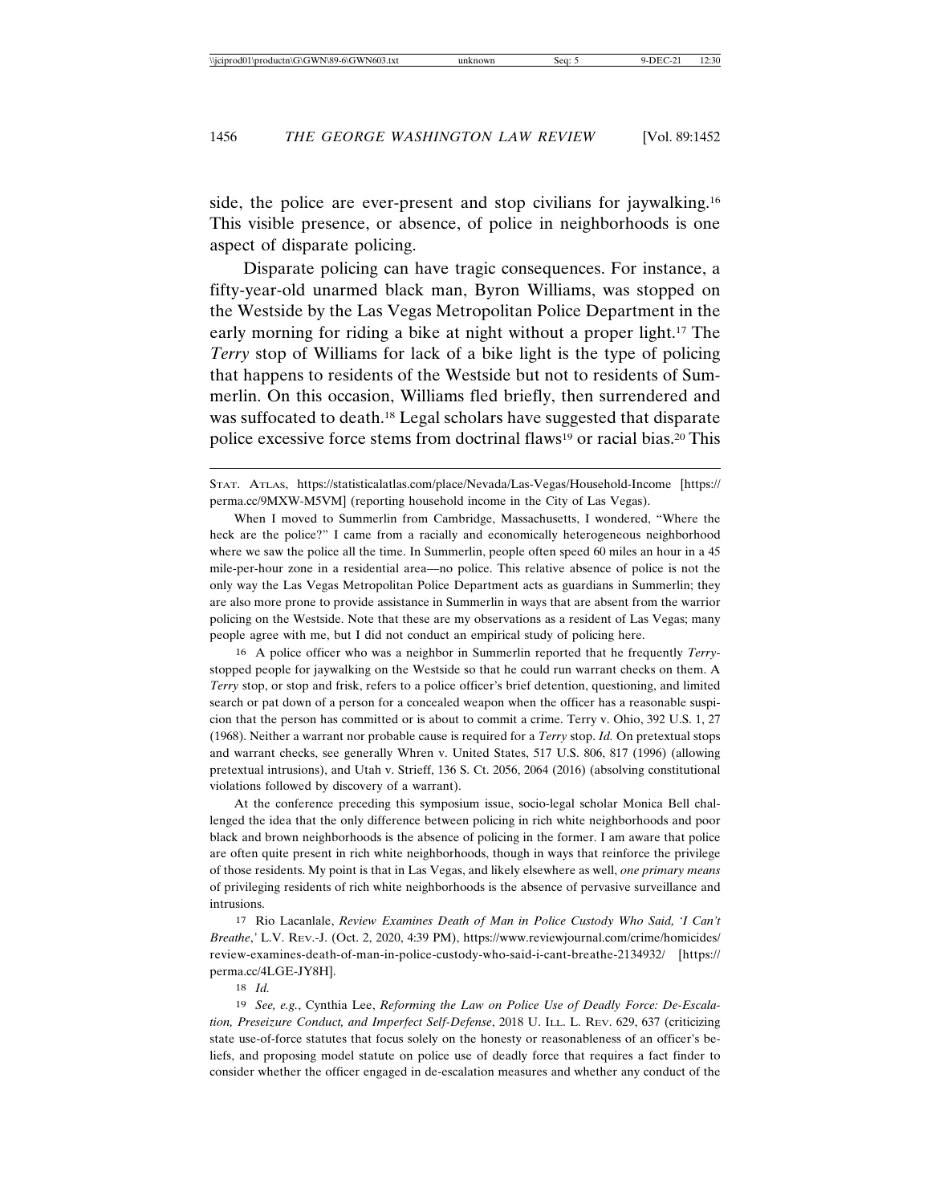side, the police are ever-present and stop civilians for jaywalking.[16] This visible presence, or absence, of police in neighborhoods is one aspect of disparate policing.

Disparate policing can have tragic consequences. For instance, a fifty-year-old unarmed black man, Byron Williams, was stopped on the Westside by the Las Vegas Metropolitan Police Department in the early morning for riding a bike at night without a proper light.[17] The *Terry* stop of Williams for lack of a bike light is the type of policing that happens to residents of the Westside but not to residents of Summerlin. On this occasion, Williams fled briefly, then surrendered and was suffocated to death.[18] Legal scholars have suggested that disparate police excessive force stems from doctrinal flaws[19] or racial bias.[20] This

---

STAT. ATLAS, https://statisticalatlas.com/place/Nevada/Las-Vegas/Household-Income [https://perma.cc/9MXW-M5VM] (reporting household income in the City of Las Vegas).

When I moved to Summerlin from Cambridge, Massachusetts, I wondered, "Where the heck are the police?" I came from a racially and economically heterogeneous neighborhood where we saw the police all the time. In Summerlin, people often speed 60 miles an hour in a 45 mile-per-hour zone in a residential area—no police. This relative absence of police is not the only way the Las Vegas Metropolitan Police Department acts as guardians in Summerlin; they are also more prone to provide assistance in Summerlin in ways that are absent from the warrior policing on the Westside. Note that these are my observations as a resident of Las Vegas; many people agree with me, but I did not conduct an empirical study of policing here.

16 A police officer who was a neighbor in Summerlin reported that he frequently *Terry*-stopped people for jaywalking on the Westside so that he could run warrant checks on them. A *Terry* stop, or stop and frisk, refers to a police officer's brief detention, questioning, and limited search or pat down of a person for a concealed weapon when the officer has a reasonable suspicion that the person has committed or is about to commit a crime. Terry v. Ohio, 392 U.S. 1, 27 (1968). Neither a warrant nor probable cause is required for a *Terry* stop. *Id.* On pretextual stops and warrant checks, see generally Whren v. United States, 517 U.S. 806, 817 (1996) (allowing pretextual intrusions), and Utah v. Strieff, 136 S. Ct. 2056, 2064 (2016) (absolving constitutional violations followed by discovery of a warrant).

At the conference preceding this symposium issue, socio-legal scholar Monica Bell challenged the idea that the only difference between policing in rich white neighborhoods and poor black and brown neighborhoods is the absence of policing in the former. I am aware that police are often quite present in rich white neighborhoods, though in ways that reinforce the privilege of those residents. My point is that in Las Vegas, and likely elsewhere as well, *one primary means* of privileging residents of rich white neighborhoods is the absence of pervasive surveillance and intrusions.

17 Rio Lacanlale, *Review Examines Death of Man in Police Custody Who Said, 'I Can't Breathe,'* L.V. REV.-J. (Oct. 2, 2020, 4:39 PM), https://www.reviewjournal.com/crime/homicides/review-examines-death-of-man-in-police-custody-who-said-i-cant-breathe-2134932/ [https://perma.cc/4LGE-JY8H].

18 *Id.*

19 *See, e.g.*, Cynthia Lee, *Reforming the Law on Police Use of Deadly Force: De-Escalation, Preseizure Conduct, and Imperfect Self-Defense*, 2018 U. ILL. L. REV. 629, 637 (criticizing state use-of-force statutes that focus solely on the honesty or reasonableness of an officer's beliefs, and proposing model statute on police use of deadly force that requires a fact finder to consider whether the officer engaged in de-escalation measures and whether any conduct of the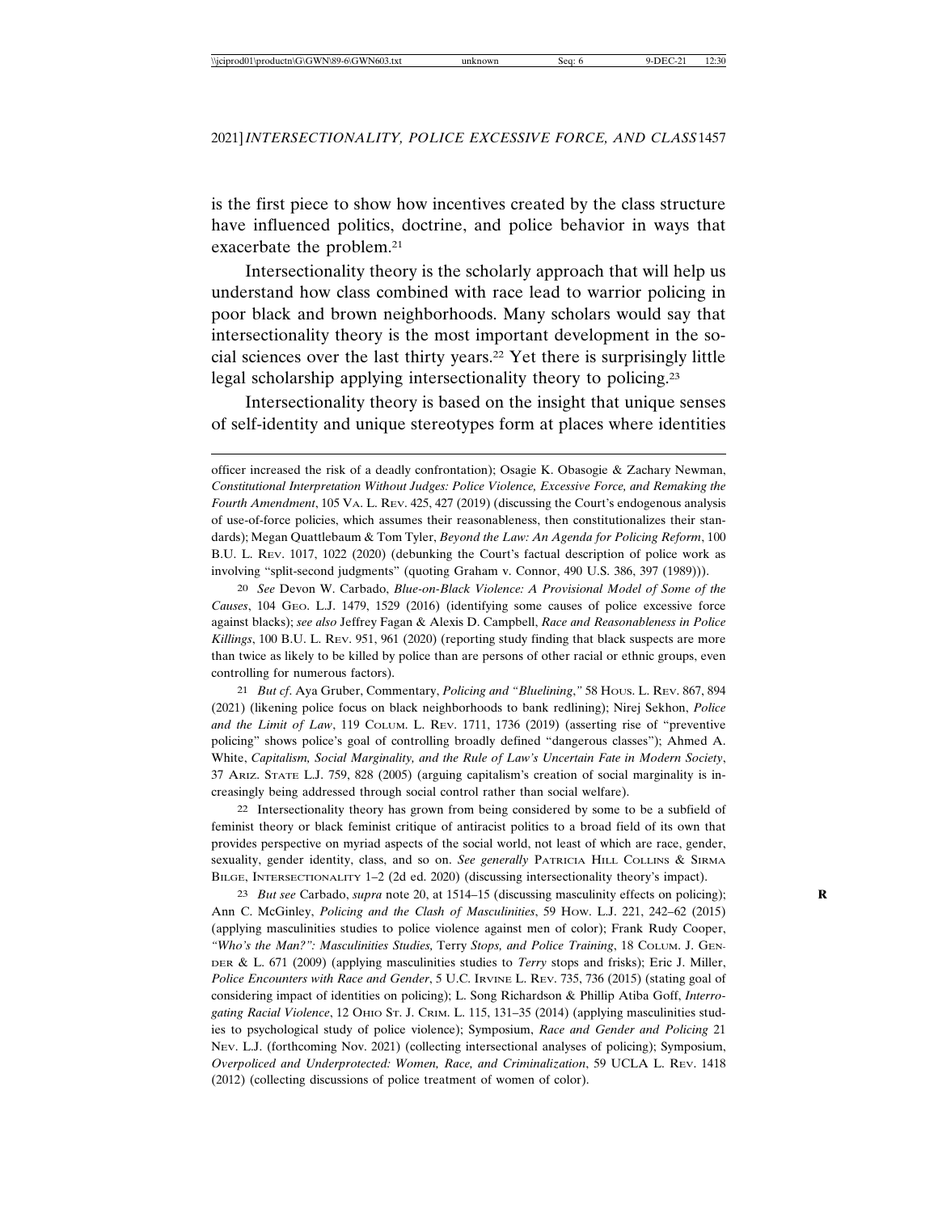is the first piece to show how incentives created by the class structure have influenced politics, doctrine, and police behavior in ways that exacerbate the problem.[21]

Intersectionality theory is the scholarly approach that will help us understand how class combined with race lead to warrior policing in poor black and brown neighborhoods. Many scholars would say that intersectionality theory is the most important development in the social sciences over the last thirty years.[22] Yet there is surprisingly little legal scholarship applying intersectionality theory to policing.[23]

Intersectionality theory is based on the insight that unique senses of self-identity and unique stereotypes form at places where identities

---

officer increased the risk of a deadly confrontation); Osagie K. Obasogie & Zachary Newman, *Constitutional Interpretation Without Judges: Police Violence, Excessive Force, and Remaking the Fourth Amendment*, 105 VA. L. REV. 425, 427 (2019) (discussing the Court's endogenous analysis of use-of-force policies, which assumes their reasonableness, then constitutionalizes their standards); Megan Quattlebaum & Tom Tyler, *Beyond the Law: An Agenda for Policing Reform*, 100 B.U. L. REV. 1017, 1022 (2020) (debunking the Court's factual description of police work as involving "split-second judgments" (quoting Graham v. Connor, 490 U.S. 386, 397 (1989))).

20 *See* Devon W. Carbado, *Blue-on-Black Violence: A Provisional Model of Some of the Causes*, 104 GEO. L.J. 1479, 1529 (2016) (identifying some causes of police excessive force against blacks); *see also* Jeffrey Fagan & Alexis D. Campbell, *Race and Reasonableness in Police Killings*, 100 B.U. L. REV. 951, 961 (2020) (reporting study finding that black suspects are more than twice as likely to be killed by police than are persons of other racial or ethnic groups, even controlling for numerous factors).

21 *But cf*. Aya Gruber, Commentary, *Policing and "Bluelining*,*"* 58 HOUS. L. REV. 867, 894 (2021) (likening police focus on black neighborhoods to bank redlining); Nirej Sekhon, *Police and the Limit of Law*, 119 COLUM. L. REV. 1711, 1736 (2019) (asserting rise of "preventive policing" shows police's goal of controlling broadly defined "dangerous classes"); Ahmed A. White, *Capitalism, Social Marginality, and the Rule of Law's Uncertain Fate in Modern Society*, 37 ARIZ. STATE L.J. 759, 828 (2005) (arguing capitalism's creation of social marginality is increasingly being addressed through social control rather than social welfare).

22 Intersectionality theory has grown from being considered by some to be a subfield of feminist theory or black feminist critique of antiracist politics to a broad field of its own that provides perspective on myriad aspects of the social world, not least of which are race, gender, sexuality, gender identity, class, and so on. *See generally* PATRICIA HILL COLLINS & SIRMA BILGE, INTERSECTIONALITY 1–2 (2d ed. 2020) (discussing intersectionality theory's impact).

23 *But see* Carbado, *supra* note 20, at 1514–15 (discussing masculinity effects on policing); Ann C. McGinley, *Policing and the Clash of Masculinities*, 59 HOW. L.J. 221, 242–62 (2015) (applying masculinities studies to police violence against men of color); Frank Rudy Cooper, *"Who's the Man?": Masculinities Studies,* Terry *Stops, and Police Training*, 18 COLUM. J. GENDER & L. 671 (2009) (applying masculinities studies to *Terry* stops and frisks); Eric J. Miller, *Police Encounters with Race and Gender*, 5 U.C. IRVINE L. REV. 735, 736 (2015) (stating goal of considering impact of identities on policing); L. Song Richardson & Phillip Atiba Goff, *Interrogating Racial Violence*, 12 OHIO ST. J. CRIM. L. 115, 131–35 (2014) (applying masculinities studies to psychological study of police violence); Symposium, *Race and Gender and Policing* 21 NEV. L.J. (forthcoming Nov. 2021) (collecting intersectional analyses of policing); Symposium, *Overpoliced and Underprotected: Women, Race, and Criminalization*, 59 UCLA L. REV. 1418 (2012) (collecting discussions of police treatment of women of color).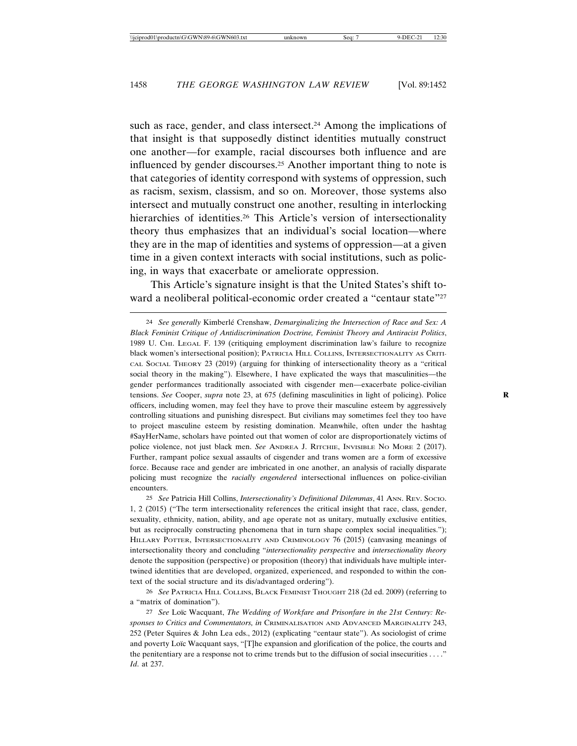such as race, gender, and class intersect.[24] Among the implications of that insight is that supposedly distinct identities mutually construct one another—for example, racial discourses both influence and are influenced by gender discourses.[25] Another important thing to note is that categories of identity correspond with systems of oppression, such as racism, sexism, classism, and so on. Moreover, those systems also intersect and mutually construct one another, resulting in interlocking hierarchies of identities.[26] This Article's version of intersectionality theory thus emphasizes that an individual's social location—where they are in the map of identities and systems of oppression—at a given time in a given context interacts with social institutions, such as policing, in ways that exacerbate or ameliorate oppression.

This Article's signature insight is that the United States's shift toward a neoliberal political-economic order created a "centaur state"[27]

---

24 *See generally* Kimberlé Crenshaw, *Demarginalizing the Intersection of Race and Sex: A Black Feminist Critique of Antidiscrimination Doctrine, Feminist Theory and Antiracist Politics*, 1989 U. CHI. LEGAL F. 139 (critiquing employment discrimination law's failure to recognize black women's intersectional position); PATRICIA HILL COLLINS, INTERSECTIONALITY AS CRITICAL SOCIAL THEORY 23 (2019) (arguing for thinking of intersectionality theory as a "critical social theory in the making"). Elsewhere, I have explicated the ways that masculinities—the gender performances traditionally associated with cisgender men—exacerbate police-civilian tensions. *See* Cooper, *supra* note 23, at 675 (defining masculinities in light of policing). Police officers, including women, may feel they have to prove their masculine esteem by aggressively controlling situations and punishing disrespect. But civilians may sometimes feel they too have to project masculine esteem by resisting domination. Meanwhile, often under the hashtag #SayHerName, scholars have pointed out that women of color are disproportionately victims of police violence, not just black men. *See* ANDREA J. RITCHIE, INVISIBLE NO MORE 2 (2017). Further, rampant police sexual assaults of cisgender and trans women are a form of excessive force. Because race and gender are imbricated in one another, an analysis of racially disparate policing must recognize the *racially engendered* intersectional influences on police-civilian encounters.

25 *See* Patricia Hill Collins, *Intersectionality's Definitional Dilemmas*, 41 ANN. REV. SOCIO. 1, 2 (2015) ("The term intersectionality references the critical insight that race, class, gender, sexuality, ethnicity, nation, ability, and age operate not as unitary, mutually exclusive entities, but as reciprocally constructing phenomena that in turn shape complex social inequalities."); HILLARY POTTER, INTERSECTIONALITY AND CRIMINOLOGY 76 (2015) (canvasing meanings of intersectionality theory and concluding "*intersectionality perspective* and *intersectionality theory* denote the supposition (perspective) or proposition (theory) that individuals have multiple intertwined identities that are developed, organized, experienced, and responded to within the context of the social structure and its dis/advantaged ordering").

26 *See* PATRICIA HILL COLLINS, BLACK FEMINIST THOUGHT 218 (2d ed. 2009) (referring to a "matrix of domination").

27 *See* Loïc Wacquant, *The Wedding of Workfare and Prisonfare in the 21st Century: Responses to Critics and Commentators, in* CRIMINALISATION AND ADVANCED MARGINALITY 243, 252 (Peter Squires & John Lea eds., 2012) (explicating "centaur state"). As sociologist of crime and poverty Loïc Wacquant says, "[T]he expansion and glorification of the police, the courts and the penitentiary are a response not to crime trends but to the diffusion of social insecurities . . . ." *Id.* at 237.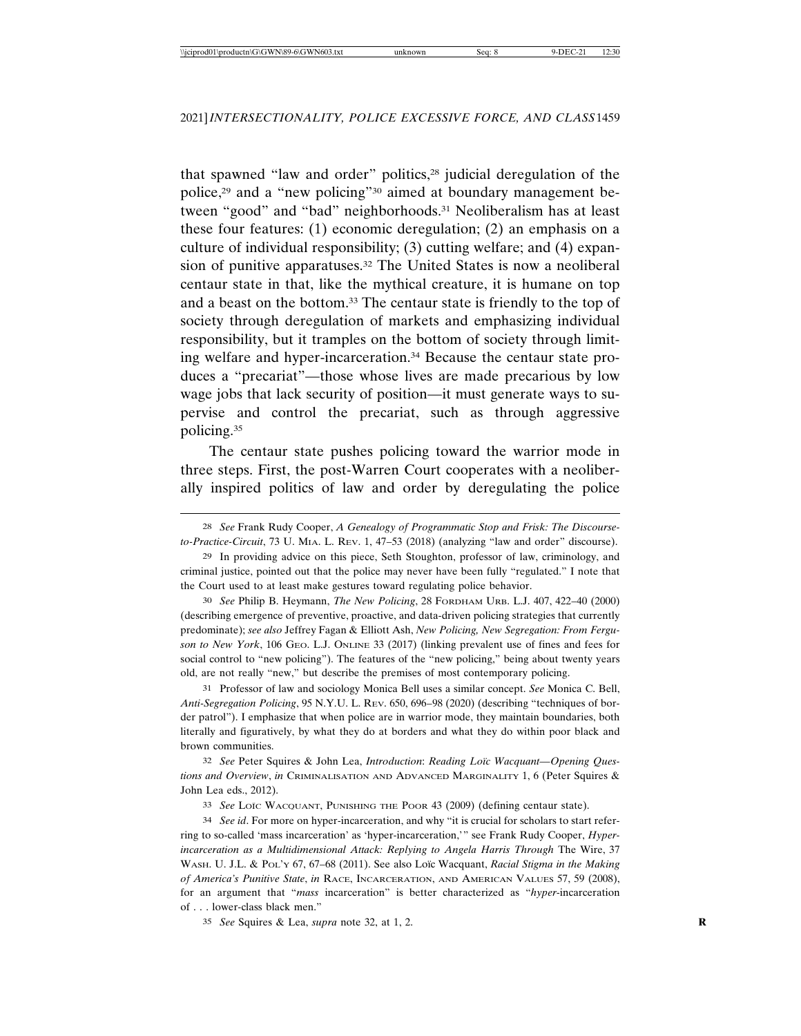that spawned "law and order" politics,[28] judicial deregulation of the police,[29] and a "new policing"[30] aimed at boundary management between "good" and "bad" neighborhoods.[31] Neoliberalism has at least these four features: (1) economic deregulation; (2) an emphasis on a culture of individual responsibility; (3) cutting welfare; and (4) expansion of punitive apparatuses.[32] The United States is now a neoliberal centaur state in that, like the mythical creature, it is humane on top and a beast on the bottom.[33] The centaur state is friendly to the top of society through deregulation of markets and emphasizing individual responsibility, but it tramples on the bottom of society through limiting welfare and hyper-incarceration.[34] Because the centaur state produces a "precariat"—those whose lives are made precarious by low wage jobs that lack security of position—it must generate ways to supervise and control the precariat, such as through aggressive policing.[35]

The centaur state pushes policing toward the warrior mode in three steps. First, the post-Warren Court cooperates with a neoliberally inspired politics of law and order by deregulating the police

---

28 *See* Frank Rudy Cooper, *A Genealogy of Programmatic Stop and Frisk: The Discourse-to-Practice-Circuit*, 73 U. MIA. L. REV. 1, 47–53 (2018) (analyzing "law and order" discourse).

29 In providing advice on this piece, Seth Stoughton, professor of law, criminology, and criminal justice, pointed out that the police may never have been fully "regulated." I note that the Court used to at least make gestures toward regulating police behavior.

30 *See* Philip B. Heymann, *The New Policing*, 28 FORDHAM URB. L.J. 407, 422–40 (2000) (describing emergence of preventive, proactive, and data-driven policing strategies that currently predominate); *see also* Jeffrey Fagan & Elliott Ash, *New Policing, New Segregation: From Ferguson to New York*, 106 GEO. L.J. ONLINE 33 (2017) (linking prevalent use of fines and fees for social control to "new policing"). The features of the "new policing," being about twenty years old, are not really "new," but describe the premises of most contemporary policing.

31 Professor of law and sociology Monica Bell uses a similar concept. *See* Monica C. Bell, *Anti-Segregation Policing*, 95 N.Y.U. L. REV. 650, 696–98 (2020) (describing "techniques of border patrol"). I emphasize that when police are in warrior mode, they maintain boundaries, both literally and figuratively, by what they do at borders and what they do within poor black and brown communities.

32 *See* Peter Squires & John Lea, *Introduction*: *Reading Loïc Wacquant—Opening Questions and Overview*, *in* CRIMINALISATION AND ADVANCED MARGINALITY 1, 6 (Peter Squires & John Lea eds., 2012).

33 *See* LOÏC WACQUANT, PUNISHING THE POOR 43 (2009) (defining centaur state).

34 *See id*. For more on hyper-incarceration, and why "it is crucial for scholars to start referring to so-called 'mass incarceration' as 'hyper-incarceration,'" see Frank Rudy Cooper, *Hyper-incarceration as a Multidimensional Attack: Replying to Angela Harris Through* The Wire, 37 WASH. U. J.L. & POL'Y 67, 67–68 (2011). See also Loïc Wacquant, *Racial Stigma in the Making of America's Punitive State*, *in* RACE, INCARCERATION, AND AMERICAN VALUES 57, 59 (2008), for an argument that "*mass* incarceration" is better characterized as "*hyper*-incarceration of . . . lower-class black men."

35 *See* Squires & Lea, *supra* note 32, at 1, 2.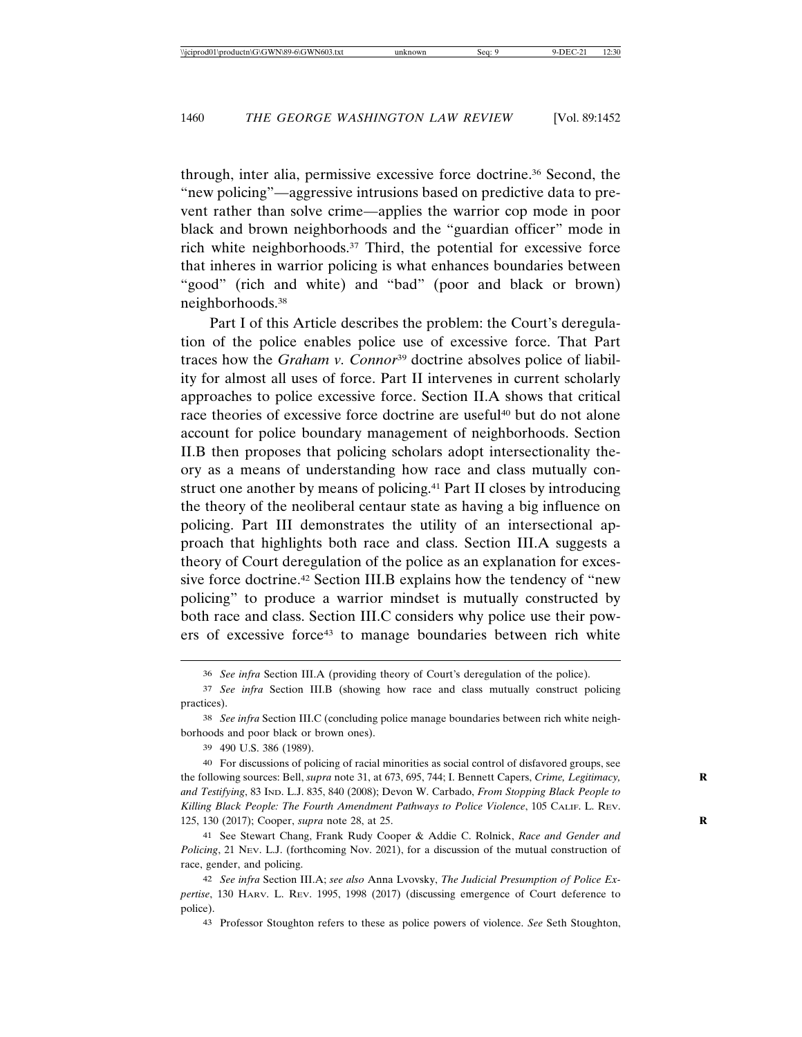through, inter alia, permissive excessive force doctrine.[36] Second, the "new policing"—aggressive intrusions based on predictive data to prevent rather than solve crime—applies the warrior cop mode in poor black and brown neighborhoods and the "guardian officer" mode in rich white neighborhoods.[37] Third, the potential for excessive force that inheres in warrior policing is what enhances boundaries between "good" (rich and white) and "bad" (poor and black or brown) neighborhoods.[38]

Part I of this Article describes the problem: the Court's deregulation of the police enables police use of excessive force. That Part traces how the *Graham v. Connor*[39] doctrine absolves police of liability for almost all uses of force. Part II intervenes in current scholarly approaches to police excessive force. Section II.A shows that critical race theories of excessive force doctrine are useful[40] but do not alone account for police boundary management of neighborhoods. Section II.B then proposes that policing scholars adopt intersectionality theory as a means of understanding how race and class mutually construct one another by means of policing.[41] Part II closes by introducing the theory of the neoliberal centaur state as having a big influence on policing. Part III demonstrates the utility of an intersectional approach that highlights both race and class. Section III.A suggests a theory of Court deregulation of the police as an explanation for excessive force doctrine.[42] Section III.B explains how the tendency of "new policing" to produce a warrior mindset is mutually constructed by both race and class. Section III.C considers why police use their powers of excessive force[43] to manage boundaries between rich white

---

36 *See infra* Section III.A (providing theory of Court's deregulation of the police).

37 *See infra* Section III.B (showing how race and class mutually construct policing practices).

38 *See infra* Section III.C (concluding police manage boundaries between rich white neighborhoods and poor black or brown ones).

39 490 U.S. 386 (1989).

40 For discussions of policing of racial minorities as social control of disfavored groups, see the following sources: Bell, *supra* note 31, at 673, 695, 744; I. Bennett Capers, *Crime, Legitimacy, and Testifying*, 83 IND. L.J. 835, 840 (2008); Devon W. Carbado, *From Stopping Black People to Killing Black People: The Fourth Amendment Pathways to Police Violence*, 105 CALIF. L. REV. 125, 130 (2017); Cooper, *supra* note 28, at 25.

41 See Stewart Chang, Frank Rudy Cooper & Addie C. Rolnick, *Race and Gender and Policing*, 21 NEV. L.J. (forthcoming Nov. 2021), for a discussion of the mutual construction of race, gender, and policing.

42 *See infra* Section III.A; *see also* Anna Lvovsky, *The Judicial Presumption of Police Expertise*, 130 HARV. L. REV. 1995, 1998 (2017) (discussing emergence of Court deference to police).

43 Professor Stoughton refers to these as police powers of violence. *See* Seth Stoughton,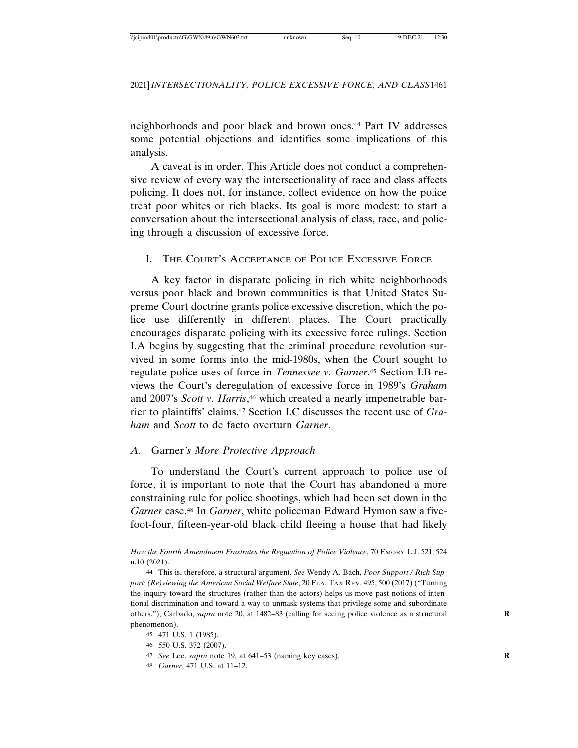neighborhoods and poor black and brown ones.[44] Part IV addresses some potential objections and identifies some implications of this analysis.

A caveat is in order. This Article does not conduct a comprehensive review of every way the intersectionality of race and class affects policing. It does not, for instance, collect evidence on how the police treat poor whites or rich blacks. Its goal is more modest: to start a conversation about the intersectional analysis of class, race, and policing through a discussion of excessive force.

## I. The Court's Acceptance of Police Excessive Force

A key factor in disparate policing in rich white neighborhoods versus poor black and brown communities is that United States Supreme Court doctrine grants police excessive discretion, which the police use differently in different places. The Court practically encourages disparate policing with its excessive force rulings. Section I.A begins by suggesting that the criminal procedure revolution survived in some forms into the mid-1980s, when the Court sought to regulate police uses of force in *Tennessee v. Garner*.[45] Section I.B reviews the Court's deregulation of excessive force in 1989's *Graham* and 2007's *Scott v. Harris*,[46] which created a nearly impenetrable barrier to plaintiffs' claims.[47] Section I.C discusses the recent use of *Graham* and *Scott* to de facto overturn *Garner*.

### *A.* Garner*'s More Protective Approach*

To understand the Court's current approach to police use of force, it is important to note that the Court has abandoned a more constraining rule for police shootings, which had been set down in the *Garner* case.[48] In *Garner*, white policeman Edward Hymon saw a five-foot-four, fifteen-year-old black child fleeing a house that had likely

---

*How the Fourth Amendment Frustrates the Regulation of Police Violence*, 70 Emory L.J. 521, 524 n.10 (2021).

44 This is, therefore, a structural argument. *See* Wendy A. Bach, *Poor Support / Rich Support: (Re)viewing the American Social Welfare State*, 20 Fla. Tax Rev. 495, 500 (2017) ("Turning the inquiry toward the structures (rather than the actors) helps us move past notions of intentional discrimination and toward a way to unmask systems that privilege some and subordinate others."); Carbado, *supra* note 20, at 1482–83 (calling for seeing police violence as a structural phenomenon).

45 471 U.S. 1 (1985).

46 550 U.S. 372 (2007).

47 *See* Lee, *supra* note 19, at 641–53 (naming key cases).

48 *Garner*, 471 U.S. at 11–12.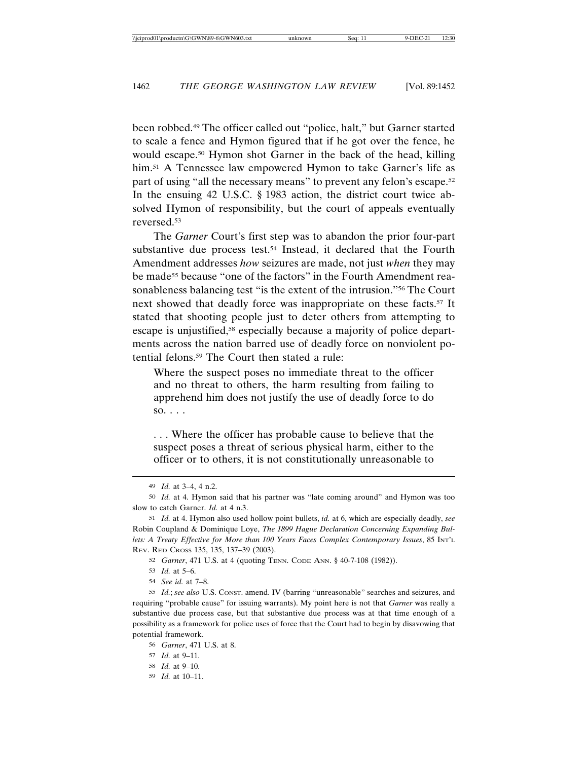been robbed.[49] The officer called out "police, halt," but Garner started to scale a fence and Hymon figured that if he got over the fence, he would escape.[50] Hymon shot Garner in the back of the head, killing him.[51] A Tennessee law empowered Hymon to take Garner's life as part of using "all the necessary means" to prevent any felon's escape.[52] In the ensuing 42 U.S.C. § 1983 action, the district court twice absolved Hymon of responsibility, but the court of appeals eventually reversed.[53]

The *Garner* Court's first step was to abandon the prior four-part substantive due process test.[54] Instead, it declared that the Fourth Amendment addresses *how* seizures are made, not just *when* they may be made[55] because "one of the factors" in the Fourth Amendment reasonableness balancing test "is the extent of the intrusion."[56] The Court next showed that deadly force was inappropriate on these facts.[57] It stated that shooting people just to deter others from attempting to escape is unjustified,[58] especially because a majority of police departments across the nation barred use of deadly force on nonviolent potential felons.[59] The Court then stated a rule:

> Where the suspect poses no immediate threat to the officer and no threat to others, the harm resulting from failing to apprehend him does not justify the use of deadly force to do so. . . .
>
> . . . Where the officer has probable cause to believe that the suspect poses a threat of serious physical harm, either to the officer or to others, it is not constitutionally unreasonable to

---

49 *Id.* at 3–4, 4 n.2.

50 *Id.* at 4. Hymon said that his partner was "late coming around" and Hymon was too slow to catch Garner. *Id.* at 4 n.3.

51 *Id.* at 4. Hymon also used hollow point bullets, *id.* at 6, which are especially deadly, *see* Robin Coupland & Dominique Loye, *The 1899 Hague Declaration Concerning Expanding Bullets: A Treaty Effective for More than 100 Years Faces Complex Contemporary Issues*, 85 INT'L REV. RED CROSS 135, 135, 137–39 (2003).

52 *Garner*, 471 U.S. at 4 (quoting TENN. CODE ANN. § 40-7-108 (1982)).

53 *Id.* at 5–6.

54 *See id.* at 7–8.

55 *Id.*; *see also* U.S. CONST. amend. IV (barring "unreasonable" searches and seizures, and requiring "probable cause" for issuing warrants). My point here is not that *Garner* was really a substantive due process case, but that substantive due process was at that time enough of a possibility as a framework for police uses of force that the Court had to begin by disavowing that potential framework.

56 *Garner*, 471 U.S. at 8.

57 *Id.* at 9–11.

58 *Id.* at 9–10.

59 *Id.* at 10–11.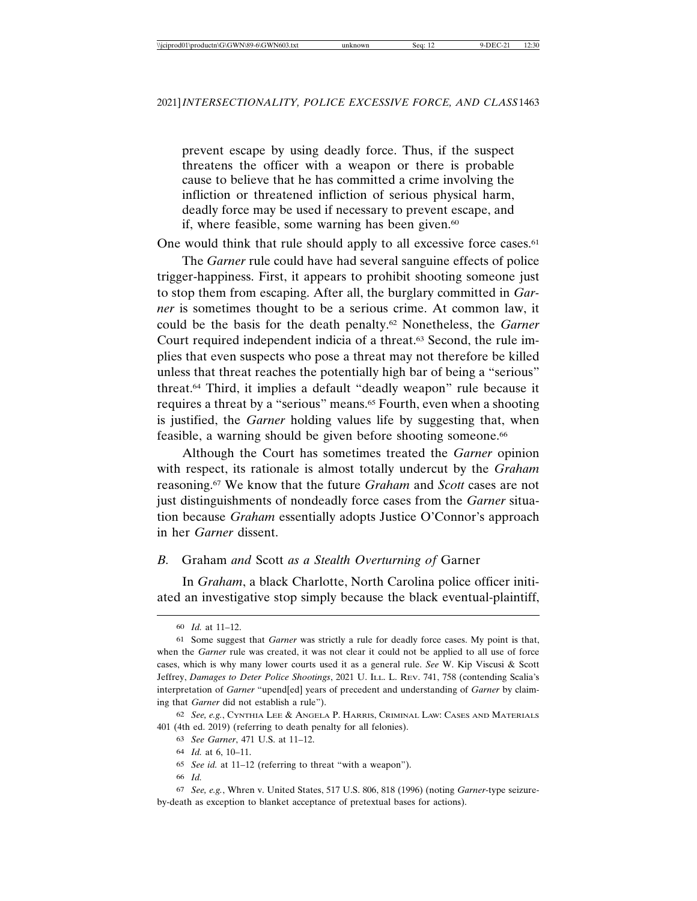> prevent escape by using deadly force. Thus, if the suspect threatens the officer with a weapon or there is probable cause to believe that he has committed a crime involving the infliction or threatened infliction of serious physical harm, deadly force may be used if necessary to prevent escape, and if, where feasible, some warning has been given.[60]

One would think that rule should apply to all excessive force cases.[61]

The *Garner* rule could have had several sanguine effects of police trigger-happiness. First, it appears to prohibit shooting someone just to stop them from escaping. After all, the burglary committed in *Garner* is sometimes thought to be a serious crime. At common law, it could be the basis for the death penalty.[62] Nonetheless, the *Garner* Court required independent indicia of a threat.[63] Second, the rule implies that even suspects who pose a threat may not therefore be killed unless that threat reaches the potentially high bar of being a "serious" threat.[64] Third, it implies a default "deadly weapon" rule because it requires a threat by a "serious" means.[65] Fourth, even when a shooting is justified, the *Garner* holding values life by suggesting that, when feasible, a warning should be given before shooting someone.[66]

Although the Court has sometimes treated the *Garner* opinion with respect, its rationale is almost totally undercut by the *Graham* reasoning.[67] We know that the future *Graham* and *Scott* cases are not just distinguishments of nondeadly force cases from the *Garner* situation because *Graham* essentially adopts Justice O'Connor's approach in her *Garner* dissent.

### *B.* Graham *and* Scott *as a Stealth Overturning of* Garner

In *Graham*, a black Charlotte, North Carolina police officer initiated an investigative stop simply because the black eventual-plaintiff,

---

60 *Id.* at 11–12.

61 Some suggest that *Garner* was strictly a rule for deadly force cases. My point is that, when the *Garner* rule was created, it was not clear it could not be applied to all use of force cases, which is why many lower courts used it as a general rule. *See* W. Kip Viscusi & Scott Jeffrey, *Damages to Deter Police Shootings*, 2021 U. ILL. L. REV. 741, 758 (contending Scalia's interpretation of *Garner* "upend[ed] years of precedent and understanding of *Garner* by claiming that *Garner* did not establish a rule").

62 *See, e.g.*, CYNTHIA LEE & ANGELA P. HARRIS, CRIMINAL LAW: CASES AND MATERIALS 401 (4th ed. 2019) (referring to death penalty for all felonies).

63 *See Garner*, 471 U.S. at 11–12.

64 *Id.* at 6, 10–11.

65 *See id.* at 11–12 (referring to threat "with a weapon").

66 *Id.*

67 *See, e.g.*, Whren v. United States, 517 U.S. 806, 818 (1996) (noting *Garner*-type seizure-by-death as exception to blanket acceptance of pretextual bases for actions).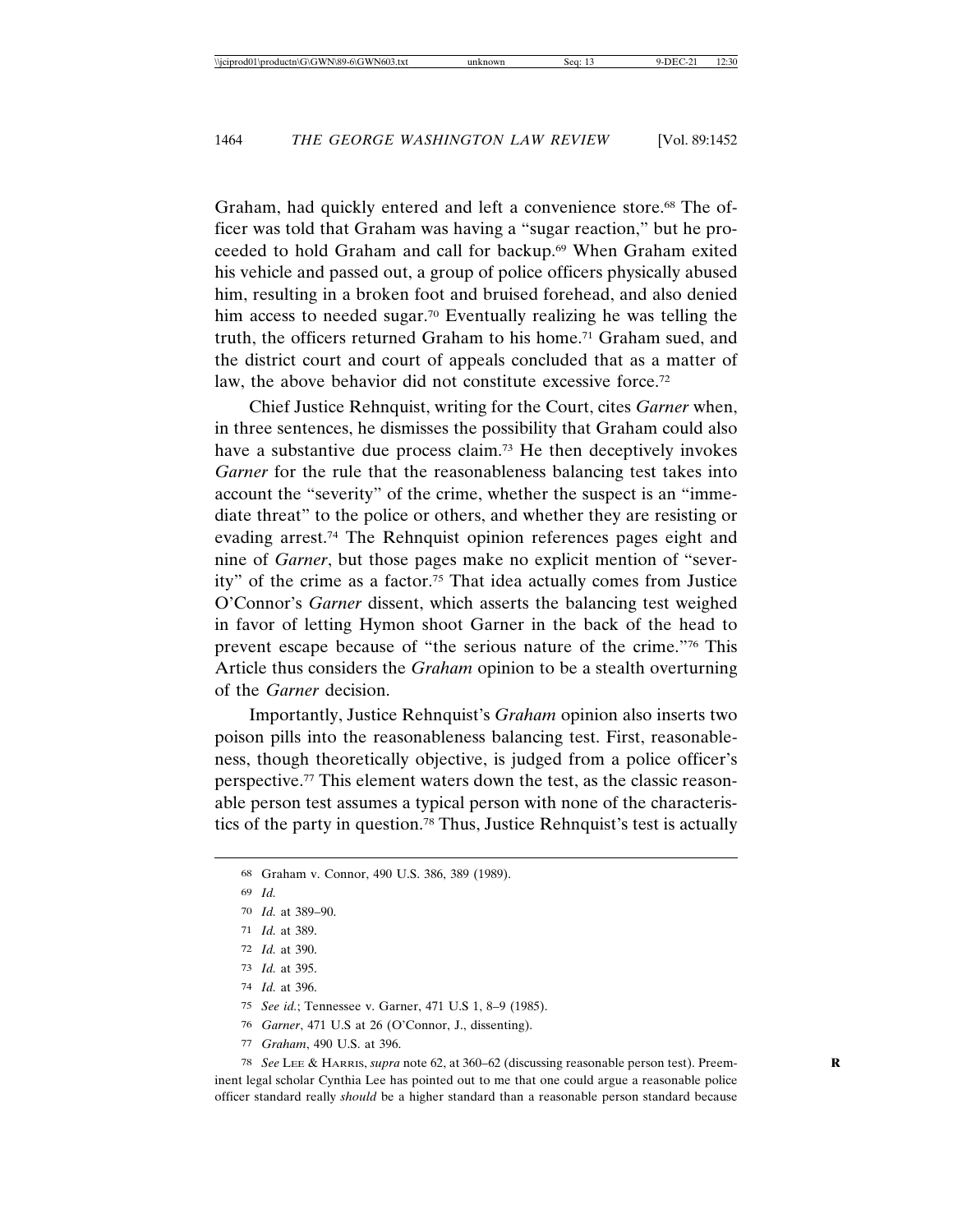Graham, had quickly entered and left a convenience store.[68] The officer was told that Graham was having a "sugar reaction," but he proceeded to hold Graham and call for backup.[69] When Graham exited his vehicle and passed out, a group of police officers physically abused him, resulting in a broken foot and bruised forehead, and also denied him access to needed sugar.[70] Eventually realizing he was telling the truth, the officers returned Graham to his home.[71] Graham sued, and the district court and court of appeals concluded that as a matter of law, the above behavior did not constitute excessive force.[72]

Chief Justice Rehnquist, writing for the Court, cites *Garner* when, in three sentences, he dismisses the possibility that Graham could also have a substantive due process claim.[73] He then deceptively invokes *Garner* for the rule that the reasonableness balancing test takes into account the "severity" of the crime, whether the suspect is an "immediate threat" to the police or others, and whether they are resisting or evading arrest.[74] The Rehnquist opinion references pages eight and nine of *Garner*, but those pages make no explicit mention of "severity" of the crime as a factor.[75] That idea actually comes from Justice O'Connor's *Garner* dissent, which asserts the balancing test weighed in favor of letting Hymon shoot Garner in the back of the head to prevent escape because of "the serious nature of the crime."[76] This Article thus considers the *Graham* opinion to be a stealth overturning of the *Garner* decision.

Importantly, Justice Rehnquist's *Graham* opinion also inserts two poison pills into the reasonableness balancing test. First, reasonableness, though theoretically objective, is judged from a police officer's perspective.[77] This element waters down the test, as the classic reasonable person test assumes a typical person with none of the characteristics of the party in question.[78] Thus, Justice Rehnquist's test is actually

---

68 Graham v. Connor, 490 U.S. 386, 389 (1989).

69 *Id.*

70 *Id.* at 389–90.

71 *Id.* at 389.

72 *Id.* at 390.

73 *Id.* at 395.

74 *Id.* at 396.

75 *See id.*; Tennessee v. Garner, 471 U.S 1, 8–9 (1985).

76 *Garner*, 471 U.S at 26 (O'Connor, J., dissenting).

77 *Graham*, 490 U.S. at 396.

78 *See* LEE & HARRIS, *supra* note 62, at 360–62 (discussing reasonable person test). Preeminent legal scholar Cynthia Lee has pointed out to me that one could argue a reasonable police officer standard really *should* be a higher standard than a reasonable person standard because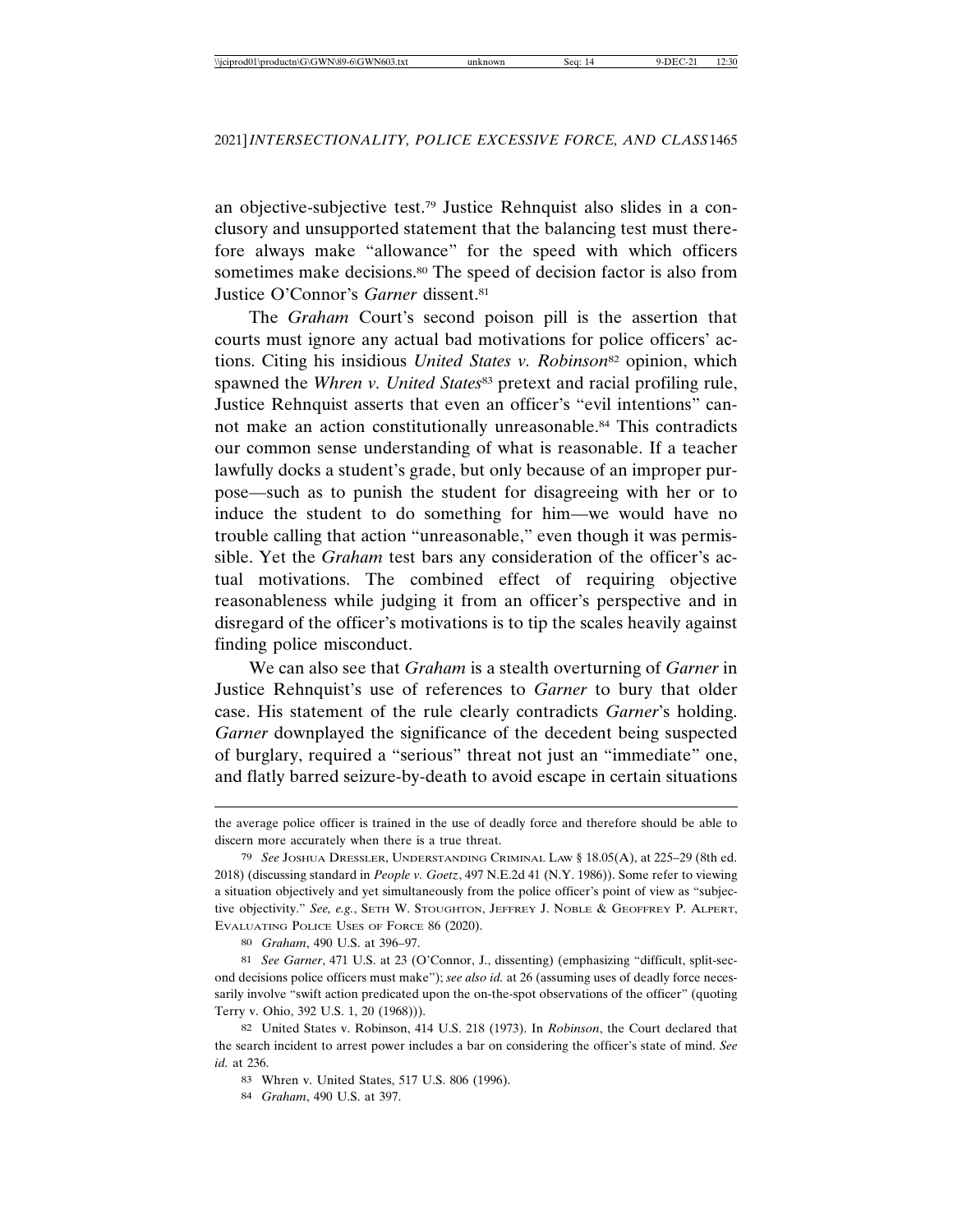an objective-subjective test.[79] Justice Rehnquist also slides in a conclusory and unsupported statement that the balancing test must therefore always make "allowance" for the speed with which officers sometimes make decisions.[80] The speed of decision factor is also from Justice O'Connor's *Garner* dissent.[81]

The *Graham* Court's second poison pill is the assertion that courts must ignore any actual bad motivations for police officers' actions. Citing his insidious *United States v. Robinson*[82] opinion, which spawned the *Whren v. United States*[83] pretext and racial profiling rule, Justice Rehnquist asserts that even an officer's "evil intentions" cannot make an action constitutionally unreasonable.[84] This contradicts our common sense understanding of what is reasonable. If a teacher lawfully docks a student's grade, but only because of an improper purpose—such as to punish the student for disagreeing with her or to induce the student to do something for him—we would have no trouble calling that action "unreasonable," even though it was permissible. Yet the *Graham* test bars any consideration of the officer's actual motivations. The combined effect of requiring objective reasonableness while judging it from an officer's perspective and in disregard of the officer's motivations is to tip the scales heavily against finding police misconduct.

We can also see that *Graham* is a stealth overturning of *Garner* in Justice Rehnquist's use of references to *Garner* to bury that older case. His statement of the rule clearly contradicts *Garner*'s holding. *Garner* downplayed the significance of the decedent being suspected of burglary, required a "serious" threat not just an "immediate" one, and flatly barred seizure-by-death to avoid escape in certain situations

---

the average police officer is trained in the use of deadly force and therefore should be able to discern more accurately when there is a true threat.

79 *See* Joshua Dressler, Understanding Criminal Law § 18.05(A), at 225–29 (8th ed. 2018) (discussing standard in *People v. Goetz*, 497 N.E.2d 41 (N.Y. 1986)). Some refer to viewing a situation objectively and yet simultaneously from the police officer's point of view as "subjective objectivity." *See, e.g.*, Seth W. Stoughton, Jeffrey J. Noble & Geoffrey P. Alpert, Evaluating Police Uses of Force 86 (2020).

80 *Graham*, 490 U.S. at 396–97.

81 *See Garner*, 471 U.S. at 23 (O'Connor, J., dissenting) (emphasizing "difficult, split-second decisions police officers must make"); *see also id.* at 26 (assuming uses of deadly force necessarily involve "swift action predicated upon the on-the-spot observations of the officer" (quoting Terry v. Ohio, 392 U.S. 1, 20 (1968))).

82 United States v. Robinson, 414 U.S. 218 (1973). In *Robinson*, the Court declared that the search incident to arrest power includes a bar on considering the officer's state of mind. *See id.* at 236.

83 Whren v. United States, 517 U.S. 806 (1996).

84 *Graham*, 490 U.S. at 397.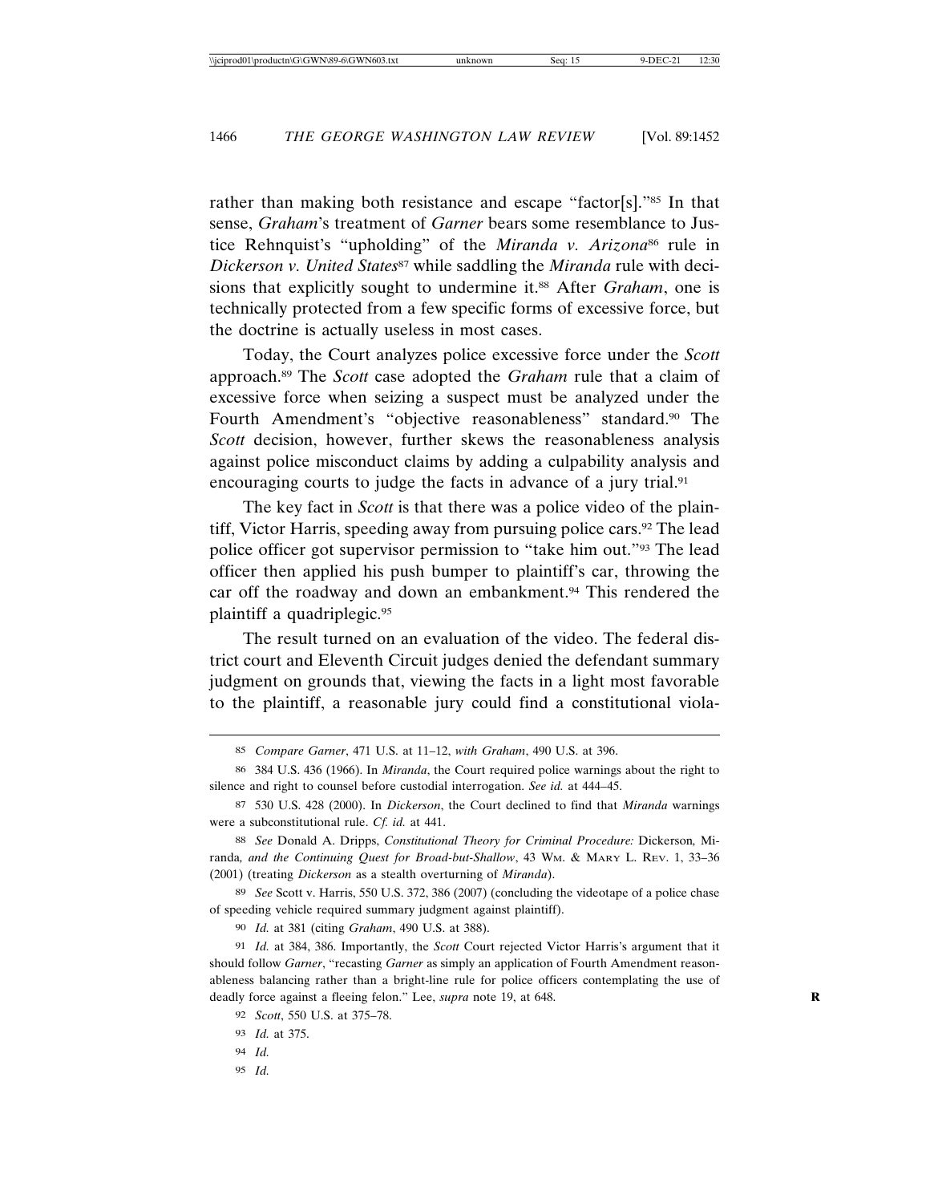rather than making both resistance and escape "factor[s]."[85] In that sense, *Graham*'s treatment of *Garner* bears some resemblance to Justice Rehnquist's "upholding" of the *Miranda v. Arizona*[86] rule in *Dickerson v. United States*[87] while saddling the *Miranda* rule with decisions that explicitly sought to undermine it.[88] After *Graham*, one is technically protected from a few specific forms of excessive force, but the doctrine is actually useless in most cases.

Today, the Court analyzes police excessive force under the *Scott* approach.[89] The *Scott* case adopted the *Graham* rule that a claim of excessive force when seizing a suspect must be analyzed under the Fourth Amendment's "objective reasonableness" standard.[90] The *Scott* decision, however, further skews the reasonableness analysis against police misconduct claims by adding a culpability analysis and encouraging courts to judge the facts in advance of a jury trial.[91]

The key fact in *Scott* is that there was a police video of the plaintiff, Victor Harris, speeding away from pursuing police cars.[92] The lead police officer got supervisor permission to "take him out."[93] The lead officer then applied his push bumper to plaintiff's car, throwing the car off the roadway and down an embankment.[94] This rendered the plaintiff a quadriplegic.[95]

The result turned on an evaluation of the video. The federal district court and Eleventh Circuit judges denied the defendant summary judgment on grounds that, viewing the facts in a light most favorable to the plaintiff, a reasonable jury could find a constitutional viola-

---

85 *Compare Garner*, 471 U.S. at 11–12, *with Graham*, 490 U.S. at 396.

86 384 U.S. 436 (1966). In *Miranda*, the Court required police warnings about the right to silence and right to counsel before custodial interrogation. *See id.* at 444–45.

87 530 U.S. 428 (2000). In *Dickerson*, the Court declined to find that *Miranda* warnings were a subconstitutional rule. *Cf. id.* at 441.

88 *See* Donald A. Dripps, *Constitutional Theory for Criminal Procedure:* Dickerson*,* Miranda*, and the Continuing Quest for Broad-but-Shallow*, 43 Wm. & Mary L. Rev. 1, 33–36 (2001) (treating *Dickerson* as a stealth overturning of *Miranda*).

89 *See* Scott v. Harris, 550 U.S. 372, 386 (2007) (concluding the videotape of a police chase of speeding vehicle required summary judgment against plaintiff).

90 *Id.* at 381 (citing *Graham*, 490 U.S. at 388).

91 *Id.* at 384, 386. Importantly, the *Scott* Court rejected Victor Harris's argument that it should follow *Garner*, "recasting *Garner* as simply an application of Fourth Amendment reasonableness balancing rather than a bright-line rule for police officers contemplating the use of deadly force against a fleeing felon." Lee, *supra* note 19, at 648.

92 *Scott*, 550 U.S. at 375–78.

93 *Id.* at 375.

94 *Id.*

95 *Id.*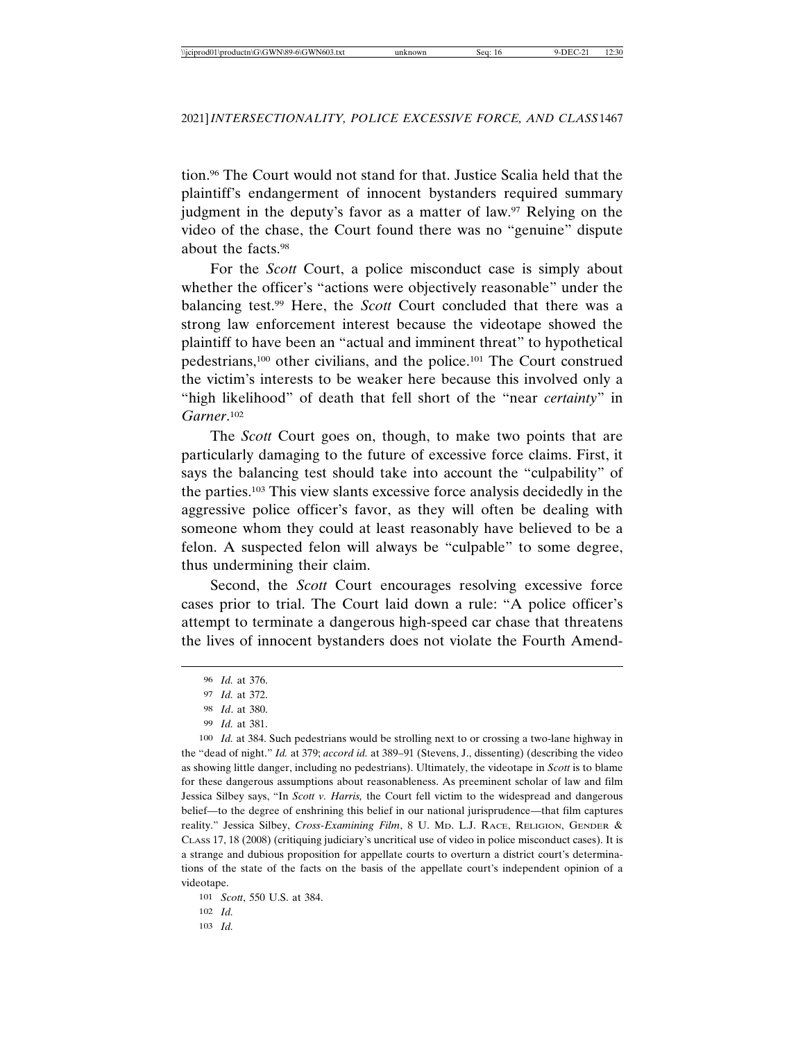tion.[96] The Court would not stand for that. Justice Scalia held that the plaintiff's endangerment of innocent bystanders required summary judgment in the deputy's favor as a matter of law.[97] Relying on the video of the chase, the Court found there was no "genuine" dispute about the facts.[98]

For the *Scott* Court, a police misconduct case is simply about whether the officer's "actions were objectively reasonable" under the balancing test.[99] Here, the *Scott* Court concluded that there was a strong law enforcement interest because the videotape showed the plaintiff to have been an "actual and imminent threat" to hypothetical pedestrians,[100] other civilians, and the police.[101] The Court construed the victim's interests to be weaker here because this involved only a "high likelihood" of death that fell short of the "near *certainty*" in *Garner*.[102]

The *Scott* Court goes on, though, to make two points that are particularly damaging to the future of excessive force claims. First, it says the balancing test should take into account the "culpability" of the parties.[103] This view slants excessive force analysis decidedly in the aggressive police officer's favor, as they will often be dealing with someone whom they could at least reasonably have believed to be a felon. A suspected felon will always be "culpable" to some degree, thus undermining their claim.

Second, the *Scott* Court encourages resolving excessive force cases prior to trial. The Court laid down a rule: "A police officer's attempt to terminate a dangerous high-speed car chase that threatens the lives of innocent bystanders does not violate the Fourth Amend-

---

96 *Id.* at 376.

97 *Id.* at 372.

98 *Id*. at 380.

99 *Id.* at 381.

100 *Id.* at 384. Such pedestrians would be strolling next to or crossing a two-lane highway in the "dead of night." *Id.* at 379; *accord id.* at 389–91 (Stevens, J., dissenting) (describing the video as showing little danger, including no pedestrians). Ultimately, the videotape in *Scott* is to blame for these dangerous assumptions about reasonableness. As preeminent scholar of law and film Jessica Silbey says, "In *Scott v. Harris,* the Court fell victim to the widespread and dangerous belief—to the degree of enshrining this belief in our national jurisprudence—that film captures reality." Jessica Silbey, *Cross-Examining Film*, 8 U. MD. L.J. RACE, RELIGION, GENDER & CLASS 17, 18 (2008) (critiquing judiciary's uncritical use of video in police misconduct cases). It is a strange and dubious proposition for appellate courts to overturn a district court's determinations of the state of the facts on the basis of the appellate court's independent opinion of a videotape.

101 *Scott*, 550 U.S. at 384.

102 *Id.*

103 *Id.*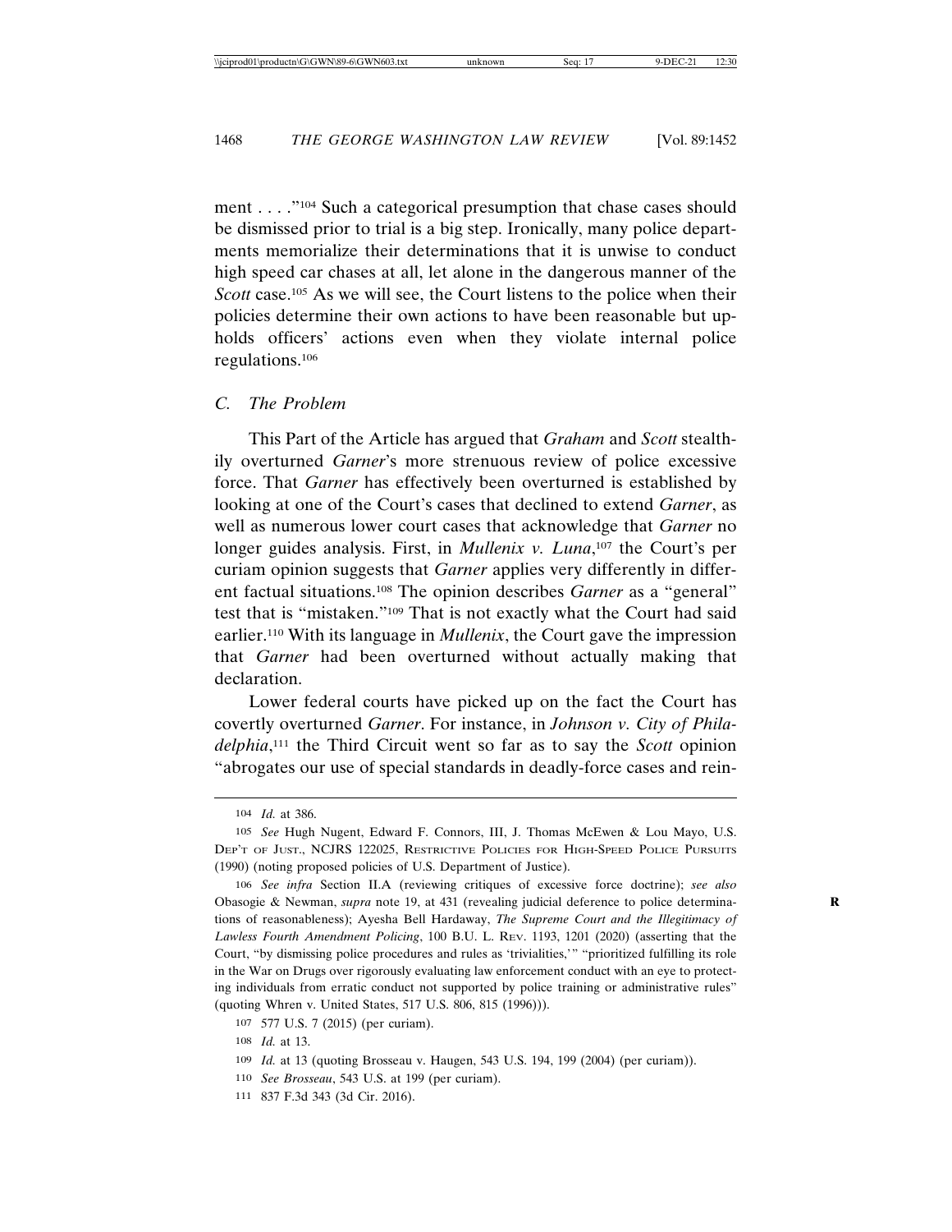ment . . . ."[104] Such a categorical presumption that chase cases should be dismissed prior to trial is a big step. Ironically, many police departments memorialize their determinations that it is unwise to conduct high speed car chases at all, let alone in the dangerous manner of the *Scott* case.[105] As we will see, the Court listens to the police when their policies determine their own actions to have been reasonable but upholds officers' actions even when they violate internal police regulations.[106]

### *C. The Problem*

This Part of the Article has argued that *Graham* and *Scott* stealthily overturned *Garner*'s more strenuous review of police excessive force. That *Garner* has effectively been overturned is established by looking at one of the Court's cases that declined to extend *Garner*, as well as numerous lower court cases that acknowledge that *Garner* no longer guides analysis. First, in *Mullenix v. Luna*,[107] the Court's per curiam opinion suggests that *Garner* applies very differently in different factual situations.[108] The opinion describes *Garner* as a "general" test that is "mistaken."[109] That is not exactly what the Court had said earlier.[110] With its language in *Mullenix*, the Court gave the impression that *Garner* had been overturned without actually making that declaration.

Lower federal courts have picked up on the fact the Court has covertly overturned *Garner*. For instance, in *Johnson v. City of Philadelphia*,[111] the Third Circuit went so far as to say the *Scott* opinion "abrogates our use of special standards in deadly-force cases and rein-

---

104 *Id.* at 386.

105 *See* Hugh Nugent, Edward F. Connors, III, J. Thomas McEwen & Lou Mayo, U.S. Dep't of Just., NCJRS 122025, Restrictive Policies for High-Speed Police Pursuits (1990) (noting proposed policies of U.S. Department of Justice).

106 *See infra* Section II.A (reviewing critiques of excessive force doctrine); *see also* Obasogie & Newman, *supra* note 19, at 431 (revealing judicial deference to police determinations of reasonableness); Ayesha Bell Hardaway, *The Supreme Court and the Illegitimacy of Lawless Fourth Amendment Policing*, 100 B.U. L. Rev. 1193, 1201 (2020) (asserting that the Court, "by dismissing police procedures and rules as 'trivialities,'" "prioritized fulfilling its role in the War on Drugs over rigorously evaluating law enforcement conduct with an eye to protecting individuals from erratic conduct not supported by police training or administrative rules" (quoting Whren v. United States, 517 U.S. 806, 815 (1996))).

107 577 U.S. 7 (2015) (per curiam).

108 *Id.* at 13.

109 *Id.* at 13 (quoting Brosseau v. Haugen, 543 U.S. 194, 199 (2004) (per curiam)).

110 *See Brosseau*, 543 U.S. at 199 (per curiam).

111 837 F.3d 343 (3d Cir. 2016).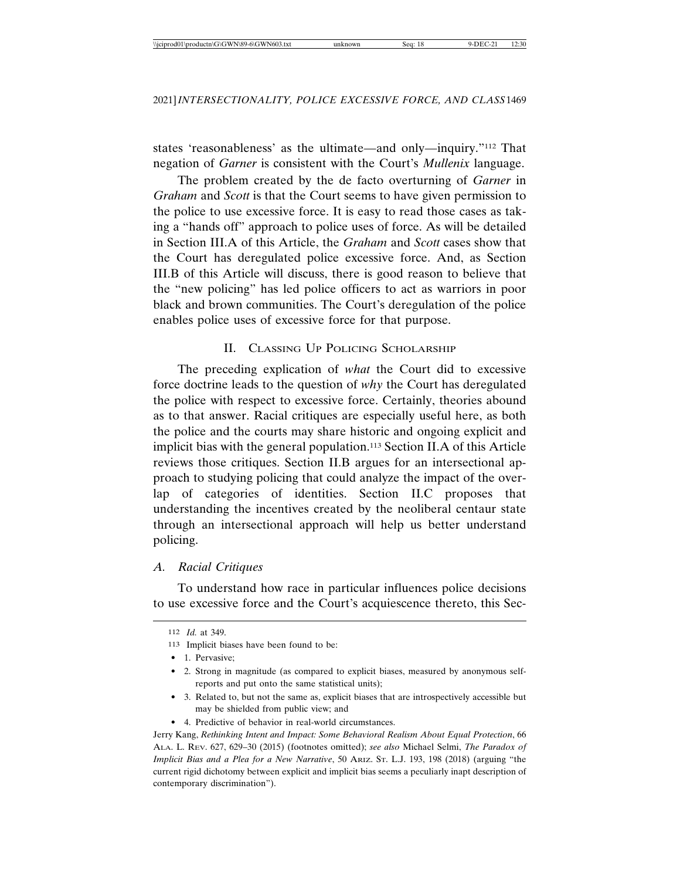states 'reasonableness' as the ultimate—and only—inquiry."[112] That negation of *Garner* is consistent with the Court's *Mullenix* language.

The problem created by the de facto overturning of *Garner* in *Graham* and *Scott* is that the Court seems to have given permission to the police to use excessive force. It is easy to read those cases as taking a "hands off" approach to police uses of force. As will be detailed in Section III.A of this Article, the *Graham* and *Scott* cases show that the Court has deregulated police excessive force. And, as Section III.B of this Article will discuss, there is good reason to believe that the "new policing" has led police officers to act as warriors in poor black and brown communities. The Court's deregulation of the police enables police uses of excessive force for that purpose.

## II. Classing Up Policing Scholarship

The preceding explication of *what* the Court did to excessive force doctrine leads to the question of *why* the Court has deregulated the police with respect to excessive force. Certainly, theories abound as to that answer. Racial critiques are especially useful here, as both the police and the courts may share historic and ongoing explicit and implicit bias with the general population.[113] Section II.A of this Article reviews those critiques. Section II.B argues for an intersectional approach to studying policing that could analyze the impact of the overlap of categories of identities. Section II.C proposes that understanding the incentives created by the neoliberal centaur state through an intersectional approach will help us better understand policing.

### A. Racial Critiques

To understand how race in particular influences police decisions to use excessive force and the Court's acquiescence thereto, this Sec-

---

112 *Id.* at 349.

113 Implicit biases have been found to be:

- 1. Pervasive;
- 2. Strong in magnitude (as compared to explicit biases, measured by anonymous self-reports and put onto the same statistical units);
- 3. Related to, but not the same as, explicit biases that are introspectively accessible but may be shielded from public view; and
- 4. Predictive of behavior in real-world circumstances.

Jerry Kang, *Rethinking Intent and Impact: Some Behavioral Realism About Equal Protection*, 66 Ala. L. Rev. 627, 629–30 (2015) (footnotes omitted); *see also* Michael Selmi, *The Paradox of Implicit Bias and a Plea for a New Narrative*, 50 Ariz. St. L.J. 193, 198 (2018) (arguing "the current rigid dichotomy between explicit and implicit bias seems a peculiarly inapt description of contemporary discrimination").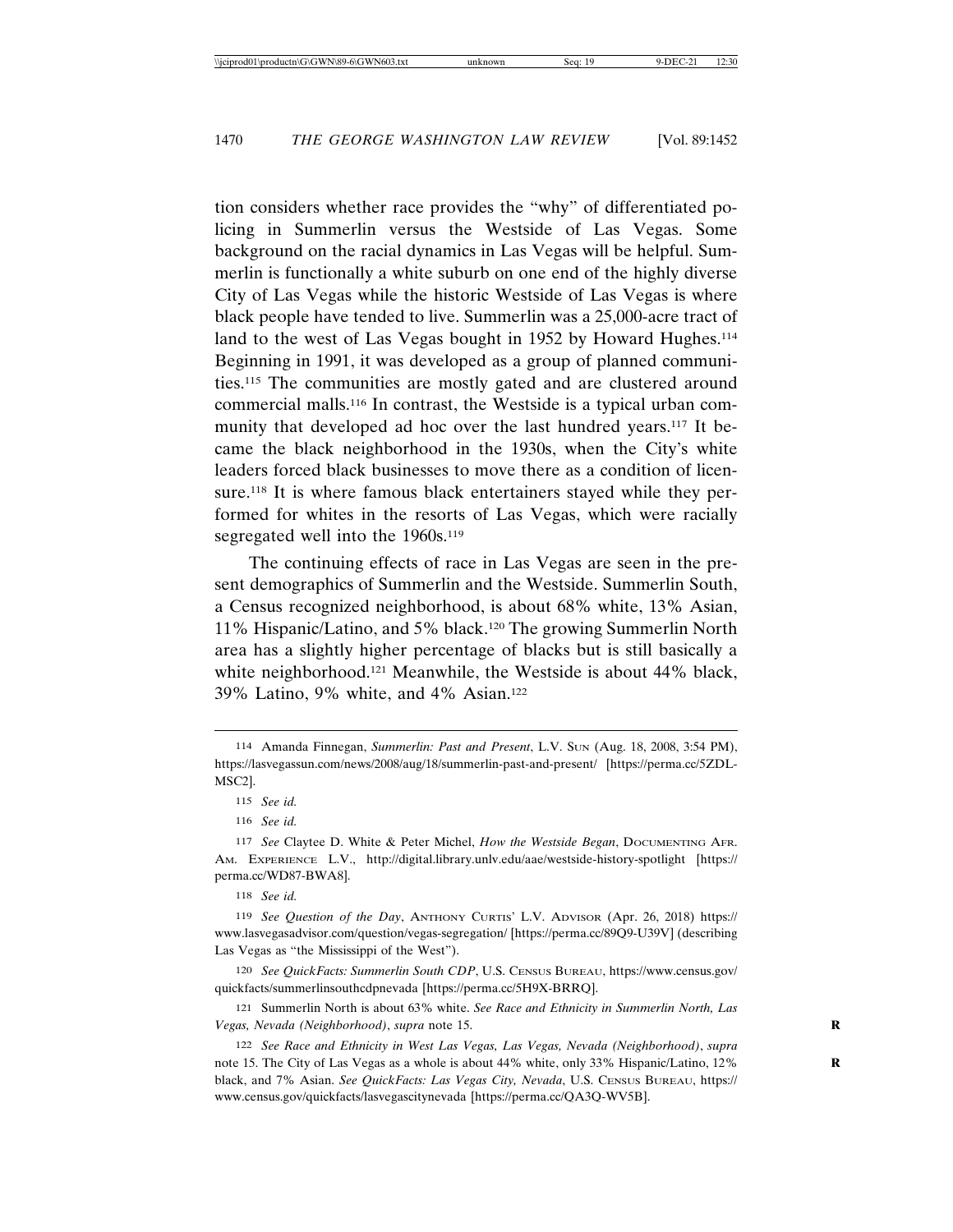tion considers whether race provides the "why" of differentiated policing in Summerlin versus the Westside of Las Vegas. Some background on the racial dynamics in Las Vegas will be helpful. Summerlin is functionally a white suburb on one end of the highly diverse City of Las Vegas while the historic Westside of Las Vegas is where black people have tended to live. Summerlin was a 25,000-acre tract of land to the west of Las Vegas bought in 1952 by Howard Hughes.[114] Beginning in 1991, it was developed as a group of planned communities.[115] The communities are mostly gated and are clustered around commercial malls.[116] In contrast, the Westside is a typical urban community that developed ad hoc over the last hundred years.[117] It became the black neighborhood in the 1930s, when the City's white leaders forced black businesses to move there as a condition of licensure.[118] It is where famous black entertainers stayed while they performed for whites in the resorts of Las Vegas, which were racially segregated well into the 1960s.[119]

The continuing effects of race in Las Vegas are seen in the present demographics of Summerlin and the Westside. Summerlin South, a Census recognized neighborhood, is about 68% white, 13% Asian, 11% Hispanic/Latino, and 5% black.[120] The growing Summerlin North area has a slightly higher percentage of blacks but is still basically a white neighborhood.[121] Meanwhile, the Westside is about 44% black, 39% Latino, 9% white, and 4% Asian.[122]

---

114 Amanda Finnegan, *Summerlin: Past and Present*, L.V. SUN (Aug. 18, 2008, 3:54 PM), https://lasvegassun.com/news/2008/aug/18/summerlin-past-and-present/ [https://perma.cc/5ZDL-MSC2].

115 *See id.*

116 *See id.*

117 *See* Claytee D. White & Peter Michel, *How the Westside Began*, DOCUMENTING AFR. AM. EXPERIENCE L.V., http://digital.library.unlv.edu/aae/westside-history-spotlight [https://perma.cc/WD87-BWA8].

118 *See id.*

119 *See Question of the Day*, ANTHONY CURTIS' L.V. ADVISOR (Apr. 26, 2018) https://www.lasvegasadvisor.com/question/vegas-segregation/ [https://perma.cc/89Q9-U39V] (describing Las Vegas as "the Mississippi of the West").

120 *See QuickFacts: Summerlin South CDP*, U.S. CENSUS BUREAU, https://www.census.gov/quickfacts/summerlinsouthcdpnevada [https://perma.cc/5H9X-BRRQ].

121 Summerlin North is about 63% white. *See Race and Ethnicity in Summerlin North, Las Vegas, Nevada (Neighborhood)*, *supra* note 15.

122 *See Race and Ethnicity in West Las Vegas, Las Vegas, Nevada (Neighborhood)*, *supra* note 15. The City of Las Vegas as a whole is about 44% white, only 33% Hispanic/Latino, 12% black, and 7% Asian. *See QuickFacts: Las Vegas City, Nevada*, U.S. CENSUS BUREAU, https://www.census.gov/quickfacts/lasvegascitynevada [https://perma.cc/QA3Q-WV5B].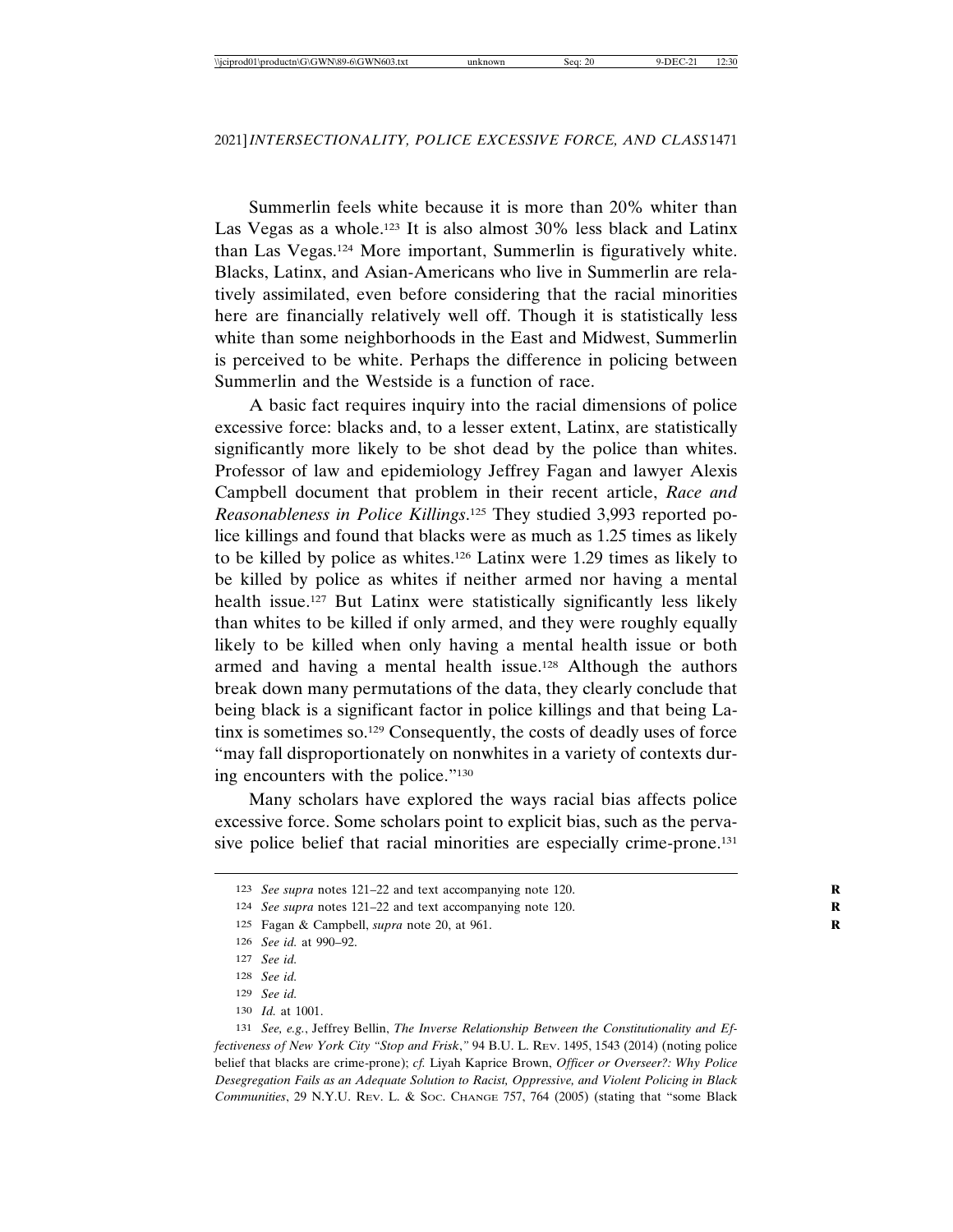Summerlin feels white because it is more than 20% whiter than Las Vegas as a whole.[123] It is also almost 30% less black and Latinx than Las Vegas.[124] More important, Summerlin is figuratively white. Blacks, Latinx, and Asian-Americans who live in Summerlin are relatively assimilated, even before considering that the racial minorities here are financially relatively well off. Though it is statistically less white than some neighborhoods in the East and Midwest, Summerlin is perceived to be white. Perhaps the difference in policing between Summerlin and the Westside is a function of race.

A basic fact requires inquiry into the racial dimensions of police excessive force: blacks and, to a lesser extent, Latinx, are statistically significantly more likely to be shot dead by the police than whites. Professor of law and epidemiology Jeffrey Fagan and lawyer Alexis Campbell document that problem in their recent article, *Race and Reasonableness in Police Killings*.[125] They studied 3,993 reported police killings and found that blacks were as much as 1.25 times as likely to be killed by police as whites.[126] Latinx were 1.29 times as likely to be killed by police as whites if neither armed nor having a mental health issue.[127] But Latinx were statistically significantly less likely than whites to be killed if only armed, and they were roughly equally likely to be killed when only having a mental health issue or both armed and having a mental health issue.[128] Although the authors break down many permutations of the data, they clearly conclude that being black is a significant factor in police killings and that being Latinx is sometimes so.[129] Consequently, the costs of deadly uses of force "may fall disproportionately on nonwhites in a variety of contexts during encounters with the police."[130]

Many scholars have explored the ways racial bias affects police excessive force. Some scholars point to explicit bias, such as the pervasive police belief that racial minorities are especially crime-prone.[131]

---

123 *See supra* notes 121–22 and text accompanying note 120.

124 *See supra* notes 121–22 and text accompanying note 120.

125 Fagan & Campbell, *supra* note 20, at 961.

126 *See id.* at 990–92.

127 *See id.*

128 *See id.*

129 *See id.*

130 *Id.* at 1001.

131 *See, e.g.*, Jeffrey Bellin, *The Inverse Relationship Between the Constitutionality and Effectiveness of New York City "Stop and Frisk*,*"* 94 B.U. L. REV. 1495, 1543 (2014) (noting police belief that blacks are crime-prone); *cf.* Liyah Kaprice Brown, *Officer or Overseer?: Why Police Desegregation Fails as an Adequate Solution to Racist, Oppressive, and Violent Policing in Black Communities*, 29 N.Y.U. REV. L. & SOC. CHANGE 757, 764 (2005) (stating that "some Black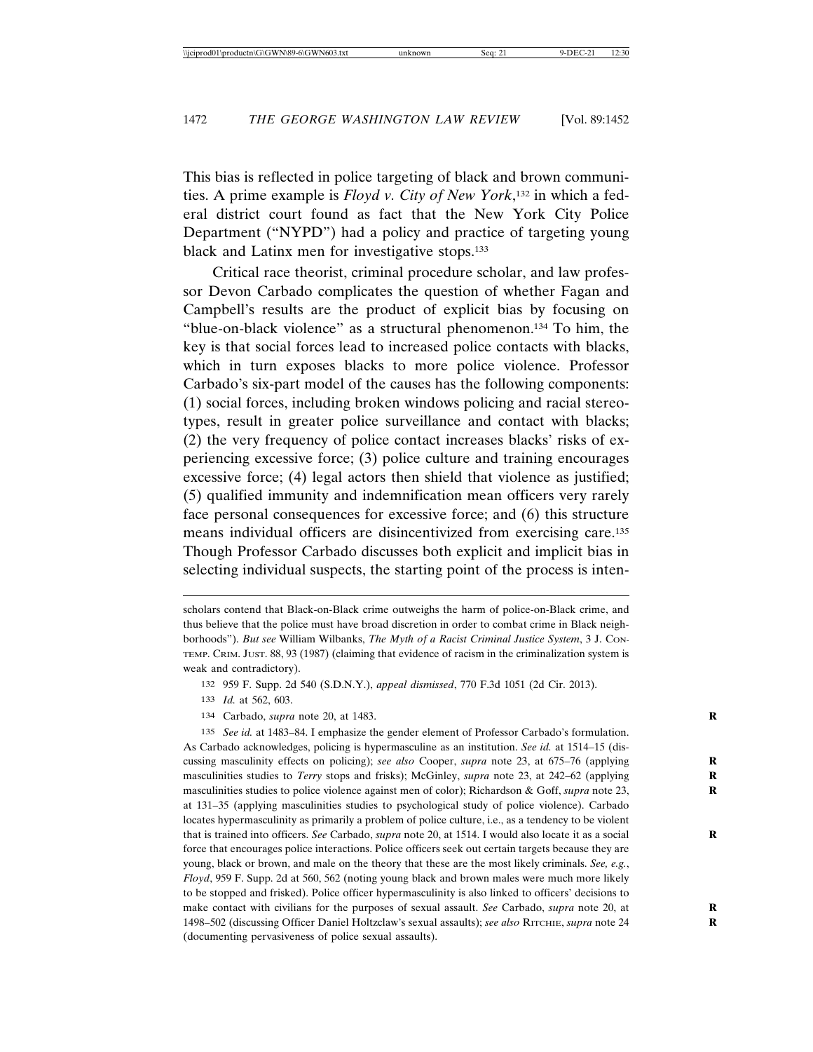This bias is reflected in police targeting of black and brown communities. A prime example is *Floyd v. City of New York*,[132] in which a federal district court found as fact that the New York City Police Department ("NYPD") had a policy and practice of targeting young black and Latinx men for investigative stops.[133]

Critical race theorist, criminal procedure scholar, and law professor Devon Carbado complicates the question of whether Fagan and Campbell's results are the product of explicit bias by focusing on "blue-on-black violence" as a structural phenomenon.[134] To him, the key is that social forces lead to increased police contacts with blacks, which in turn exposes blacks to more police violence. Professor Carbado's six-part model of the causes has the following components: (1) social forces, including broken windows policing and racial stereotypes, result in greater police surveillance and contact with blacks; (2) the very frequency of police contact increases blacks' risks of experiencing excessive force; (3) police culture and training encourages excessive force; (4) legal actors then shield that violence as justified; (5) qualified immunity and indemnification mean officers very rarely face personal consequences for excessive force; and (6) this structure means individual officers are disincentivized from exercising care.[135] Though Professor Carbado discusses both explicit and implicit bias in selecting individual suspects, the starting point of the process is inten-

---

scholars contend that Black-on-Black crime outweighs the harm of police-on-Black crime, and thus believe that the police must have broad discretion in order to combat crime in Black neighborhoods"). *But see* William Wilbanks, *The Myth of a Racist Criminal Justice System*, 3 J. CONTEMP. CRIM. JUST. 88, 93 (1987) (claiming that evidence of racism in the criminalization system is weak and contradictory).

132 959 F. Supp. 2d 540 (S.D.N.Y.), *appeal dismissed*, 770 F.3d 1051 (2d Cir. 2013).

133 *Id.* at 562, 603.

134 Carbado, *supra* note 20, at 1483.

135 *See id.* at 1483–84. I emphasize the gender element of Professor Carbado's formulation. As Carbado acknowledges, policing is hypermasculine as an institution. *See id.* at 1514–15 (discussing masculinity effects on policing); *see also* Cooper, *supra* note 23, at 675–76 (applying masculinities studies to *Terry* stops and frisks); McGinley, *supra* note 23, at 242–62 (applying masculinities studies to police violence against men of color); Richardson & Goff, *supra* note 23, at 131–35 (applying masculinities studies to psychological study of police violence). Carbado locates hypermasculinity as primarily a problem of police culture, i.e., as a tendency to be violent that is trained into officers. *See* Carbado, *supra* note 20, at 1514. I would also locate it as a social force that encourages police interactions. Police officers seek out certain targets because they are young, black or brown, and male on the theory that these are the most likely criminals. *See, e.g.*, *Floyd*, 959 F. Supp. 2d at 560, 562 (noting young black and brown males were much more likely to be stopped and frisked). Police officer hypermasculinity is also linked to officers' decisions to make contact with civilians for the purposes of sexual assault. *See* Carbado, *supra* note 20, at 1498–502 (discussing Officer Daniel Holtzclaw's sexual assaults); *see also* RITCHIE, *supra* note 24 (documenting pervasiveness of police sexual assaults).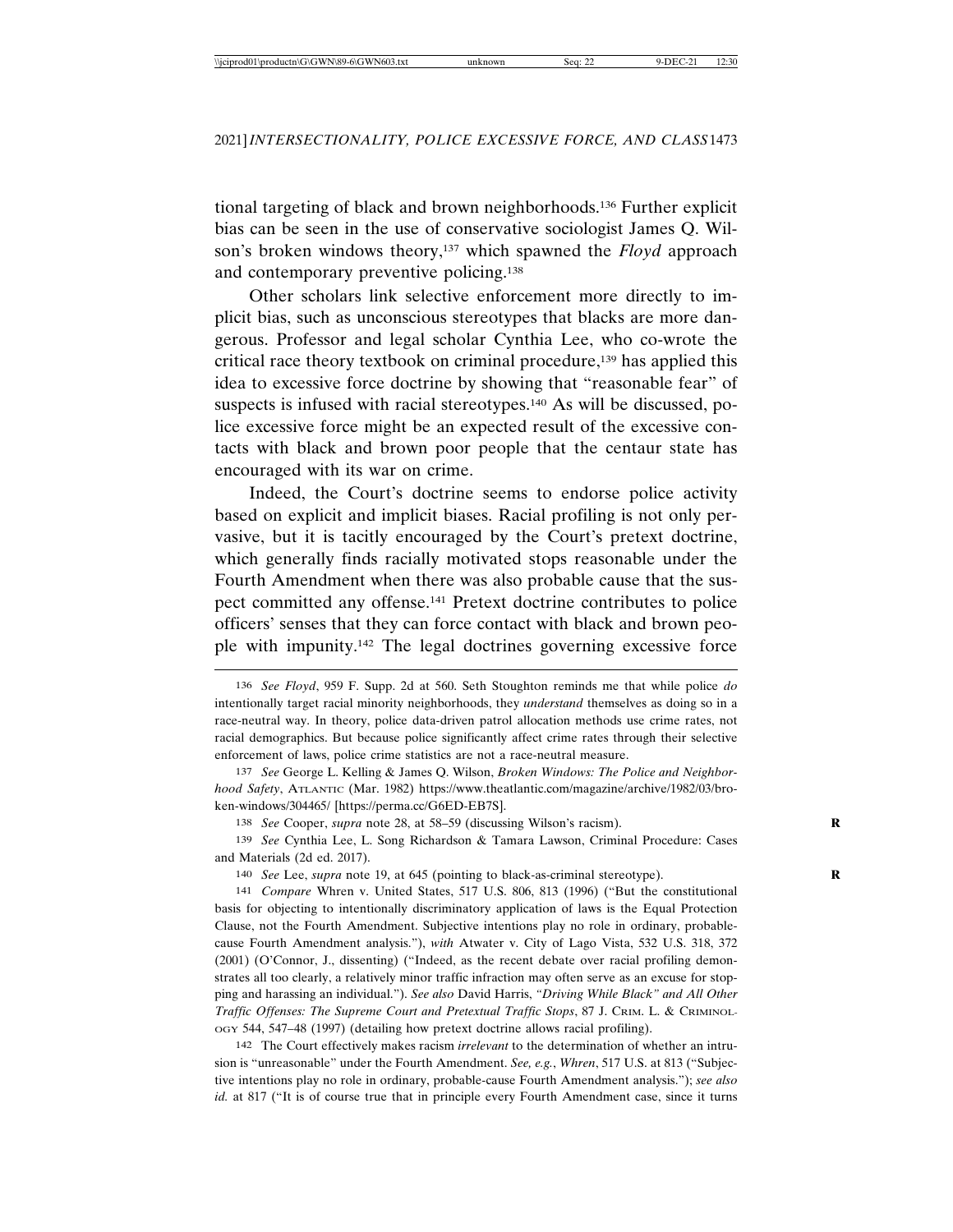tional targeting of black and brown neighborhoods.[136] Further explicit bias can be seen in the use of conservative sociologist James Q. Wilson's broken windows theory,[137] which spawned the *Floyd* approach and contemporary preventive policing.[138]

Other scholars link selective enforcement more directly to implicit bias, such as unconscious stereotypes that blacks are more dangerous. Professor and legal scholar Cynthia Lee, who co-wrote the critical race theory textbook on criminal procedure,[139] has applied this idea to excessive force doctrine by showing that "reasonable fear" of suspects is infused with racial stereotypes.[140] As will be discussed, police excessive force might be an expected result of the excessive contacts with black and brown poor people that the centaur state has encouraged with its war on crime.

Indeed, the Court's doctrine seems to endorse police activity based on explicit and implicit biases. Racial profiling is not only pervasive, but it is tacitly encouraged by the Court's pretext doctrine, which generally finds racially motivated stops reasonable under the Fourth Amendment when there was also probable cause that the suspect committed any offense.[141] Pretext doctrine contributes to police officers' senses that they can force contact with black and brown people with impunity.[142] The legal doctrines governing excessive force

---

136 *See Floyd*, 959 F. Supp. 2d at 560. Seth Stoughton reminds me that while police *do* intentionally target racial minority neighborhoods, they *understand* themselves as doing so in a race-neutral way. In theory, police data-driven patrol allocation methods use crime rates, not racial demographics. But because police significantly affect crime rates through their selective enforcement of laws, police crime statistics are not a race-neutral measure.

137 *See* George L. Kelling & James Q. Wilson, *Broken Windows: The Police and Neighborhood Safety*, ATLANTIC (Mar. 1982) https://www.theatlantic.com/magazine/archive/1982/03/broken-windows/304465/ [https://perma.cc/G6ED-EB7S].

138 *See* Cooper, *supra* note 28, at 58–59 (discussing Wilson's racism).

139 *See* Cynthia Lee, L. Song Richardson & Tamara Lawson, Criminal Procedure: Cases and Materials (2d ed. 2017).

140 *See* Lee, *supra* note 19, at 645 (pointing to black-as-criminal stereotype).

141 *Compare* Whren v. United States, 517 U.S. 806, 813 (1996) ("But the constitutional basis for objecting to intentionally discriminatory application of laws is the Equal Protection Clause, not the Fourth Amendment. Subjective intentions play no role in ordinary, probable-cause Fourth Amendment analysis."), *with* Atwater v. City of Lago Vista, 532 U.S. 318, 372 (2001) (O'Connor, J., dissenting) ("Indeed, as the recent debate over racial profiling demonstrates all too clearly, a relatively minor traffic infraction may often serve as an excuse for stopping and harassing an individual."). *See also* David Harris, *"Driving While Black" and All Other Traffic Offenses: The Supreme Court and Pretextual Traffic Stops*, 87 J. CRIM. L. & CRIMINOLOGY 544, 547–48 (1997) (detailing how pretext doctrine allows racial profiling).

142 The Court effectively makes racism *irrelevant* to the determination of whether an intrusion is "unreasonable" under the Fourth Amendment. *See, e.g.*, *Whren*, 517 U.S. at 813 ("Subjective intentions play no role in ordinary, probable-cause Fourth Amendment analysis."); *see also id.* at 817 ("It is of course true that in principle every Fourth Amendment case, since it turns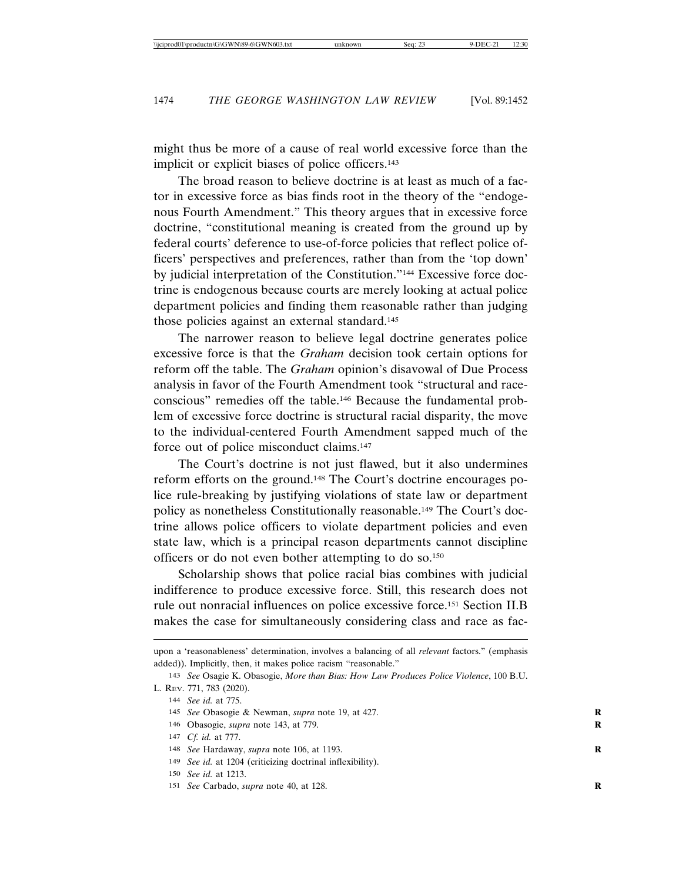might thus be more of a cause of real world excessive force than the implicit or explicit biases of police officers.[143]

The broad reason to believe doctrine is at least as much of a factor in excessive force as bias finds root in the theory of the "endogenous Fourth Amendment." This theory argues that in excessive force doctrine, "constitutional meaning is created from the ground up by federal courts' deference to use-of-force policies that reflect police officers' perspectives and preferences, rather than from the 'top down' by judicial interpretation of the Constitution."[144] Excessive force doctrine is endogenous because courts are merely looking at actual police department policies and finding them reasonable rather than judging those policies against an external standard.[145]

The narrower reason to believe legal doctrine generates police excessive force is that the *Graham* decision took certain options for reform off the table. The *Graham* opinion's disavowal of Due Process analysis in favor of the Fourth Amendment took "structural and race-conscious" remedies off the table.[146] Because the fundamental problem of excessive force doctrine is structural racial disparity, the move to the individual-centered Fourth Amendment sapped much of the force out of police misconduct claims.[147]

The Court's doctrine is not just flawed, but it also undermines reform efforts on the ground.[148] The Court's doctrine encourages police rule-breaking by justifying violations of state law or department policy as nonetheless Constitutionally reasonable.[149] The Court's doctrine allows police officers to violate department policies and even state law, which is a principal reason departments cannot discipline officers or do not even bother attempting to do so.[150]

Scholarship shows that police racial bias combines with judicial indifference to produce excessive force. Still, this research does not rule out nonracial influences on police excessive force.[151] Section II.B makes the case for simultaneously considering class and race as fac-

---

upon a 'reasonableness' determination, involves a balancing of all *relevant* factors." (emphasis added)). Implicitly, then, it makes police racism "reasonable."

143 *See* Osagie K. Obasogie, *More than Bias: How Law Produces Police Violence*, 100 B.U. L. Rev. 771, 783 (2020).

144 *See id.* at 775.

145 *See* Obasogie & Newman, *supra* note 19, at 427.

146 Obasogie, *supra* note 143, at 779.

147 *Cf. id.* at 777.

148 *See* Hardaway, *supra* note 106, at 1193.

149 *See id.* at 1204 (criticizing doctrinal inflexibility).

150 *See id.* at 1213.

151 *See* Carbado, *supra* note 40, at 128.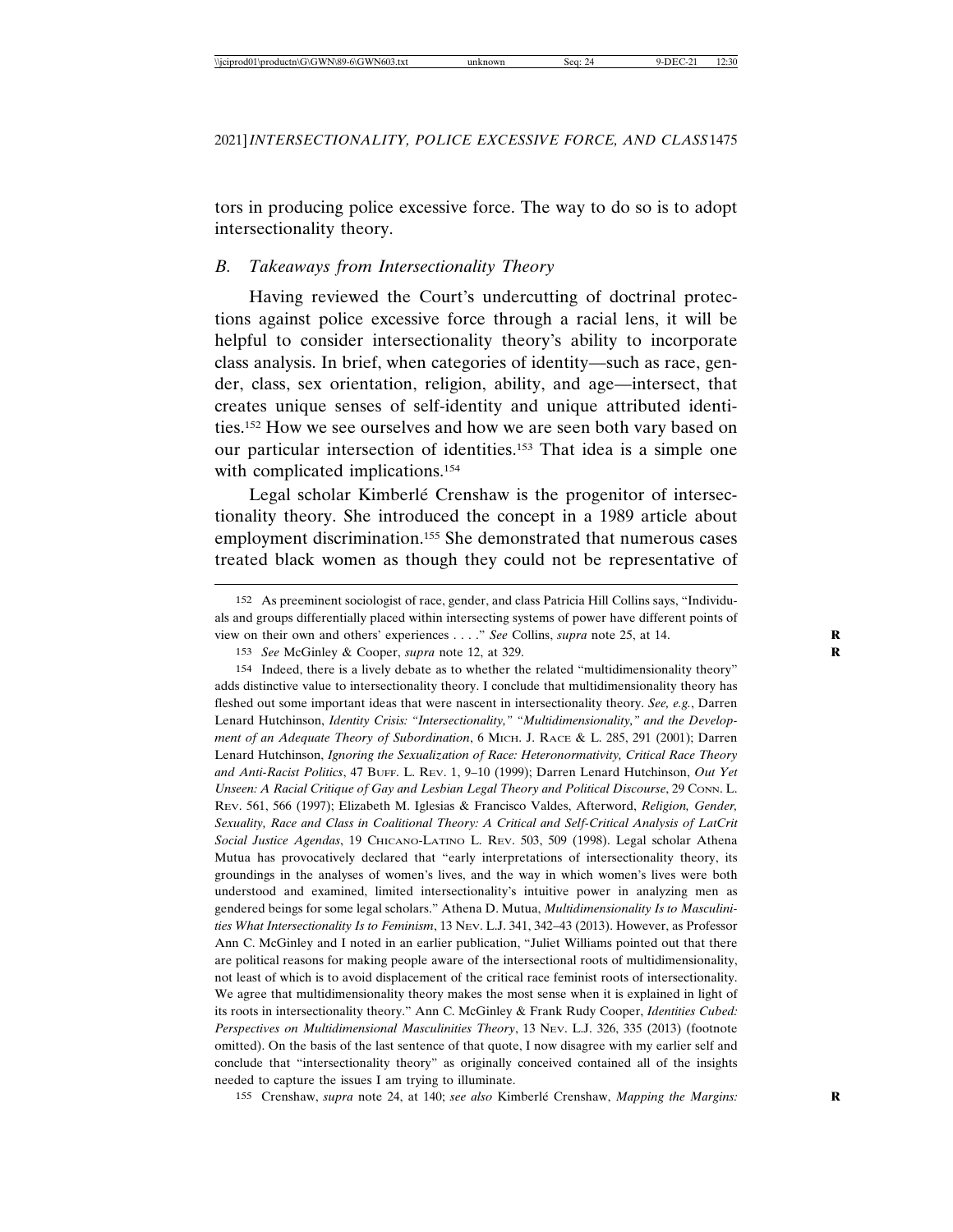tors in producing police excessive force. The way to do so is to adopt intersectionality theory.

### *B. Takeaways from Intersectionality Theory*

Having reviewed the Court's undercutting of doctrinal protections against police excessive force through a racial lens, it will be helpful to consider intersectionality theory's ability to incorporate class analysis. In brief, when categories of identity—such as race, gender, class, sex orientation, religion, ability, and age—intersect, that creates unique senses of self-identity and unique attributed identities.[152] How we see ourselves and how we are seen both vary based on our particular intersection of identities.[153] That idea is a simple one with complicated implications.[154]

Legal scholar Kimberlé Crenshaw is the progenitor of intersectionality theory. She introduced the concept in a 1989 article about employment discrimination.[155] She demonstrated that numerous cases treated black women as though they could not be representative of

---

152 As preeminent sociologist of race, gender, and class Patricia Hill Collins says, "Individuals and groups differentially placed within intersecting systems of power have different points of view on their own and others' experiences . . . ." *See* Collins, *supra* note 25, at 14.

153 *See* McGinley & Cooper, *supra* note 12, at 329.

154 Indeed, there is a lively debate as to whether the related "multidimensionality theory" adds distinctive value to intersectionality theory. I conclude that multidimensionality theory has fleshed out some important ideas that were nascent in intersectionality theory. *See, e.g.*, Darren Lenard Hutchinson, *Identity Crisis: "Intersectionality," "Multidimensionality," and the Development of an Adequate Theory of Subordination*, 6 MICH. J. RACE & L. 285, 291 (2001); Darren Lenard Hutchinson, *Ignoring the Sexualization of Race: Heteronormativity, Critical Race Theory and Anti-Racist Politics*, 47 BUFF. L. REV. 1, 9–10 (1999); Darren Lenard Hutchinson, *Out Yet Unseen: A Racial Critique of Gay and Lesbian Legal Theory and Political Discourse*, 29 CONN. L. REV. 561, 566 (1997); Elizabeth M. Iglesias & Francisco Valdes, Afterword, *Religion, Gender, Sexuality, Race and Class in Coalitional Theory: A Critical and Self-Critical Analysis of LatCrit Social Justice Agendas*, 19 CHICANO-LATINO L. REV. 503, 509 (1998). Legal scholar Athena Mutua has provocatively declared that "early interpretations of intersectionality theory, its groundings in the analyses of women's lives, and the way in which women's lives were both understood and examined, limited intersectionality's intuitive power in analyzing men as gendered beings for some legal scholars." Athena D. Mutua, *Multidimensionality Is to Masculinities What Intersectionality Is to Feminism*, 13 NEV. L.J. 341, 342–43 (2013). However, as Professor Ann C. McGinley and I noted in an earlier publication, "Juliet Williams pointed out that there are political reasons for making people aware of the intersectional roots of multidimensionality, not least of which is to avoid displacement of the critical race feminist roots of intersectionality. We agree that multidimensionality theory makes the most sense when it is explained in light of its roots in intersectionality theory." Ann C. McGinley & Frank Rudy Cooper, *Identities Cubed: Perspectives on Multidimensional Masculinities Theory*, 13 NEV. L.J. 326, 335 (2013) (footnote omitted). On the basis of the last sentence of that quote, I now disagree with my earlier self and conclude that "intersectionality theory" as originally conceived contained all of the insights needed to capture the issues I am trying to illuminate.

155 Crenshaw, *supra* note 24, at 140; *see also* Kimberlé Crenshaw, *Mapping the Margins:*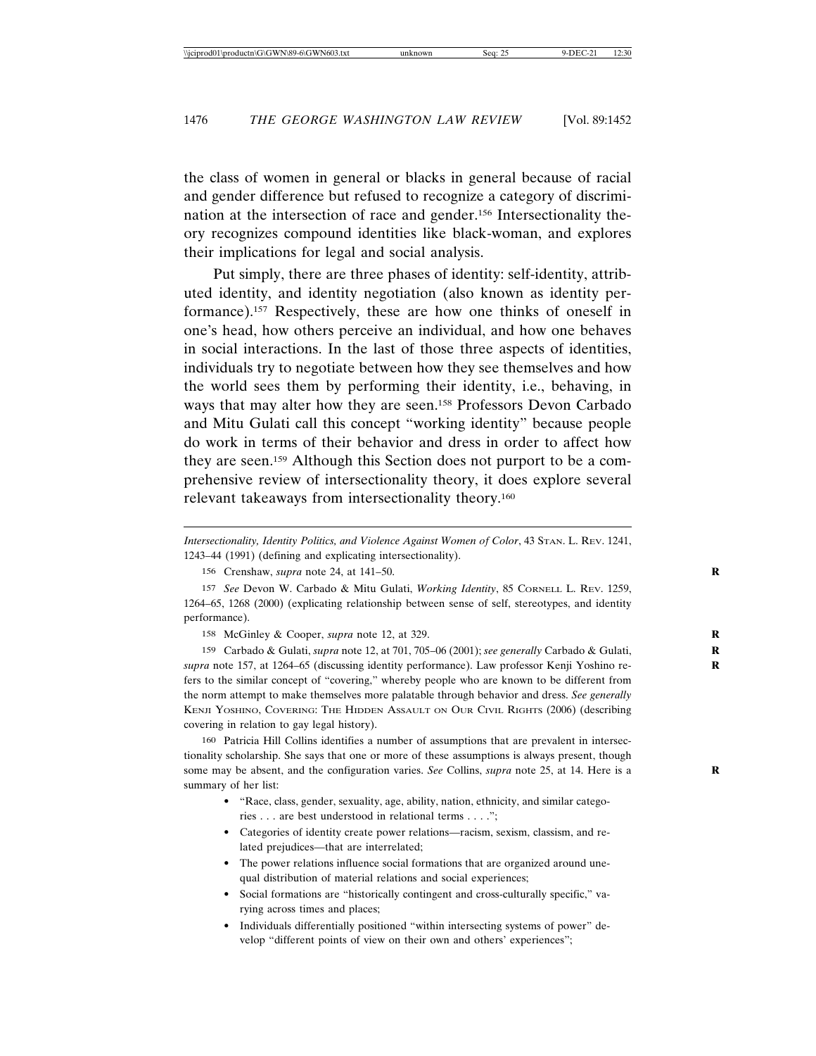the class of women in general or blacks in general because of racial and gender difference but refused to recognize a category of discrimination at the intersection of race and gender.[156] Intersectionality theory recognizes compound identities like black-woman, and explores their implications for legal and social analysis.

Put simply, there are three phases of identity: self-identity, attributed identity, and identity negotiation (also known as identity performance).[157] Respectively, these are how one thinks of oneself in one's head, how others perceive an individual, and how one behaves in social interactions. In the last of those three aspects of identities, individuals try to negotiate between how they see themselves and how the world sees them by performing their identity, i.e., behaving, in ways that may alter how they are seen.[158] Professors Devon Carbado and Mitu Gulati call this concept "working identity" because people do work in terms of their behavior and dress in order to affect how they are seen.[159] Although this Section does not purport to be a comprehensive review of intersectionality theory, it does explore several relevant takeaways from intersectionality theory.[160]

---

*Intersectionality, Identity Politics, and Violence Against Women of Color*, 43 STAN. L. REV. 1241, 1243–44 (1991) (defining and explicating intersectionality).

156 Crenshaw, *supra* note 24, at 141–50.

157 *See* Devon W. Carbado & Mitu Gulati, *Working Identity*, 85 CORNELL L. REV. 1259, 1264–65, 1268 (2000) (explicating relationship between sense of self, stereotypes, and identity performance).

158 McGinley & Cooper, *supra* note 12, at 329.

159 Carbado & Gulati, *supra* note 12, at 701, 705–06 (2001); *see generally* Carbado & Gulati, *supra* note 157, at 1264–65 (discussing identity performance). Law professor Kenji Yoshino refers to the similar concept of "covering," whereby people who are known to be different from the norm attempt to make themselves more palatable through behavior and dress. *See generally* KENJI YOSHINO, COVERING: THE HIDDEN ASSAULT ON OUR CIVIL RIGHTS (2006) (describing covering in relation to gay legal history).

160 Patricia Hill Collins identifies a number of assumptions that are prevalent in intersectionality scholarship. She says that one or more of these assumptions is always present, though some may be absent, and the configuration varies. *See* Collins, *supra* note 25, at 14. Here is a summary of her list:

- "Race, class, gender, sexuality, age, ability, nation, ethnicity, and similar categories . . . are best understood in relational terms . . . .";
- Categories of identity create power relations—racism, sexism, classism, and related prejudices—that are interrelated;
- The power relations influence social formations that are organized around unequal distribution of material relations and social experiences;
- Social formations are "historically contingent and cross-culturally specific," varying across times and places;
- Individuals differentially positioned "within intersecting systems of power" develop "different points of view on their own and others' experiences";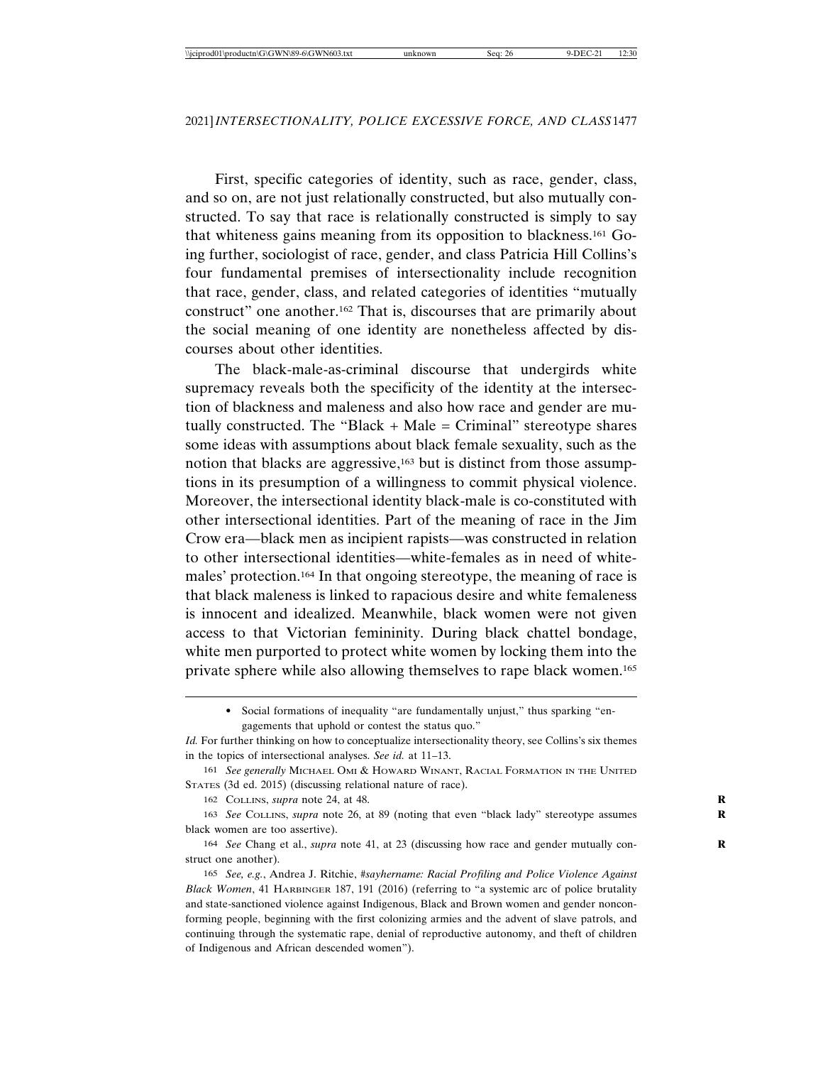First, specific categories of identity, such as race, gender, class, and so on, are not just relationally constructed, but also mutually constructed. To say that race is relationally constructed is simply to say that whiteness gains meaning from its opposition to blackness.[161] Going further, sociologist of race, gender, and class Patricia Hill Collins's four fundamental premises of intersectionality include recognition that race, gender, class, and related categories of identities "mutually construct" one another.[162] That is, discourses that are primarily about the social meaning of one identity are nonetheless affected by discourses about other identities.

The black-male-as-criminal discourse that undergirds white supremacy reveals both the specificity of the identity at the intersection of blackness and maleness and also how race and gender are mutually constructed. The "Black + Male = Criminal" stereotype shares some ideas with assumptions about black female sexuality, such as the notion that blacks are aggressive,[163] but is distinct from those assumptions in its presumption of a willingness to commit physical violence. Moreover, the intersectional identity black-male is co-constituted with other intersectional identities. Part of the meaning of race in the Jim Crow era—black men as incipient rapists—was constructed in relation to other intersectional identities—white-females as in need of white-males' protection.[164] In that ongoing stereotype, the meaning of race is that black maleness is linked to rapacious desire and white femaleness is innocent and idealized. Meanwhile, black women were not given access to that Victorian femininity. During black chattel bondage, white men purported to protect white women by locking them into the private sphere while also allowing themselves to rape black women.[165]

---

- Social formations of inequality "are fundamentally unjust," thus sparking "engagements that uphold or contest the status quo."

*Id.* For further thinking on how to conceptualize intersectionality theory, see Collins's six themes in the topics of intersectional analyses. *See id.* at 11–13.

161 *See generally* Michael Omi & Howard Winant, Racial Formation in the United States (3d ed. 2015) (discussing relational nature of race).

162 Collins, *supra* note 24, at 48.

163 *See* Collins, *supra* note 26, at 89 (noting that even "black lady" stereotype assumes black women are too assertive).

164 *See* Chang et al., *supra* note 41, at 23 (discussing how race and gender mutually construct one another).

165 *See, e.g.*, Andrea J. Ritchie, *#sayhername: Racial Profiling and Police Violence Against Black Women*, 41 Harbinger 187, 191 (2016) (referring to "a systemic arc of police brutality and state-sanctioned violence against Indigenous, Black and Brown women and gender nonconforming people, beginning with the first colonizing armies and the advent of slave patrols, and continuing through the systematic rape, denial of reproductive autonomy, and theft of children of Indigenous and African descended women").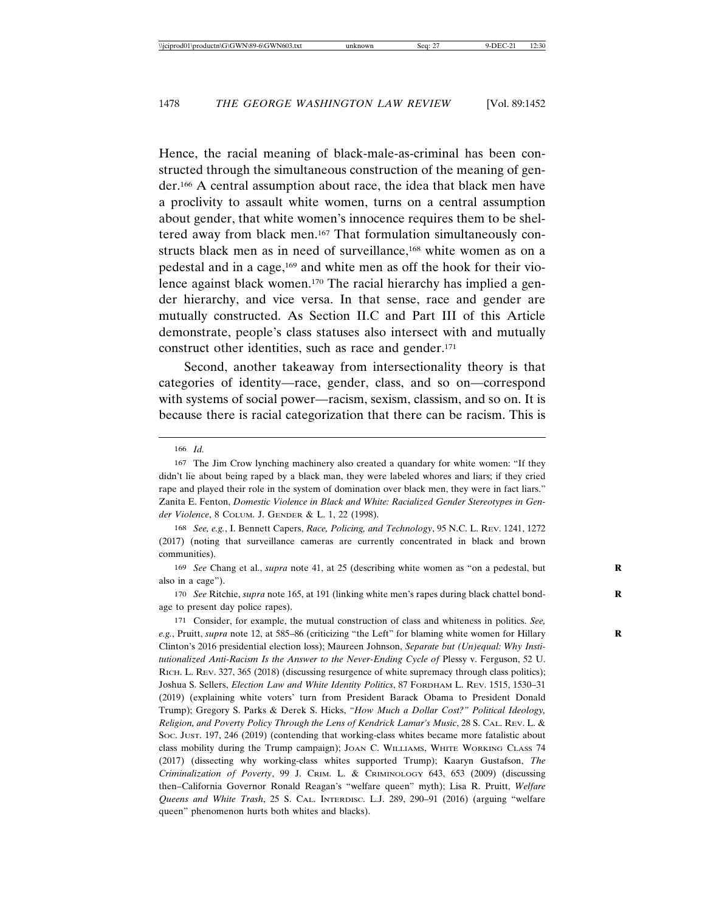Hence, the racial meaning of black-male-as-criminal has been constructed through the simultaneous construction of the meaning of gender.[166] A central assumption about race, the idea that black men have a proclivity to assault white women, turns on a central assumption about gender, that white women's innocence requires them to be sheltered away from black men.[167] That formulation simultaneously constructs black men as in need of surveillance,[168] white women as on a pedestal and in a cage,[169] and white men as off the hook for their violence against black women.[170] The racial hierarchy has implied a gender hierarchy, and vice versa. In that sense, race and gender are mutually constructed. As Section II.C and Part III of this Article demonstrate, people's class statuses also intersect with and mutually construct other identities, such as race and gender.[171]

Second, another takeaway from intersectionality theory is that categories of identity—race, gender, class, and so on—correspond with systems of social power—racism, sexism, classism, and so on. It is because there is racial categorization that there can be racism. This is

---

166 *Id.*

167 The Jim Crow lynching machinery also created a quandary for white women: "If they didn't lie about being raped by a black man, they were labeled whores and liars; if they cried rape and played their role in the system of domination over black men, they were in fact liars." Zanita E. Fenton, *Domestic Violence in Black and White: Racialized Gender Stereotypes in Gender Violence*, 8 COLUM. J. GENDER & L. 1, 22 (1998).

168 *See, e.g.*, I. Bennett Capers, *Race, Policing, and Technology*, 95 N.C. L. REV. 1241, 1272 (2017) (noting that surveillance cameras are currently concentrated in black and brown communities).

169 *See* Chang et al., *supra* note 41, at 25 (describing white women as "on a pedestal, but also in a cage").

170 *See* Ritchie, *supra* note 165, at 191 (linking white men's rapes during black chattel bondage to present day police rapes).

171 Consider, for example, the mutual construction of class and whiteness in politics. *See, e.g.*, Pruitt, *supra* note 12, at 585–86 (criticizing "the Left" for blaming white women for Hillary Clinton's 2016 presidential election loss); Maureen Johnson, *Separate but (Un)equal: Why Institutionalized Anti-Racism Is the Answer to the Never-Ending Cycle of* Plessy v. Ferguson, 52 U. RICH. L. REV. 327, 365 (2018) (discussing resurgence of white supremacy through class politics); Joshua S. Sellers, *Election Law and White Identity Politics*, 87 FORDHAM L. REV. 1515, 1530–31 (2019) (explaining white voters' turn from President Barack Obama to President Donald Trump); Gregory S. Parks & Derek S. Hicks, *"How Much a Dollar Cost?" Political Ideology, Religion, and Poverty Policy Through the Lens of Kendrick Lamar's Music*, 28 S. CAL. REV. L. & SOC. JUST. 197, 246 (2019) (contending that working-class whites became more fatalistic about class mobility during the Trump campaign); JOAN C. WILLIAMS, WHITE WORKING CLASS 74 (2017) (dissecting why working-class whites supported Trump); Kaaryn Gustafson, *The Criminalization of Poverty*, 99 J. CRIM. L. & CRIMINOLOGY 643, 653 (2009) (discussing then–California Governor Ronald Reagan's "welfare queen" myth); Lisa R. Pruitt, *Welfare Queens and White Trash*, 25 S. CAL. INTERDISC. L.J. 289, 290–91 (2016) (arguing "welfare queen" phenomenon hurts both whites and blacks).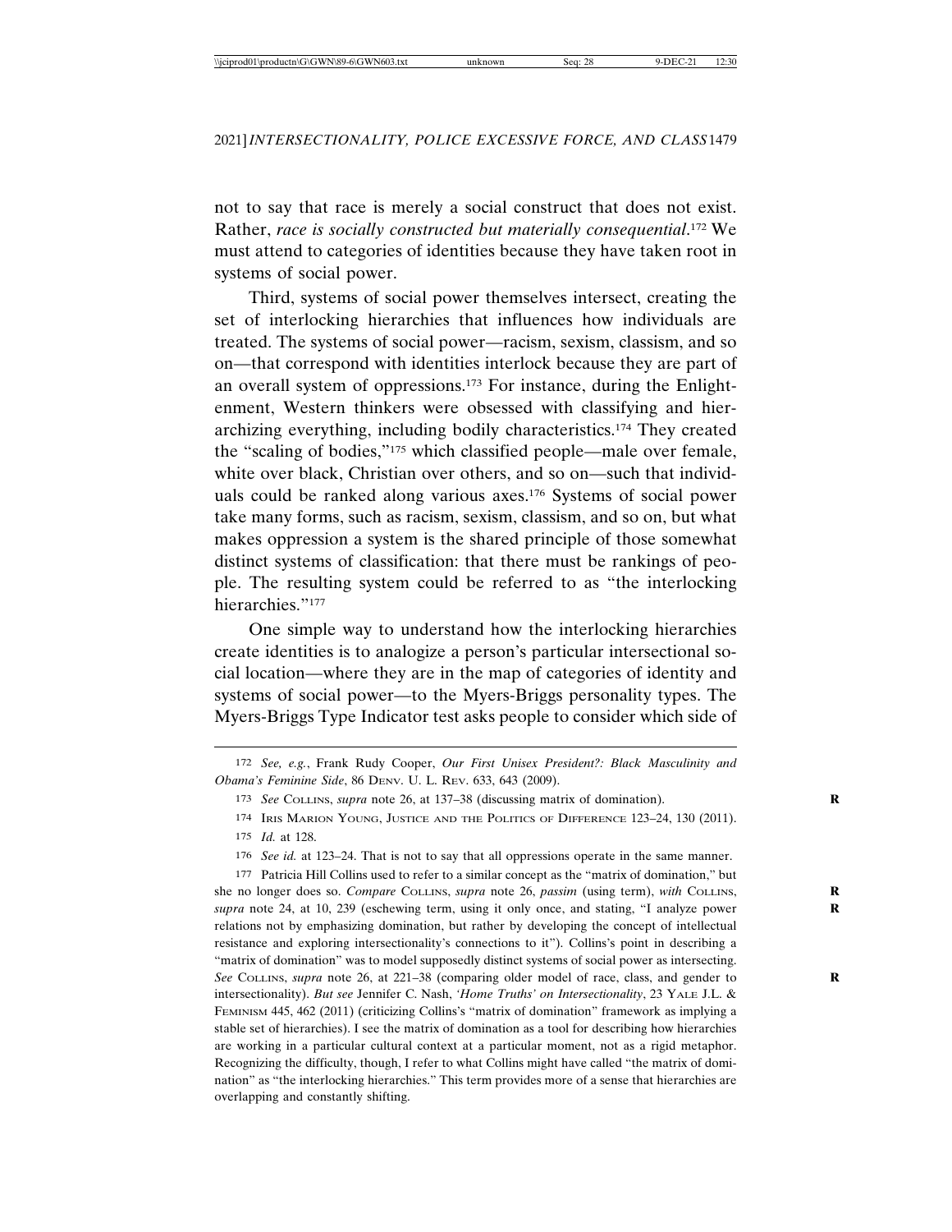not to say that race is merely a social construct that does not exist. Rather, *race is socially constructed but materially consequential*.[172] We must attend to categories of identities because they have taken root in systems of social power.

Third, systems of social power themselves intersect, creating the set of interlocking hierarchies that influences how individuals are treated. The systems of social power—racism, sexism, classism, and so on—that correspond with identities interlock because they are part of an overall system of oppressions.[173] For instance, during the Enlightenment, Western thinkers were obsessed with classifying and hierarchizing everything, including bodily characteristics.[174] They created the "scaling of bodies,"[175] which classified people—male over female, white over black, Christian over others, and so on—such that individuals could be ranked along various axes.[176] Systems of social power take many forms, such as racism, sexism, classism, and so on, but what makes oppression a system is the shared principle of those somewhat distinct systems of classification: that there must be rankings of people. The resulting system could be referred to as "the interlocking hierarchies."[177]

One simple way to understand how the interlocking hierarchies create identities is to analogize a person's particular intersectional social location—where they are in the map of categories of identity and systems of social power—to the Myers-Briggs personality types. The Myers-Briggs Type Indicator test asks people to consider which side of

---

172 *See, e.g.*, Frank Rudy Cooper, *Our First Unisex President?: Black Masculinity and Obama's Feminine Side*, 86 DENV. U. L. REV. 633, 643 (2009).

173 *See* COLLINS, *supra* note 26, at 137–38 (discussing matrix of domination).

174 IRIS MARION YOUNG, JUSTICE AND THE POLITICS OF DIFFERENCE 123–24, 130 (2011).

175 *Id.* at 128.

176 *See id.* at 123–24. That is not to say that all oppressions operate in the same manner.

177 Patricia Hill Collins used to refer to a similar concept as the "matrix of domination," but she no longer does so. *Compare* COLLINS, *supra* note 26, *passim* (using term), *with* COLLINS, *supra* note 24, at 10, 239 (eschewing term, using it only once, and stating, "I analyze power relations not by emphasizing domination, but rather by developing the concept of intellectual resistance and exploring intersectionality's connections to it"). Collins's point in describing a "matrix of domination" was to model supposedly distinct systems of social power as intersecting. *See* COLLINS, *supra* note 26, at 221–38 (comparing older model of race, class, and gender to intersectionality). *But see* Jennifer C. Nash, *'Home Truths' on Intersectionality*, 23 YALE J.L. & FEMINISM 445, 462 (2011) (criticizing Collins's "matrix of domination" framework as implying a stable set of hierarchies). I see the matrix of domination as a tool for describing how hierarchies are working in a particular cultural context at a particular moment, not as a rigid metaphor. Recognizing the difficulty, though, I refer to what Collins might have called "the matrix of domination" as "the interlocking hierarchies." This term provides more of a sense that hierarchies are overlapping and constantly shifting.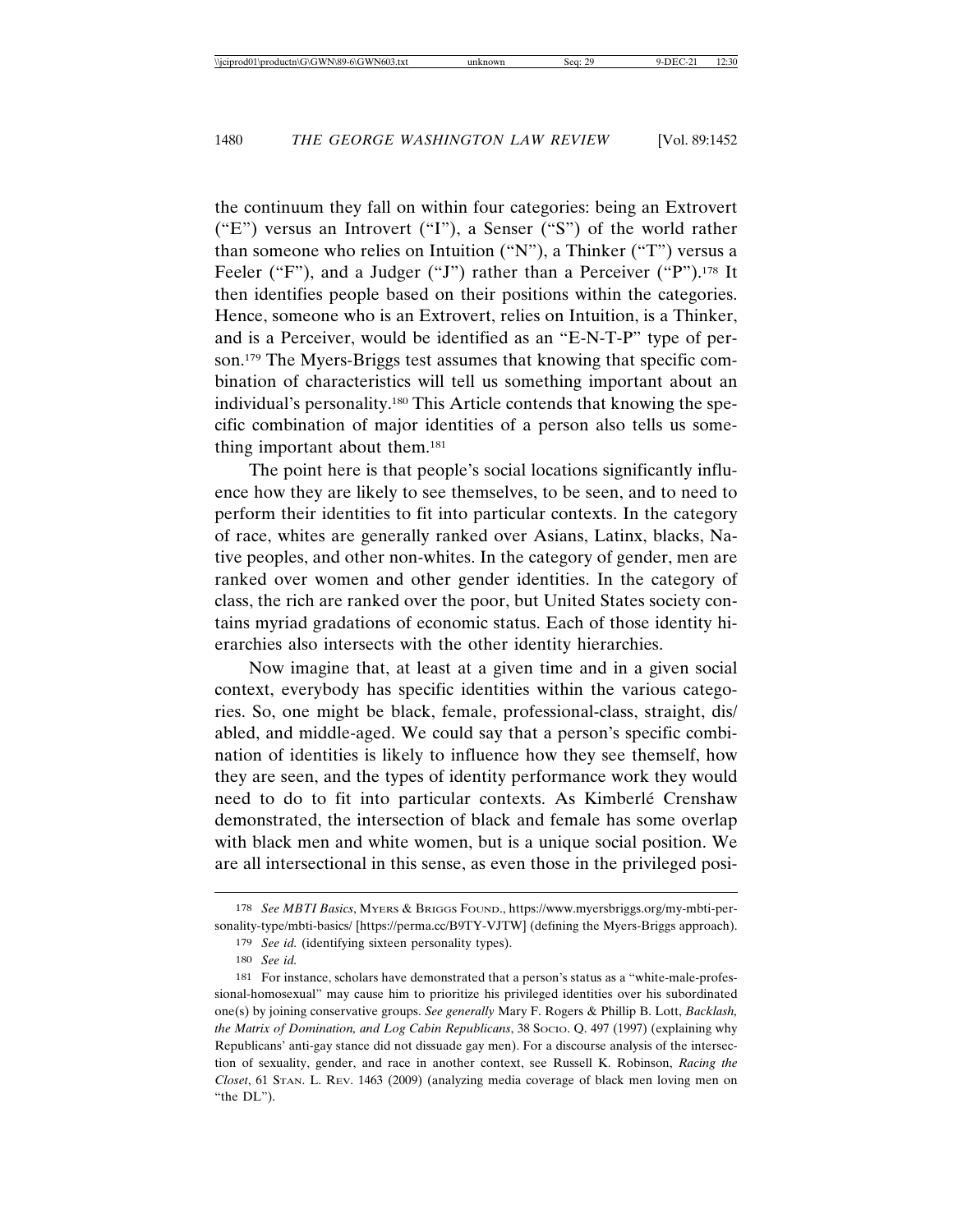the continuum they fall on within four categories: being an Extrovert ("E") versus an Introvert ("I"), a Senser ("S") of the world rather than someone who relies on Intuition ("N"), a Thinker ("T") versus a Feeler ("F"), and a Judger ("J") rather than a Perceiver ("P").[178] It then identifies people based on their positions within the categories. Hence, someone who is an Extrovert, relies on Intuition, is a Thinker, and is a Perceiver, would be identified as an "E-N-T-P" type of person.[179] The Myers-Briggs test assumes that knowing that specific combination of characteristics will tell us something important about an individual's personality.[180] This Article contends that knowing the specific combination of major identities of a person also tells us something important about them.[181]

The point here is that people's social locations significantly influence how they are likely to see themselves, to be seen, and to need to perform their identities to fit into particular contexts. In the category of race, whites are generally ranked over Asians, Latinx, blacks, Native peoples, and other non-whites. In the category of gender, men are ranked over women and other gender identities. In the category of class, the rich are ranked over the poor, but United States society contains myriad gradations of economic status. Each of those identity hierarchies also intersects with the other identity hierarchies.

Now imagine that, at least at a given time and in a given social context, everybody has specific identities within the various categories. So, one might be black, female, professional-class, straight, dis/abled, and middle-aged. We could say that a person's specific combination of identities is likely to influence how they see themself, how they are seen, and the types of identity performance work they would need to do to fit into particular contexts. As Kimberlé Crenshaw demonstrated, the intersection of black and female has some overlap with black men and white women, but is a unique social position. We are all intersectional in this sense, as even those in the privileged posi-

---

178 *See MBTI Basics*, MYERS & BRIGGS FOUND., https://www.myersbriggs.org/my-mbti-personality-type/mbti-basics/ [https://perma.cc/B9TY-VJTW] (defining the Myers-Briggs approach).

179 *See id.* (identifying sixteen personality types).

180 *See id.*

181 For instance, scholars have demonstrated that a person's status as a "white-male-professional-homosexual" may cause him to prioritize his privileged identities over his subordinated one(s) by joining conservative groups. *See generally* Mary F. Rogers & Phillip B. Lott, *Backlash, the Matrix of Domination, and Log Cabin Republicans*, 38 SOCIO. Q. 497 (1997) (explaining why Republicans' anti-gay stance did not dissuade gay men). For a discourse analysis of the intersection of sexuality, gender, and race in another context, see Russell K. Robinson, *Racing the Closet*, 61 STAN. L. REV. 1463 (2009) (analyzing media coverage of black men loving men on "the DL").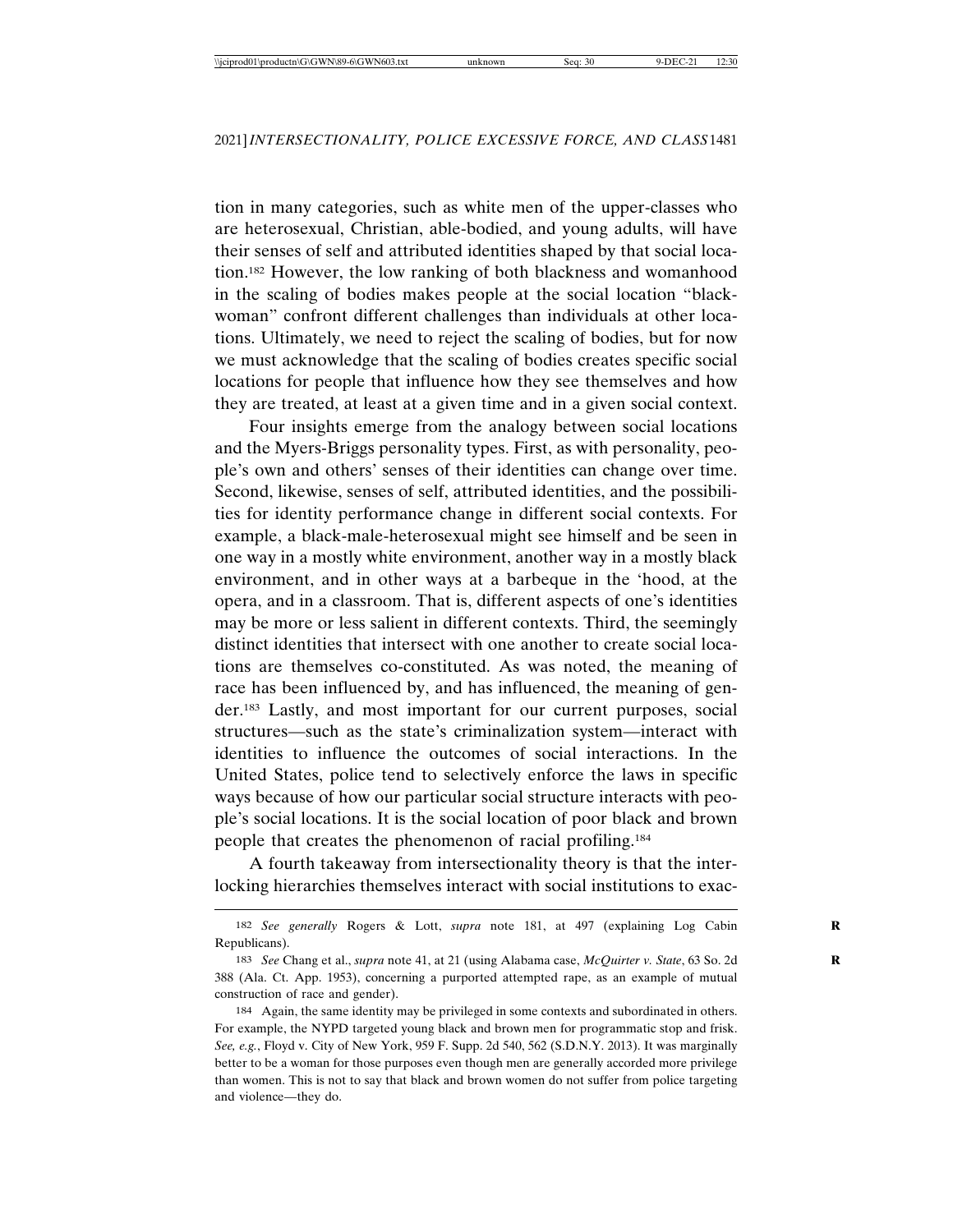tion in many categories, such as white men of the upper-classes who are heterosexual, Christian, able-bodied, and young adults, will have their senses of self and attributed identities shaped by that social location.[182] However, the low ranking of both blackness and womanhood in the scaling of bodies makes people at the social location "black-woman" confront different challenges than individuals at other locations. Ultimately, we need to reject the scaling of bodies, but for now we must acknowledge that the scaling of bodies creates specific social locations for people that influence how they see themselves and how they are treated, at least at a given time and in a given social context.

Four insights emerge from the analogy between social locations and the Myers-Briggs personality types. First, as with personality, people's own and others' senses of their identities can change over time. Second, likewise, senses of self, attributed identities, and the possibilities for identity performance change in different social contexts. For example, a black-male-heterosexual might see himself and be seen in one way in a mostly white environment, another way in a mostly black environment, and in other ways at a barbeque in the 'hood, at the opera, and in a classroom. That is, different aspects of one's identities may be more or less salient in different contexts. Third, the seemingly distinct identities that intersect with one another to create social locations are themselves co-constituted. As was noted, the meaning of race has been influenced by, and has influenced, the meaning of gender.[183] Lastly, and most important for our current purposes, social structures—such as the state's criminalization system—interact with identities to influence the outcomes of social interactions. In the United States, police tend to selectively enforce the laws in specific ways because of how our particular social structure interacts with people's social locations. It is the social location of poor black and brown people that creates the phenomenon of racial profiling.[184]

A fourth takeaway from intersectionality theory is that the interlocking hierarchies themselves interact with social institutions to exac-

---

182 *See generally* Rogers & Lott, *supra* note 181, at 497 (explaining Log Cabin Republicans).

183 *See* Chang et al., *supra* note 41, at 21 (using Alabama case, *McQuirter v. State*, 63 So. 2d 388 (Ala. Ct. App. 1953), concerning a purported attempted rape, as an example of mutual construction of race and gender).

184 Again, the same identity may be privileged in some contexts and subordinated in others. For example, the NYPD targeted young black and brown men for programmatic stop and frisk. *See, e.g.*, Floyd v. City of New York, 959 F. Supp. 2d 540, 562 (S.D.N.Y. 2013). It was marginally better to be a woman for those purposes even though men are generally accorded more privilege than women. This is not to say that black and brown women do not suffer from police targeting and violence—they do.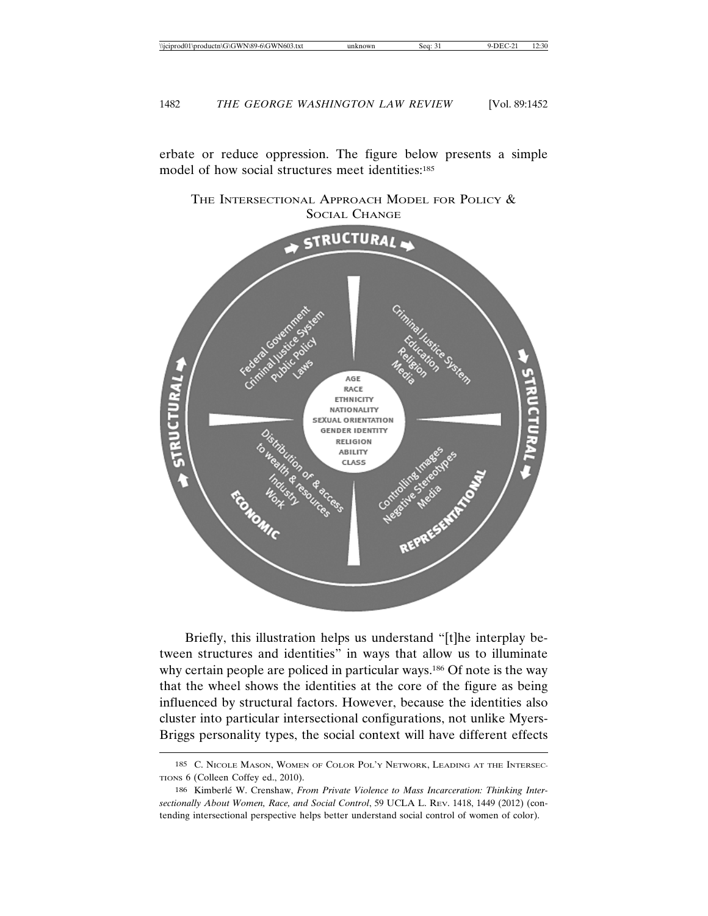erbate or reduce oppression. The figure below presents a simple model of how social structures meet identities:[185]

THE INTERSECTIONAL APPROACH MODEL FOR POLICY & SOCIAL CHANGE

STRUCTURAL

Federal Government
Criminal Justice System
Public Policy
Laws

Criminal Justice System
Education
Religion
Media

AGE
RACE
ETHNICITY
NATIONALITY
SEXUAL ORIENTATION
GENDER IDENTITY
RELIGION
ABILITY
CLASS

Distribution of & access to wealth & resources
Industry
Work
ECONOMIC

Controlling Images
Negative Stereotypes
Media
REPRESENTATIONAL

Briefly, this illustration helps us understand "[t]he interplay between structures and identities" in ways that allow us to illuminate why certain people are policed in particular ways.[186] Of note is the way that the wheel shows the identities at the core of the figure as being influenced by structural factors. However, because the identities also cluster into particular intersectional configurations, not unlike Myers-Briggs personality types, the social context will have different effects

---

185 C. NICOLE MASON, WOMEN OF COLOR POL'Y NETWORK, LEADING AT THE INTERSECTIONS 6 (Colleen Coffey ed., 2010).

186 Kimberlé W. Crenshaw, *From Private Violence to Mass Incarceration: Thinking Intersectionally About Women, Race, and Social Control*, 59 UCLA L. REV. 1418, 1449 (2012) (contending intersectional perspective helps better understand social control of women of color).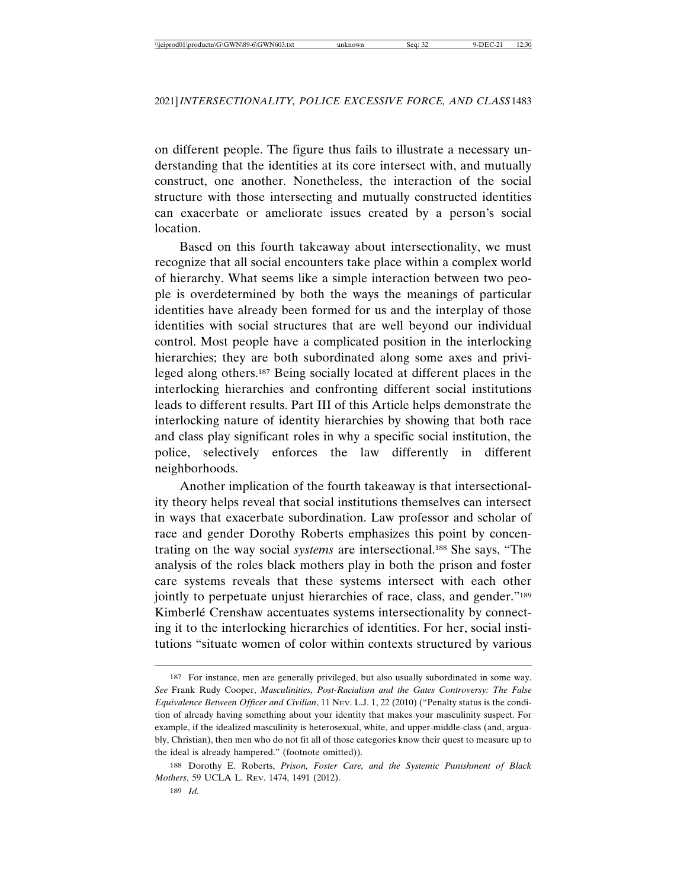on different people. The figure thus fails to illustrate a necessary understanding that the identities at its core intersect with, and mutually construct, one another. Nonetheless, the interaction of the social structure with those intersecting and mutually constructed identities can exacerbate or ameliorate issues created by a person's social location.

Based on this fourth takeaway about intersectionality, we must recognize that all social encounters take place within a complex world of hierarchy. What seems like a simple interaction between two people is overdetermined by both the ways the meanings of particular identities have already been formed for us and the interplay of those identities with social structures that are well beyond our individual control. Most people have a complicated position in the interlocking hierarchies; they are both subordinated along some axes and privileged along others.[187] Being socially located at different places in the interlocking hierarchies and confronting different social institutions leads to different results. Part III of this Article helps demonstrate the interlocking nature of identity hierarchies by showing that both race and class play significant roles in why a specific social institution, the police, selectively enforces the law differently in different neighborhoods.

Another implication of the fourth takeaway is that intersectionality theory helps reveal that social institutions themselves can intersect in ways that exacerbate subordination. Law professor and scholar of race and gender Dorothy Roberts emphasizes this point by concentrating on the way social *systems* are intersectional.[188] She says, "The analysis of the roles black mothers play in both the prison and foster care systems reveals that these systems intersect with each other jointly to perpetuate unjust hierarchies of race, class, and gender."[189] Kimberlé Crenshaw accentuates systems intersectionality by connecting it to the interlocking hierarchies of identities. For her, social institutions "situate women of color within contexts structured by various

---

187 For instance, men are generally privileged, but also usually subordinated in some way. *See* Frank Rudy Cooper, *Masculinities, Post-Racialism and the Gates Controversy: The False Equivalence Between Officer and Civilian*, 11 NEV. L.J. 1, 22 (2010) ("Penalty status is the condition of already having something about your identity that makes your masculinity suspect. For example, if the idealized masculinity is heterosexual, white, and upper-middle-class (and, arguably, Christian), then men who do not fit all of those categories know their quest to measure up to the ideal is already hampered." (footnote omitted)).

188 Dorothy E. Roberts, *Prison, Foster Care, and the Systemic Punishment of Black Mothers*, 59 UCLA L. REV. 1474, 1491 (2012).

189 *Id.*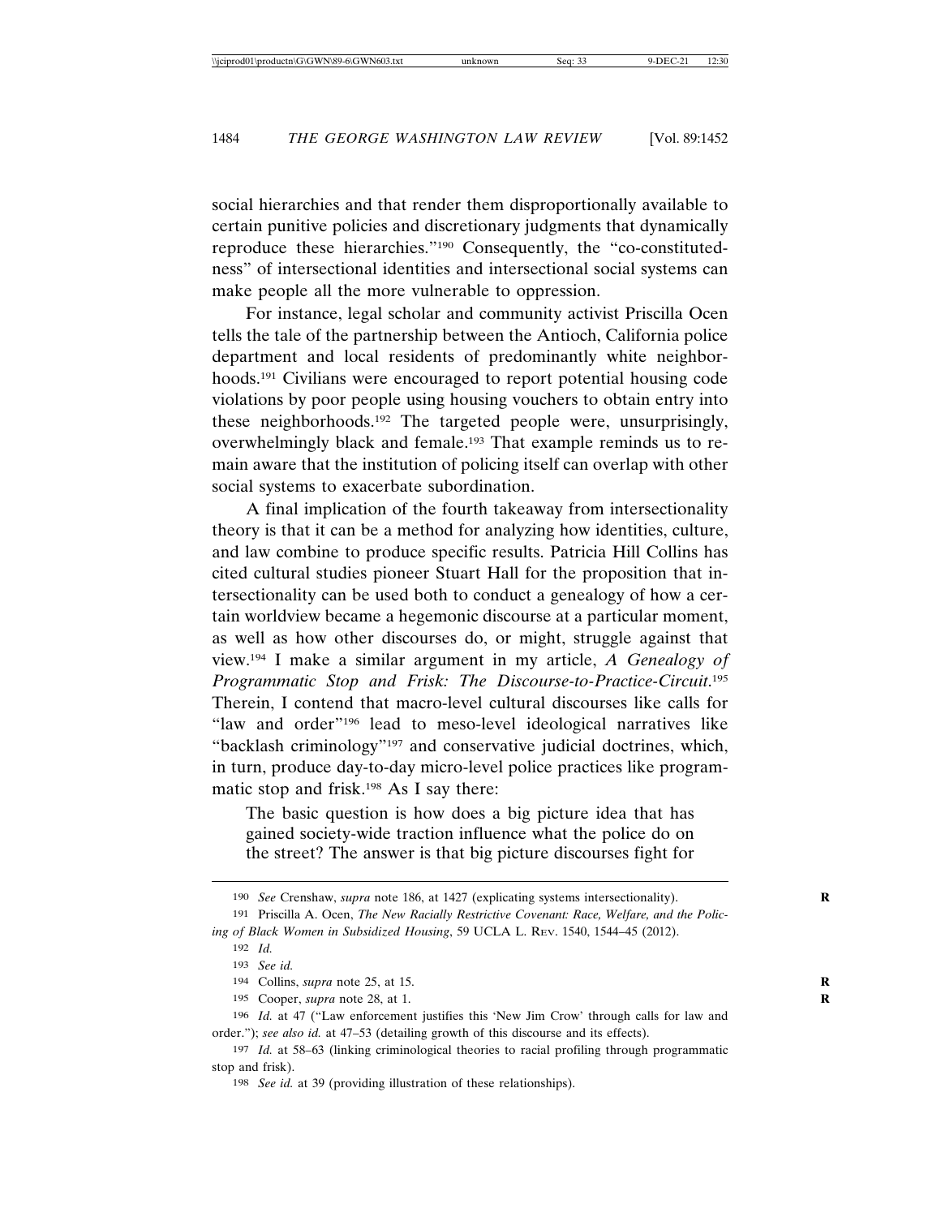social hierarchies and that render them disproportionally available to certain punitive policies and discretionary judgments that dynamically reproduce these hierarchies."[190] Consequently, the "co-constitutedness" of intersectional identities and intersectional social systems can make people all the more vulnerable to oppression.

For instance, legal scholar and community activist Priscilla Ocen tells the tale of the partnership between the Antioch, California police department and local residents of predominantly white neighborhoods.[191] Civilians were encouraged to report potential housing code violations by poor people using housing vouchers to obtain entry into these neighborhoods.[192] The targeted people were, unsurprisingly, overwhelmingly black and female.[193] That example reminds us to remain aware that the institution of policing itself can overlap with other social systems to exacerbate subordination.

A final implication of the fourth takeaway from intersectionality theory is that it can be a method for analyzing how identities, culture, and law combine to produce specific results. Patricia Hill Collins has cited cultural studies pioneer Stuart Hall for the proposition that intersectionality can be used both to conduct a genealogy of how a certain worldview became a hegemonic discourse at a particular moment, as well as how other discourses do, or might, struggle against that view.[194] I make a similar argument in my article, *A Genealogy of Programmatic Stop and Frisk: The Discourse-to-Practice-Circuit*.[195] Therein, I contend that macro-level cultural discourses like calls for "law and order"[196] lead to meso-level ideological narratives like "backlash criminology"[197] and conservative judicial doctrines, which, in turn, produce day-to-day micro-level police practices like programmatic stop and frisk.[198] As I say there:

> The basic question is how does a big picture idea that has gained society-wide traction influence what the police do on the street? The answer is that big picture discourses fight for

---

190 *See* Crenshaw, *supra* note 186, at 1427 (explicating systems intersectionality).

191 Priscilla A. Ocen, *The New Racially Restrictive Covenant: Race, Welfare, and the Policing of Black Women in Subsidized Housing*, 59 UCLA L. REV. 1540, 1544–45 (2012).

192 *Id.*

193 *See id.*

194 Collins, *supra* note 25, at 15.

195 Cooper, *supra* note 28, at 1.

196 *Id.* at 47 ("Law enforcement justifies this 'New Jim Crow' through calls for law and order."); *see also id.* at 47–53 (detailing growth of this discourse and its effects).

197 *Id.* at 58–63 (linking criminological theories to racial profiling through programmatic stop and frisk).

198 *See id.* at 39 (providing illustration of these relationships).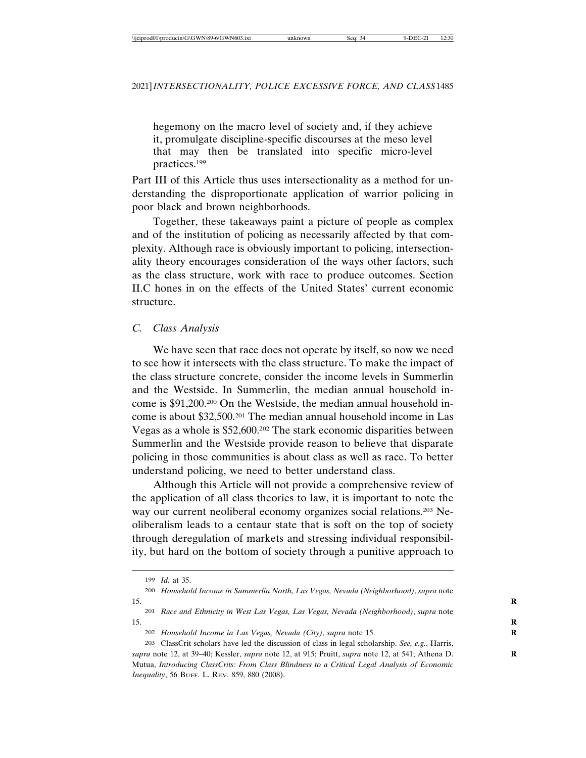hegemony on the macro level of society and, if they achieve it, promulgate discipline-specific discourses at the meso level that may then be translated into specific micro-level practices.[199]

Part III of this Article thus uses intersectionality as a method for understanding the disproportionate application of warrior policing in poor black and brown neighborhoods.

Together, these takeaways paint a picture of people as complex and of the institution of policing as necessarily affected by that complexity. Although race is obviously important to policing, intersectionality theory encourages consideration of the ways other factors, such as the class structure, work with race to produce outcomes. Section II.C hones in on the effects of the United States' current economic structure.

### *C. Class Analysis*

We have seen that race does not operate by itself, so now we need to see how it intersects with the class structure. To make the impact of the class structure concrete, consider the income levels in Summerlin and the Westside. In Summerlin, the median annual household income is $91,200.[200] On the Westside, the median annual household income is about $32,500.[201] The median annual household income in Las Vegas as a whole is $52,600.[202] The stark economic disparities between Summerlin and the Westside provide reason to believe that disparate policing in those communities is about class as well as race. To better understand policing, we need to better understand class.

Although this Article will not provide a comprehensive review of the application of all class theories to law, it is important to note the way our current neoliberal economy organizes social relations.[203] Neoliberalism leads to a centaur state that is soft on the top of society through deregulation of markets and stressing individual responsibility, but hard on the bottom of society through a punitive approach to

---

[199] *Id.* at 35.

[200] *Household Income in Summerlin North, Las Vegas, Nevada (Neighborhood)*, *supra* note 15.

[201] *Race and Ethnicity in West Las Vegas, Las Vegas, Nevada (Neighborhood)*, *supra* note 15.

[202] *Household Income in Las Vegas, Nevada (City)*, *supra* note 15.

[203] ClassCrit scholars have led the discussion of class in legal scholarship. *See, e.g.*, Harris, *supra* note 12, at 39–40; Kessler, *supra* note 12, at 915; Pruitt, *supra* note 12, at 541; Athena D. Mutua, *Introducing ClassCrits: From Class Blindness to a Critical Legal Analysis of Economic Inequality*, 56 BUFF. L. REV. 859, 880 (2008).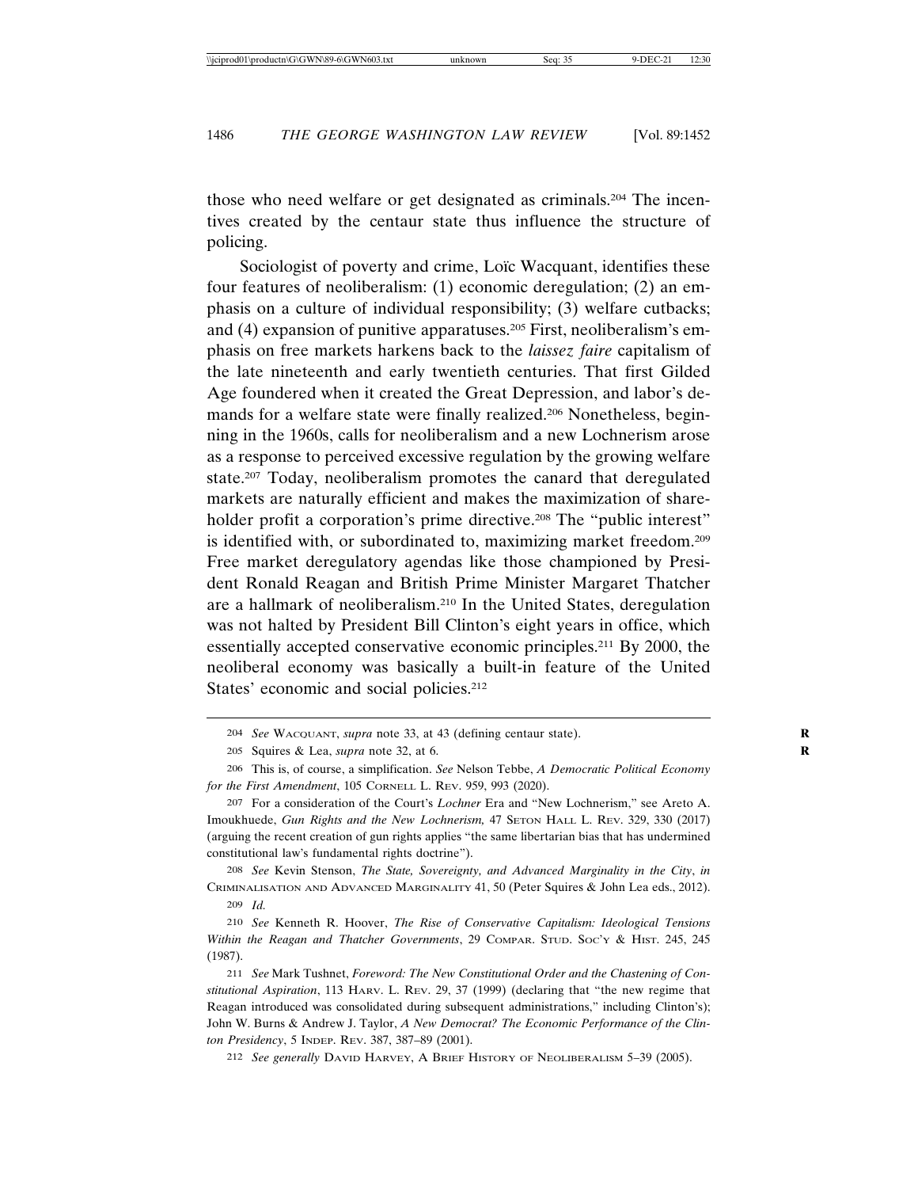those who need welfare or get designated as criminals.[204] The incentives created by the centaur state thus influence the structure of policing.

Sociologist of poverty and crime, Loïc Wacquant, identifies these four features of neoliberalism: (1) economic deregulation; (2) an emphasis on a culture of individual responsibility; (3) welfare cutbacks; and (4) expansion of punitive apparatuses.[205] First, neoliberalism's emphasis on free markets harkens back to the *laissez faire* capitalism of the late nineteenth and early twentieth centuries. That first Gilded Age foundered when it created the Great Depression, and labor's demands for a welfare state were finally realized.[206] Nonetheless, beginning in the 1960s, calls for neoliberalism and a new Lochnerism arose as a response to perceived excessive regulation by the growing welfare state.[207] Today, neoliberalism promotes the canard that deregulated markets are naturally efficient and makes the maximization of shareholder profit a corporation's prime directive.[208] The "public interest" is identified with, or subordinated to, maximizing market freedom.[209] Free market deregulatory agendas like those championed by President Ronald Reagan and British Prime Minister Margaret Thatcher are a hallmark of neoliberalism.[210] In the United States, deregulation was not halted by President Bill Clinton's eight years in office, which essentially accepted conservative economic principles.[211] By 2000, the neoliberal economy was basically a built-in feature of the United States' economic and social policies.[212]

---

204 *See* WACQUANT, *supra* note 33, at 43 (defining centaur state).

205 Squires & Lea, *supra* note 32, at 6.

206 This is, of course, a simplification. *See* Nelson Tebbe, *A Democratic Political Economy for the First Amendment*, 105 CORNELL L. REV. 959, 993 (2020).

207 For a consideration of the Court's *Lochner* Era and "New Lochnerism," see Areto A. Imoukhuede, *Gun Rights and the New Lochnerism,* 47 SETON HALL L. REV. 329, 330 (2017) (arguing the recent creation of gun rights applies "the same libertarian bias that has undermined constitutional law's fundamental rights doctrine").

208 *See* Kevin Stenson, *The State, Sovereignty, and Advanced Marginality in the City*, *in* CRIMINALISATION AND ADVANCED MARGINALITY 41, 50 (Peter Squires & John Lea eds., 2012).

209 *Id.*

210 *See* Kenneth R. Hoover, *The Rise of Conservative Capitalism: Ideological Tensions Within the Reagan and Thatcher Governments*, 29 COMPAR. STUD. SOC'Y & HIST. 245, 245 (1987).

211 *See* Mark Tushnet, *Foreword: The New Constitutional Order and the Chastening of Constitutional Aspiration*, 113 HARV. L. REV. 29, 37 (1999) (declaring that "the new regime that Reagan introduced was consolidated during subsequent administrations," including Clinton's); John W. Burns & Andrew J. Taylor, *A New Democrat? The Economic Performance of the Clinton Presidency*, 5 INDEP. REV. 387, 387–89 (2001).

212 *See generally* DAVID HARVEY, A BRIEF HISTORY OF NEOLIBERALISM 5–39 (2005).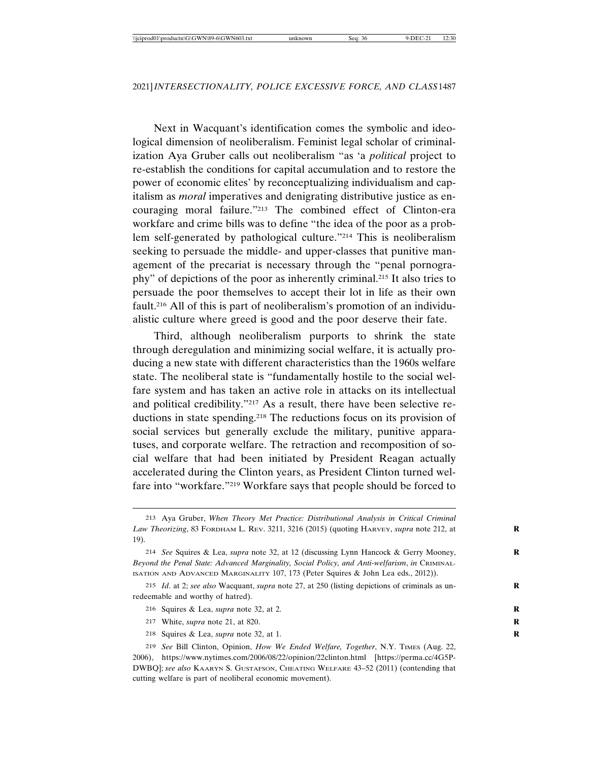Next in Wacquant's identification comes the symbolic and ideological dimension of neoliberalism. Feminist legal scholar of criminalization Aya Gruber calls out neoliberalism "as 'a *political* project to re-establish the conditions for capital accumulation and to restore the power of economic elites' by reconceptualizing individualism and capitalism as *moral* imperatives and denigrating distributive justice as encouraging moral failure."[213] The combined effect of Clinton-era workfare and crime bills was to define "the idea of the poor as a problem self-generated by pathological culture."[214] This is neoliberalism seeking to persuade the middle- and upper-classes that punitive management of the precariat is necessary through the "penal pornography" of depictions of the poor as inherently criminal.[215] It also tries to persuade the poor themselves to accept their lot in life as their own fault.[216] All of this is part of neoliberalism's promotion of an individualistic culture where greed is good and the poor deserve their fate.

Third, although neoliberalism purports to shrink the state through deregulation and minimizing social welfare, it is actually producing a new state with different characteristics than the 1960s welfare state. The neoliberal state is "fundamentally hostile to the social welfare system and has taken an active role in attacks on its intellectual and political credibility."[217] As a result, there have been selective reductions in state spending.[218] The reductions focus on its provision of social services but generally exclude the military, punitive apparatuses, and corporate welfare. The retraction and recomposition of social welfare that had been initiated by President Reagan actually accelerated during the Clinton years, as President Clinton turned welfare into "workfare."[219] Workfare says that people should be forced to

---

213 Aya Gruber, *When Theory Met Practice: Distributional Analysis in Critical Criminal Law Theorizing*, 83 FORDHAM L. REV. 3211, 3216 (2015) (quoting HARVEY, *supra* note 212, at 19).

214 *See* Squires & Lea, *supra* note 32, at 12 (discussing Lynn Hancock & Gerry Mooney, *Beyond the Penal State: Advanced Marginality, Social Policy, and Anti-welfarism*, *in* CRIMINALISATION AND ADVANCED MARGINALITY 107, 173 (Peter Squires & John Lea eds., 2012)).

215 *Id*. at 2; *see also* Wacquant, *supra* note 27, at 250 (listing depictions of criminals as unredeemable and worthy of hatred).

216 Squires & Lea, *supra* note 32, at 2.

217 White, *supra* note 21, at 820.

218 Squires & Lea, *supra* note 32, at 1.

219 *See* Bill Clinton, Opinion, *How We Ended Welfare, Together*, N.Y. TIMES (Aug. 22, 2006), https://www.nytimes.com/2006/08/22/opinion/22clinton.html [https://perma.cc/4G5P-DWBQ]; *see also* KAARYN S. GUSTAFSON, CHEATING WELFARE 43–52 (2011) (contending that cutting welfare is part of neoliberal economic movement).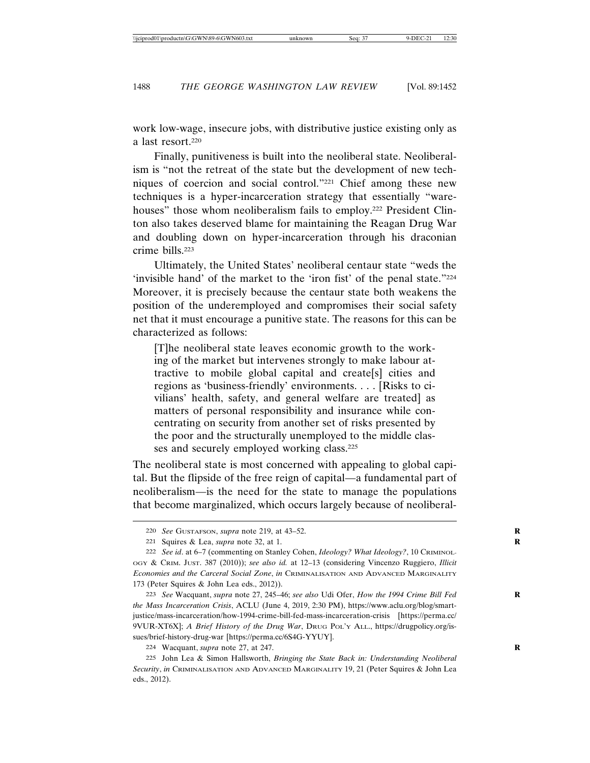work low-wage, insecure jobs, with distributive justice existing only as a last resort.[220]

Finally, punitiveness is built into the neoliberal state. Neoliberalism is "not the retreat of the state but the development of new techniques of coercion and social control."[221] Chief among these new techniques is a hyper-incarceration strategy that essentially "warehouses" those whom neoliberalism fails to employ.[222] President Clinton also takes deserved blame for maintaining the Reagan Drug War and doubling down on hyper-incarceration through his draconian crime bills.[223]

Ultimately, the United States' neoliberal centaur state "weds the 'invisible hand' of the market to the 'iron fist' of the penal state."[224] Moreover, it is precisely because the centaur state both weakens the position of the underemployed and compromises their social safety net that it must encourage a punitive state. The reasons for this can be characterized as follows:

> [T]he neoliberal state leaves economic growth to the working of the market but intervenes strongly to make labour attractive to mobile global capital and create[s] cities and regions as 'business-friendly' environments. . . . [Risks to civilians' health, safety, and general welfare are treated] as matters of personal responsibility and insurance while concentrating on security from another set of risks presented by the poor and the structurally unemployed to the middle classes and securely employed working class.[225]

The neoliberal state is most concerned with appealing to global capital. But the flipside of the free reign of capital—a fundamental part of neoliberalism—is the need for the state to manage the populations that become marginalized, which occurs largely because of neoliberal-

---

220 *See* Gustafson, *supra* note 219, at 43–52.

221 Squires & Lea, *supra* note 32, at 1.

222 *See id*. at 6–7 (commenting on Stanley Cohen, *Ideology? What Ideology?*, 10 Criminology & Crim. Just. 387 (2010)); *see also id.* at 12–13 (considering Vincenzo Ruggiero, *Illicit Economies and the Carceral Social Zone*, *in* Criminalisation and Advanced Marginality 173 (Peter Squires & John Lea eds., 2012)).

223 *See* Wacquant, *supra* note 27, 245–46; *see also* Udi Ofer, *How the 1994 Crime Bill Fed the Mass Incarceration Crisis*, ACLU (June 4, 2019, 2:30 PM), https://www.aclu.org/blog/smart-justice/mass-incarceration/how-1994-crime-bill-fed-mass-incarceration-crisis [https://perma.cc/9VUR-XT6X]; *A Brief History of the Drug War*, Drug Pol'y All., https://drugpolicy.org/issues/brief-history-drug-war [https://perma.cc/6S4G-YYUY].

224 Wacquant, *supra* note 27, at 247.

225 John Lea & Simon Hallsworth, *Bringing the State Back in: Understanding Neoliberal Security*, *in* Criminalisation and Advanced Marginality 19, 21 (Peter Squires & John Lea eds., 2012).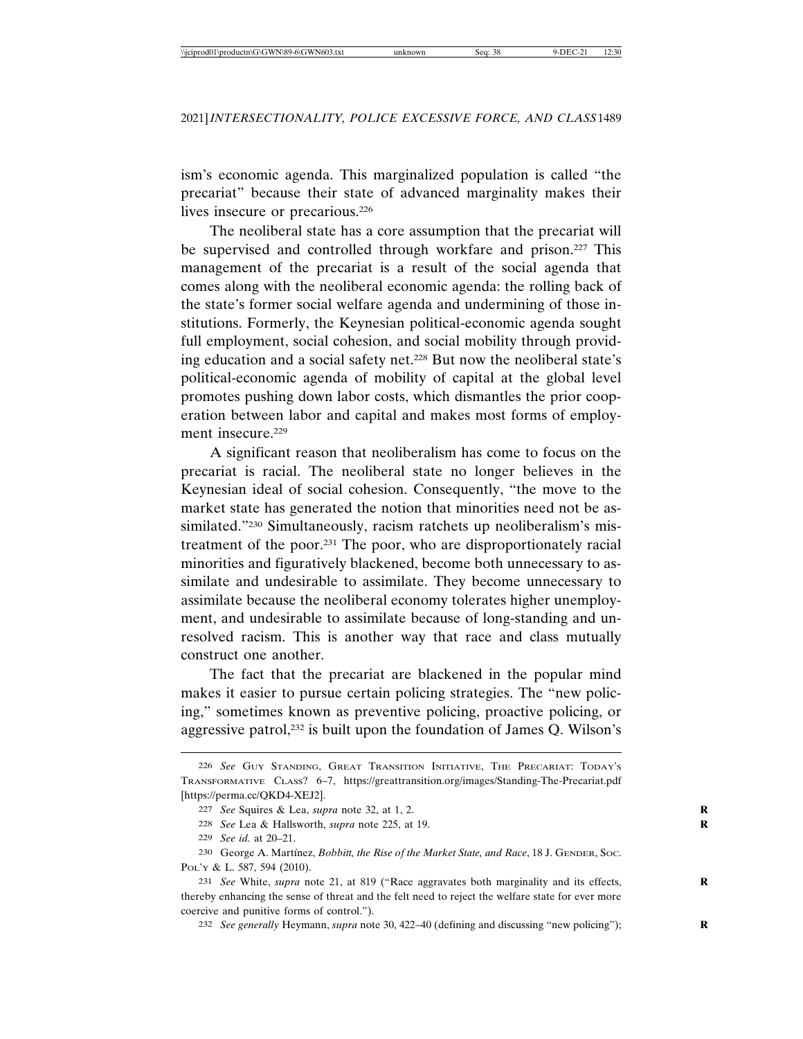ism's economic agenda. This marginalized population is called "the precariat" because their state of advanced marginality makes their lives insecure or precarious.[226]

The neoliberal state has a core assumption that the precariat will be supervised and controlled through workfare and prison.[227] This management of the precariat is a result of the social agenda that comes along with the neoliberal economic agenda: the rolling back of the state's former social welfare agenda and undermining of those institutions. Formerly, the Keynesian political-economic agenda sought full employment, social cohesion, and social mobility through providing education and a social safety net.[228] But now the neoliberal state's political-economic agenda of mobility of capital at the global level promotes pushing down labor costs, which dismantles the prior cooperation between labor and capital and makes most forms of employment insecure.[229]

A significant reason that neoliberalism has come to focus on the precariat is racial. The neoliberal state no longer believes in the Keynesian ideal of social cohesion. Consequently, "the move to the market state has generated the notion that minorities need not be assimilated."[230] Simultaneously, racism ratchets up neoliberalism's mistreatment of the poor.[231] The poor, who are disproportionately racial minorities and figuratively blackened, become both unnecessary to assimilate and undesirable to assimilate. They become unnecessary to assimilate because the neoliberal economy tolerates higher unemployment, and undesirable to assimilate because of long-standing and unresolved racism. This is another way that race and class mutually construct one another.

The fact that the precariat are blackened in the popular mind makes it easier to pursue certain policing strategies. The "new policing," sometimes known as preventive policing, proactive policing, or aggressive patrol,[232] is built upon the foundation of James Q. Wilson's

---

226 *See* Guy Standing, Great Transition Initiative, The Precariat: Today's Transformative Class? 6–7, https://greattransition.org/images/Standing-The-Precariat.pdf [https://perma.cc/QKD4-XEJ2].

227 *See* Squires & Lea, *supra* note 32, at 1, 2.

228 *See* Lea & Hallsworth, *supra* note 225, at 19.

229 *See id.* at 20–21.

230 George A. Martínez, *Bobbitt, the Rise of the Market State, and Race*, 18 J. Gender, Soc. Pol'y & L. 587, 594 (2010).

231 *See* White, *supra* note 21, at 819 ("Race aggravates both marginality and its effects, thereby enhancing the sense of threat and the felt need to reject the welfare state for ever more coercive and punitive forms of control.").

232 *See generally* Heymann, *supra* note 30, 422–40 (defining and discussing "new policing");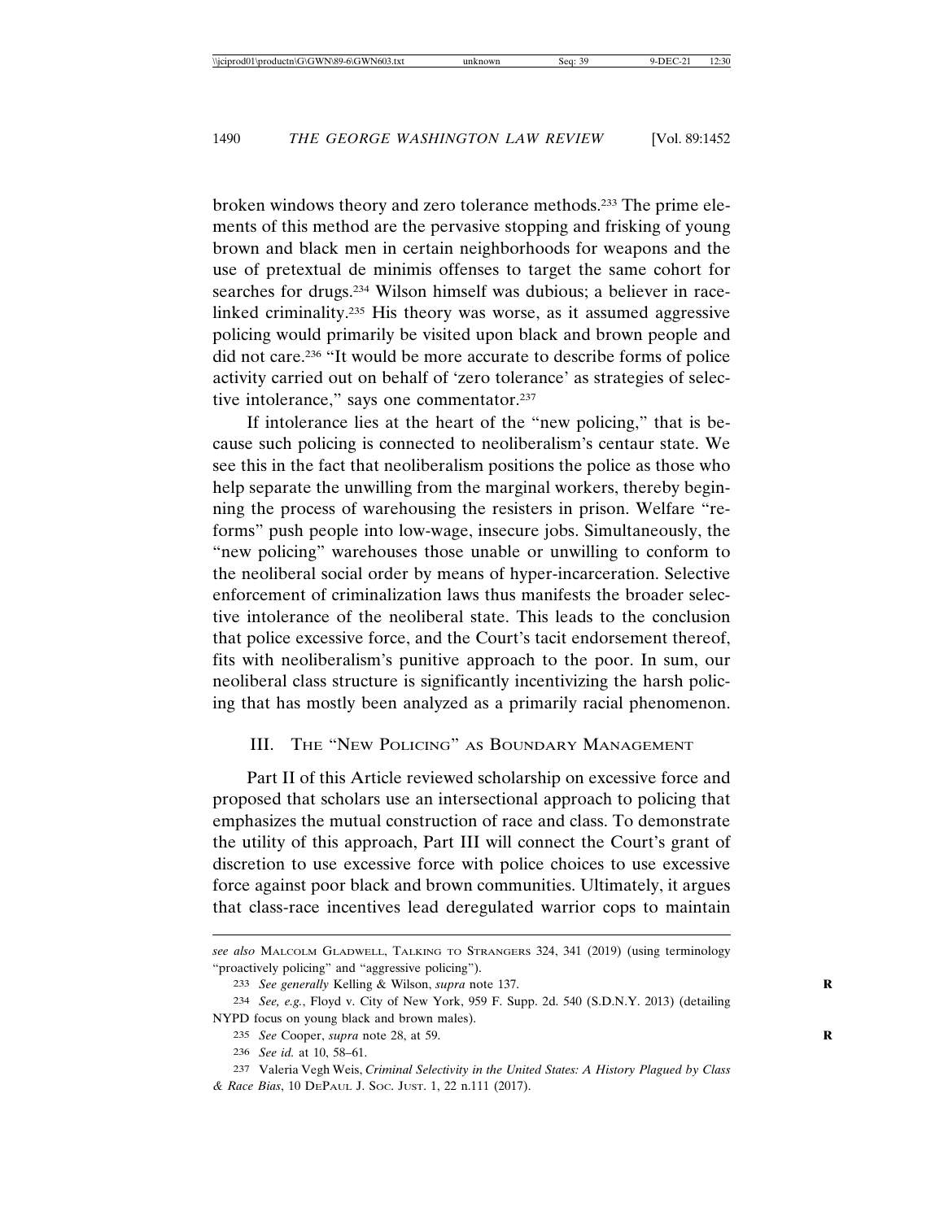broken windows theory and zero tolerance methods.[233] The prime elements of this method are the pervasive stopping and frisking of young brown and black men in certain neighborhoods for weapons and the use of pretextual de minimis offenses to target the same cohort for searches for drugs.[234] Wilson himself was dubious; a believer in race-linked criminality.[235] His theory was worse, as it assumed aggressive policing would primarily be visited upon black and brown people and did not care.[236] "It would be more accurate to describe forms of police activity carried out on behalf of 'zero tolerance' as strategies of selective intolerance," says one commentator.[237]

If intolerance lies at the heart of the "new policing," that is because such policing is connected to neoliberalism's centaur state. We see this in the fact that neoliberalism positions the police as those who help separate the unwilling from the marginal workers, thereby beginning the process of warehousing the resisters in prison. Welfare "reforms" push people into low-wage, insecure jobs. Simultaneously, the "new policing" warehouses those unable or unwilling to conform to the neoliberal social order by means of hyper-incarceration. Selective enforcement of criminalization laws thus manifests the broader selective intolerance of the neoliberal state. This leads to the conclusion that police excessive force, and the Court's tacit endorsement thereof, fits with neoliberalism's punitive approach to the poor. In sum, our neoliberal class structure is significantly incentivizing the harsh policing that has mostly been analyzed as a primarily racial phenomenon.

## III. The "New Policing" as Boundary Management

Part II of this Article reviewed scholarship on excessive force and proposed that scholars use an intersectional approach to policing that emphasizes the mutual construction of race and class. To demonstrate the utility of this approach, Part III will connect the Court's grant of discretion to use excessive force with police choices to use excessive force against poor black and brown communities. Ultimately, it argues that class-race incentives lead deregulated warrior cops to maintain

---

*see also* Malcolm Gladwell, Talking to Strangers 324, 341 (2019) (using terminology "proactively policing" and "aggressive policing").

233 *See generally* Kelling & Wilson, *supra* note 137.

234 *See, e.g.*, Floyd v. City of New York, 959 F. Supp. 2d. 540 (S.D.N.Y. 2013) (detailing NYPD focus on young black and brown males).

235 *See* Cooper, *supra* note 28, at 59.

236 *See id.* at 10, 58–61.

237 Valeria Vegh Weis, *Criminal Selectivity in the United States: A History Plagued by Class & Race Bias*, 10 DePaul J. Soc. Just. 1, 22 n.111 (2017).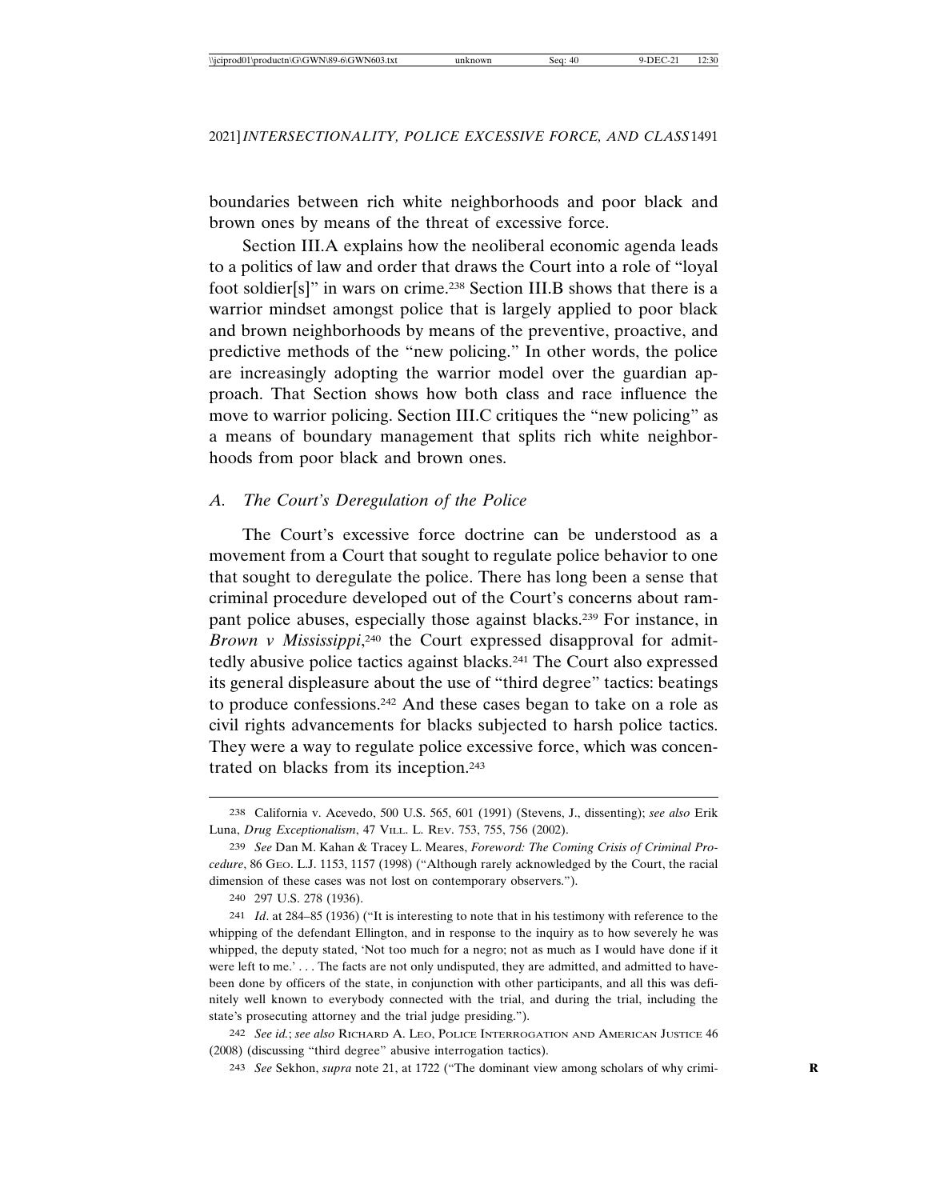boundaries between rich white neighborhoods and poor black and brown ones by means of the threat of excessive force.

Section III.A explains how the neoliberal economic agenda leads to a politics of law and order that draws the Court into a role of "loyal foot soldier[s]" in wars on crime.[238] Section III.B shows that there is a warrior mindset amongst police that is largely applied to poor black and brown neighborhoods by means of the preventive, proactive, and predictive methods of the "new policing." In other words, the police are increasingly adopting the warrior model over the guardian approach. That Section shows how both class and race influence the move to warrior policing. Section III.C critiques the "new policing" as a means of boundary management that splits rich white neighborhoods from poor black and brown ones.

## *A. The Court's Deregulation of the Police*

The Court's excessive force doctrine can be understood as a movement from a Court that sought to regulate police behavior to one that sought to deregulate the police. There has long been a sense that criminal procedure developed out of the Court's concerns about rampant police abuses, especially those against blacks.[239] For instance, in *Brown v Mississippi*,[240] the Court expressed disapproval for admittedly abusive police tactics against blacks.[241] The Court also expressed its general displeasure about the use of "third degree" tactics: beatings to produce confessions.[242] And these cases began to take on a role as civil rights advancements for blacks subjected to harsh police tactics. They were a way to regulate police excessive force, which was concentrated on blacks from its inception.[243]

---

238 California v. Acevedo, 500 U.S. 565, 601 (1991) (Stevens, J., dissenting); *see also* Erik Luna, *Drug Exceptionalism*, 47 VILL. L. REV. 753, 755, 756 (2002).

239 *See* Dan M. Kahan & Tracey L. Meares, *Foreword: The Coming Crisis of Criminal Procedure*, 86 GEO. L.J. 1153, 1157 (1998) ("Although rarely acknowledged by the Court, the racial dimension of these cases was not lost on contemporary observers.").

240 297 U.S. 278 (1936).

241 *Id*. at 284–85 (1936) ("It is interesting to note that in his testimony with reference to the whipping of the defendant Ellington, and in response to the inquiry as to how severely he was whipped, the deputy stated, 'Not too much for a negro; not as much as I would have done if it were left to me.' . . . The facts are not only undisputed, they are admitted, and admitted to have-been done by officers of the state, in conjunction with other participants, and all this was definitely well known to everybody connected with the trial, and during the trial, including the state's prosecuting attorney and the trial judge presiding.").

242 *See id.*; *see also* RICHARD A. LEO, POLICE INTERROGATION AND AMERICAN JUSTICE 46 (2008) (discussing "third degree" abusive interrogation tactics).

243 *See* Sekhon, *supra* note 21, at 1722 ("The dominant view among scholars of why crimi-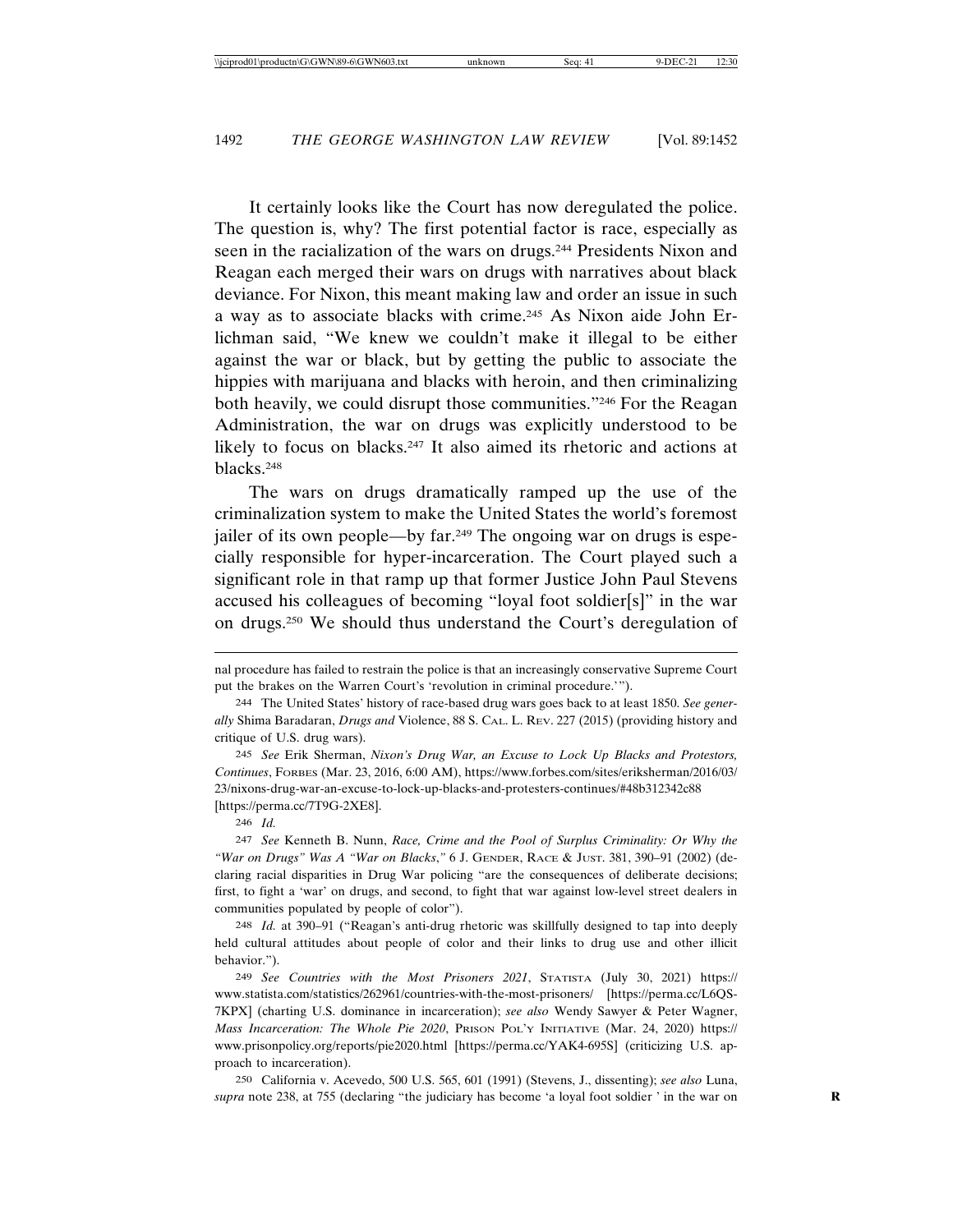It certainly looks like the Court has now deregulated the police. The question is, why? The first potential factor is race, especially as seen in the racialization of the wars on drugs.[244] Presidents Nixon and Reagan each merged their wars on drugs with narratives about black deviance. For Nixon, this meant making law and order an issue in such a way as to associate blacks with crime.[245] As Nixon aide John Erlichman said, "We knew we couldn't make it illegal to be either against the war or black, but by getting the public to associate the hippies with marijuana and blacks with heroin, and then criminalizing both heavily, we could disrupt those communities."[246] For the Reagan Administration, the war on drugs was explicitly understood to be likely to focus on blacks.[247] It also aimed its rhetoric and actions at blacks.[248]

The wars on drugs dramatically ramped up the use of the criminalization system to make the United States the world's foremost jailer of its own people—by far.[249] The ongoing war on drugs is especially responsible for hyper-incarceration. The Court played such a significant role in that ramp up that former Justice John Paul Stevens accused his colleagues of becoming "loyal foot soldier[s]" in the war on drugs.[250] We should thus understand the Court's deregulation of

---

nal procedure has failed to restrain the police is that an increasingly conservative Supreme Court put the brakes on the Warren Court's 'revolution in criminal procedure.'").

244 The United States' history of race-based drug wars goes back to at least 1850. *See generally* Shima Baradaran, *Drugs and* Violence, 88 S. CAL. L. REV. 227 (2015) (providing history and critique of U.S. drug wars).

245 *See* Erik Sherman, *Nixon's Drug War, an Excuse to Lock Up Blacks and Protestors, Continues*, FORBES (Mar. 23, 2016, 6:00 AM), https://www.forbes.com/sites/eriksherman/2016/03/23/nixons-drug-war-an-excuse-to-lock-up-blacks-and-protesters-continues/#48b312342c88 [https://perma.cc/7T9G-2XE8].

246 *Id.*

247 *See* Kenneth B. Nunn, *Race, Crime and the Pool of Surplus Criminality: Or Why the "War on Drugs" Was A "War on Blacks*,*"* 6 J. GENDER, RACE & JUST. 381, 390–91 (2002) (declaring racial disparities in Drug War policing "are the consequences of deliberate decisions; first, to fight a 'war' on drugs, and second, to fight that war against low-level street dealers in communities populated by people of color").

248 *Id.* at 390–91 ("Reagan's anti-drug rhetoric was skillfully designed to tap into deeply held cultural attitudes about people of color and their links to drug use and other illicit behavior.").

249 *See Countries with the Most Prisoners 2021*, STATISTA (July 30, 2021) https://www.statista.com/statistics/262961/countries-with-the-most-prisoners/ [https://perma.cc/L6QS-7KPX] (charting U.S. dominance in incarceration); *see also* Wendy Sawyer & Peter Wagner, *Mass Incarceration: The Whole Pie 2020*, PRISON POL'Y INITIATIVE (Mar. 24, 2020) https://www.prisonpolicy.org/reports/pie2020.html [https://perma.cc/YAK4-695S] (criticizing U.S. approach to incarceration).

250 California v. Acevedo, 500 U.S. 565, 601 (1991) (Stevens, J., dissenting); *see also* Luna, *supra* note 238, at 755 (declaring "the judiciary has become 'a loyal foot soldier ' in the war on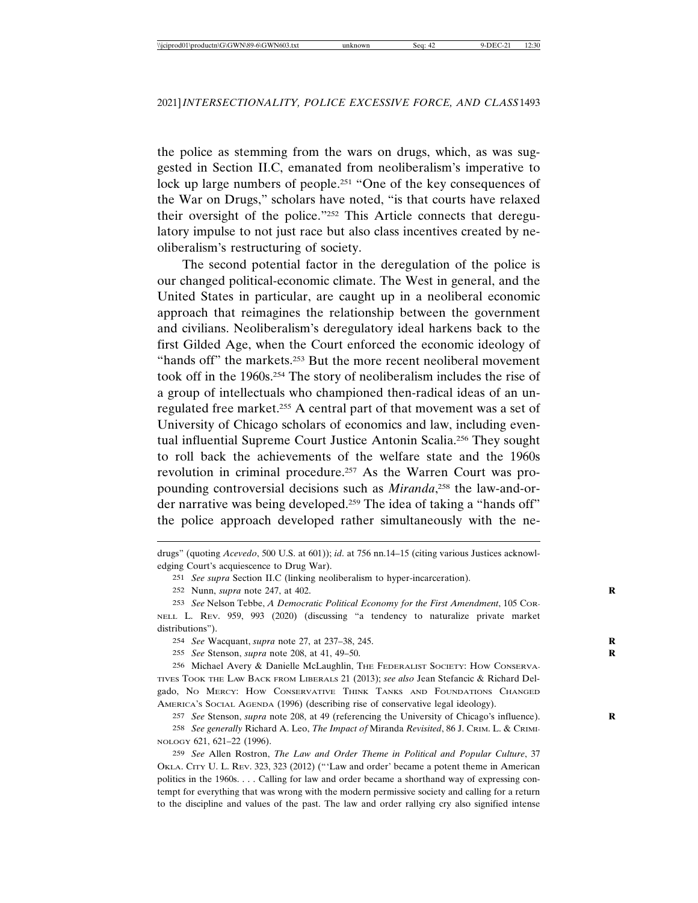the police as stemming from the wars on drugs, which, as was suggested in Section II.C, emanated from neoliberalism's imperative to lock up large numbers of people.[251] "One of the key consequences of the War on Drugs," scholars have noted, "is that courts have relaxed their oversight of the police."[252] This Article connects that deregulatory impulse to not just race but also class incentives created by neoliberalism's restructuring of society.

The second potential factor in the deregulation of the police is our changed political-economic climate. The West in general, and the United States in particular, are caught up in a neoliberal economic approach that reimagines the relationship between the government and civilians. Neoliberalism's deregulatory ideal harkens back to the first Gilded Age, when the Court enforced the economic ideology of "hands off" the markets.[253] But the more recent neoliberal movement took off in the 1960s.[254] The story of neoliberalism includes the rise of a group of intellectuals who championed then-radical ideas of an unregulated free market.[255] A central part of that movement was a set of University of Chicago scholars of economics and law, including eventual influential Supreme Court Justice Antonin Scalia.[256] They sought to roll back the achievements of the welfare state and the 1960s revolution in criminal procedure.[257] As the Warren Court was propounding controversial decisions such as *Miranda*,[258] the law-and-order narrative was being developed.[259] The idea of taking a "hands off" the police approach developed rather simultaneously with the ne-

---

drugs" (quoting *Acevedo*, 500 U.S. at 601)); *id*. at 756 nn.14–15 (citing various Justices acknowledging Court's acquiescence to Drug War).

251 *See supra* Section II.C (linking neoliberalism to hyper-incarceration).

252 Nunn, *supra* note 247, at 402.

253 *See* Nelson Tebbe, *A Democratic Political Economy for the First Amendment*, 105 CORNELL L. REV. 959, 993 (2020) (discussing "a tendency to naturalize private market distributions").

254 *See* Wacquant, *supra* note 27, at 237–38, 245.

255 *See* Stenson, *supra* note 208, at 41, 49–50.

256 Michael Avery & Danielle McLaughlin, THE FEDERALIST SOCIETY: HOW CONSERVATIVES TOOK THE LAW BACK FROM LIBERALS 21 (2013); *see also* Jean Stefancic & Richard Delgado, NO MERCY: HOW CONSERVATIVE THINK TANKS AND FOUNDATIONS CHANGED AMERICA'S SOCIAL AGENDA (1996) (describing rise of conservative legal ideology).

257 *See* Stenson, *supra* note 208, at 49 (referencing the University of Chicago's influence).

258 *See generally* Richard A. Leo, *The Impact of* Miranda *Revisited*, 86 J. CRIM. L. & CRIMINOLOGY 621, 621–22 (1996).

259 *See* Allen Rostron, *The Law and Order Theme in Political and Popular Culture*, 37 OKLA. CITY U. L. REV. 323, 323 (2012) ("'Law and order' became a potent theme in American politics in the 1960s. . . . Calling for law and order became a shorthand way of expressing contempt for everything that was wrong with the modern permissive society and calling for a return to the discipline and values of the past. The law and order rallying cry also signified intense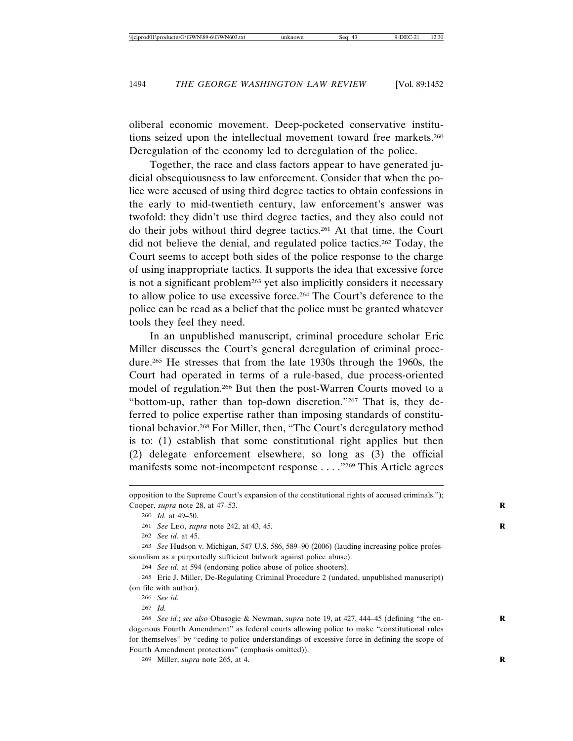oliberal economic movement. Deep-pocketed conservative institutions seized upon the intellectual movement toward free markets.[260] Deregulation of the economy led to deregulation of the police.

Together, the race and class factors appear to have generated judicial obsequiousness to law enforcement. Consider that when the police were accused of using third degree tactics to obtain confessions in the early to mid-twentieth century, law enforcement's answer was twofold: they didn't use third degree tactics, and they also could not do their jobs without third degree tactics.[261] At that time, the Court did not believe the denial, and regulated police tactics.[262] Today, the Court seems to accept both sides of the police response to the charge of using inappropriate tactics. It supports the idea that excessive force is not a significant problem[263] yet also implicitly considers it necessary to allow police to use excessive force.[264] The Court's deference to the police can be read as a belief that the police must be granted whatever tools they feel they need.

In an unpublished manuscript, criminal procedure scholar Eric Miller discusses the Court's general deregulation of criminal procedure.[265] He stresses that from the late 1930s through the 1960s, the Court had operated in terms of a rule-based, due process-oriented model of regulation.[266] But then the post-Warren Courts moved to a "bottom-up, rather than top-down discretion."[267] That is, they deferred to police expertise rather than imposing standards of constitutional behavior.[268] For Miller, then, "The Court's deregulatory method is to: (1) establish that some constitutional right applies but then (2) delegate enforcement elsewhere, so long as (3) the official manifests some not-incompetent response . . . ."[269] This Article agrees

---

opposition to the Supreme Court's expansion of the constitutional rights of accused criminals."); Cooper, *supra* note 28, at 47–53.

260 *Id.* at 49–50.

261 *See* LEO, *supra* note 242, at 43, 45.

262 *See id.* at 45.

263 *See* Hudson v. Michigan, 547 U.S. 586, 589–90 (2006) (lauding increasing police professionalism as a purportedly sufficient bulwark against police abuse).

264 *See id.* at 594 (endorsing police abuse of police shooters).

265 Eric J. Miller, De-Regulating Criminal Procedure 2 (undated, unpublished manuscript) (on file with author).

266 *See id.*

267 *Id.*

268 *See id.*; *see also* Obasogie & Newman, *supra* note 19, at 427, 444–45 (defining "the endogenous Fourth Amendment" as federal courts allowing police to make "constitutional rules for themselves" by "ceding to police understandings of excessive force in defining the scope of Fourth Amendment protections" (emphasis omitted)).

269 Miller, *supra* note 265, at 4.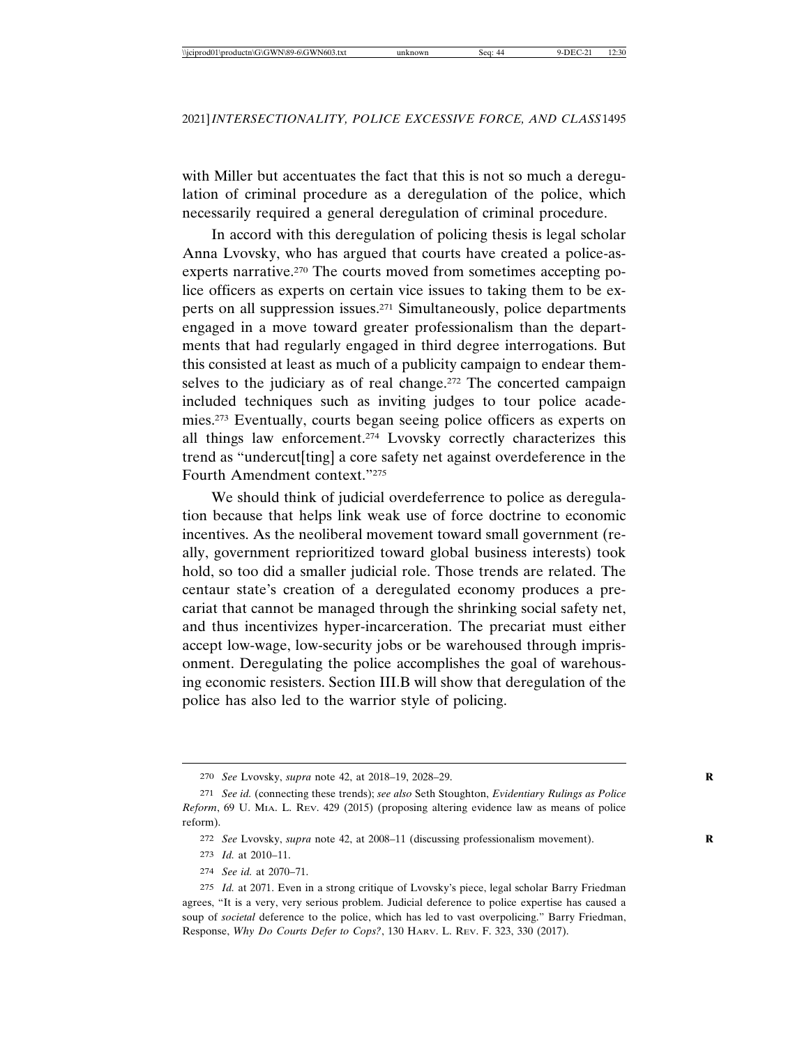with Miller but accentuates the fact that this is not so much a deregulation of criminal procedure as a deregulation of the police, which necessarily required a general deregulation of criminal procedure.

In accord with this deregulation of policing thesis is legal scholar Anna Lvovsky, who has argued that courts have created a police-as-experts narrative.[270] The courts moved from sometimes accepting police officers as experts on certain vice issues to taking them to be experts on all suppression issues.[271] Simultaneously, police departments engaged in a move toward greater professionalism than the departments that had regularly engaged in third degree interrogations. But this consisted at least as much of a publicity campaign to endear themselves to the judiciary as of real change.[272] The concerted campaign included techniques such as inviting judges to tour police academies.[273] Eventually, courts began seeing police officers as experts on all things law enforcement.[274] Lvovsky correctly characterizes this trend as "undercut[ting] a core safety net against overdeference in the Fourth Amendment context."[275]

We should think of judicial overdeferrence to police as deregulation because that helps link weak use of force doctrine to economic incentives. As the neoliberal movement toward small government (really, government reprioritized toward global business interests) took hold, so too did a smaller judicial role. Those trends are related. The centaur state's creation of a deregulated economy produces a precariat that cannot be managed through the shrinking social safety net, and thus incentivizes hyper-incarceration. The precariat must either accept low-wage, low-security jobs or be warehoused through imprisonment. Deregulating the police accomplishes the goal of warehousing economic resisters. Section III.B will show that deregulation of the police has also led to the warrior style of policing.

---

270 *See* Lvovsky, *supra* note 42, at 2018–19, 2028–29.

271 *See id.* (connecting these trends); *see also* Seth Stoughton, *Evidentiary Rulings as Police Reform*, 69 U. MIA. L. REV. 429 (2015) (proposing altering evidence law as means of police reform).

272 *See* Lvovsky, *supra* note 42, at 2008–11 (discussing professionalism movement).

273 *Id.* at 2010–11.

274 *See id.* at 2070–71.

275 *Id.* at 2071. Even in a strong critique of Lvovsky's piece, legal scholar Barry Friedman agrees, "It is a very, very serious problem. Judicial deference to police expertise has caused a soup of *societal* deference to the police, which has led to vast overpolicing." Barry Friedman, Response, *Why Do Courts Defer to Cops?*, 130 HARV. L. REV. F. 323, 330 (2017).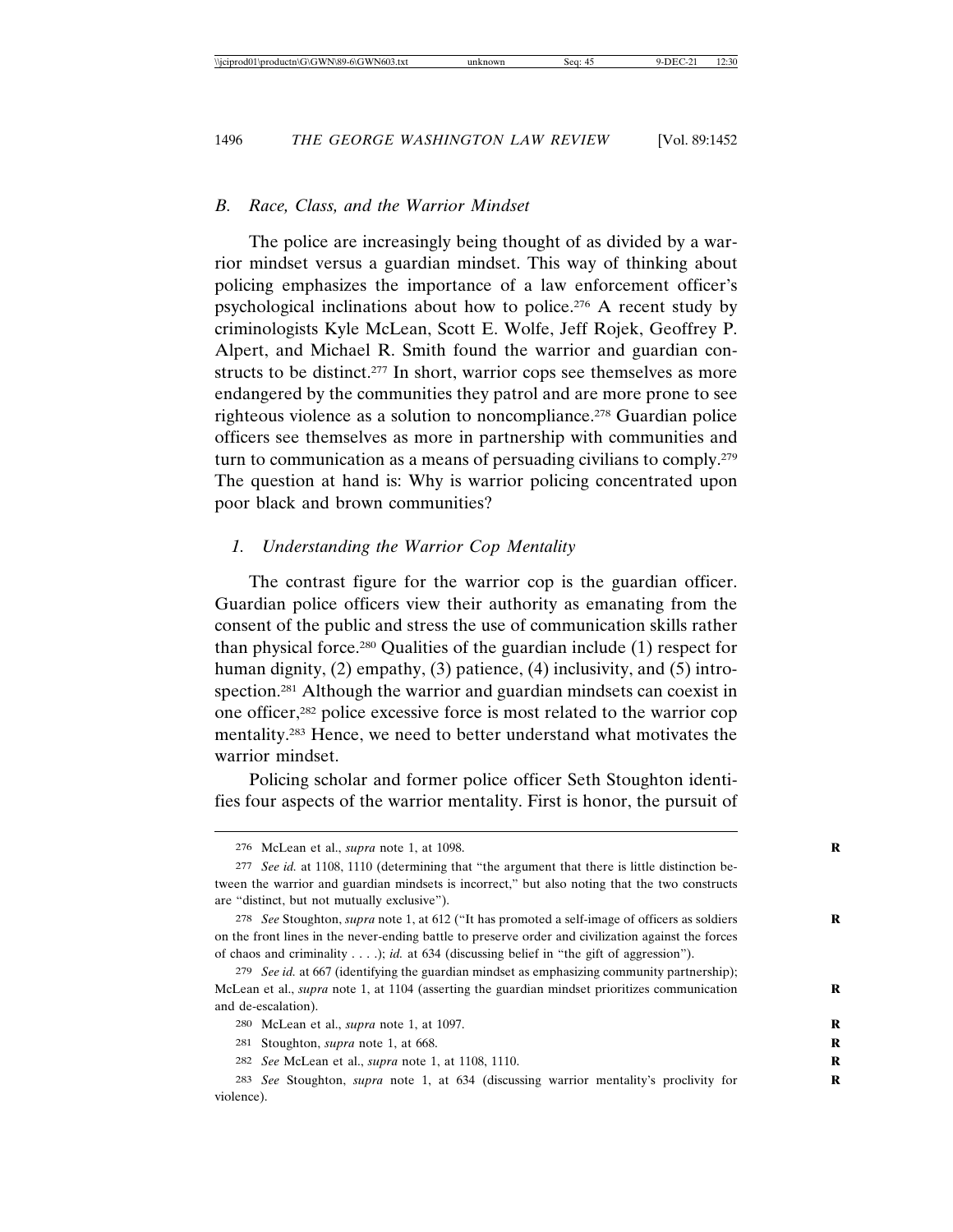## B. *Race, Class, and the Warrior Mindset*

The police are increasingly being thought of as divided by a warrior mindset versus a guardian mindset. This way of thinking about policing emphasizes the importance of a law enforcement officer's psychological inclinations about how to police.[276] A recent study by criminologists Kyle McLean, Scott E. Wolfe, Jeff Rojek, Geoffrey P. Alpert, and Michael R. Smith found the warrior and guardian constructs to be distinct.[277] In short, warrior cops see themselves as more endangered by the communities they patrol and are more prone to see righteous violence as a solution to noncompliance.[278] Guardian police officers see themselves as more in partnership with communities and turn to communication as a means of persuading civilians to comply.[279] The question at hand is: Why is warrior policing concentrated upon poor black and brown communities?

### 1. *Understanding the Warrior Cop Mentality*

The contrast figure for the warrior cop is the guardian officer. Guardian police officers view their authority as emanating from the consent of the public and stress the use of communication skills rather than physical force.[280] Qualities of the guardian include (1) respect for human dignity, (2) empathy, (3) patience, (4) inclusivity, and (5) introspection.[281] Although the warrior and guardian mindsets can coexist in one officer,[282] police excessive force is most related to the warrior cop mentality.[283] Hence, we need to better understand what motivates the warrior mindset.

Policing scholar and former police officer Seth Stoughton identifies four aspects of the warrior mentality. First is honor, the pursuit of

---

276 McLean et al., *supra* note 1, at 1098.

277 *See id.* at 1108, 1110 (determining that "the argument that there is little distinction between the warrior and guardian mindsets is incorrect," but also noting that the two constructs are "distinct, but not mutually exclusive").

278 *See* Stoughton, *supra* note 1, at 612 ("It has promoted a self-image of officers as soldiers on the front lines in the never-ending battle to preserve order and civilization against the forces of chaos and criminality . . . .); *id.* at 634 (discussing belief in "the gift of aggression").

279 *See id.* at 667 (identifying the guardian mindset as emphasizing community partnership); McLean et al., *supra* note 1, at 1104 (asserting the guardian mindset prioritizes communication and de-escalation).

280 McLean et al., *supra* note 1, at 1097.

281 Stoughton, *supra* note 1, at 668.

282 *See* McLean et al., *supra* note 1, at 1108, 1110.

283 *See* Stoughton, *supra* note 1, at 634 (discussing warrior mentality's proclivity for violence).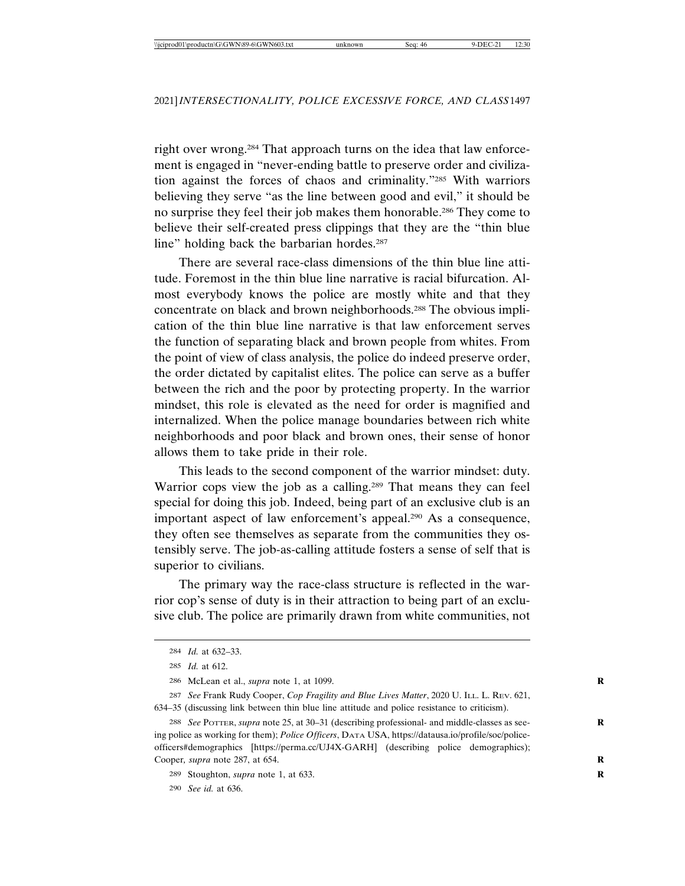right over wrong.[284] That approach turns on the idea that law enforcement is engaged in "never-ending battle to preserve order and civilization against the forces of chaos and criminality."[285] With warriors believing they serve "as the line between good and evil," it should be no surprise they feel their job makes them honorable.[286] They come to believe their self-created press clippings that they are the "thin blue line" holding back the barbarian hordes.[287]

There are several race-class dimensions of the thin blue line attitude. Foremost in the thin blue line narrative is racial bifurcation. Almost everybody knows the police are mostly white and that they concentrate on black and brown neighborhoods.[288] The obvious implication of the thin blue line narrative is that law enforcement serves the function of separating black and brown people from whites. From the point of view of class analysis, the police do indeed preserve order, the order dictated by capitalist elites. The police can serve as a buffer between the rich and the poor by protecting property. In the warrior mindset, this role is elevated as the need for order is magnified and internalized. When the police manage boundaries between rich white neighborhoods and poor black and brown ones, their sense of honor allows them to take pride in their role.

This leads to the second component of the warrior mindset: duty. Warrior cops view the job as a calling.[289] That means they can feel special for doing this job. Indeed, being part of an exclusive club is an important aspect of law enforcement's appeal.[290] As a consequence, they often see themselves as separate from the communities they ostensibly serve. The job-as-calling attitude fosters a sense of self that is superior to civilians.

The primary way the race-class structure is reflected in the warrior cop's sense of duty is in their attraction to being part of an exclusive club. The police are primarily drawn from white communities, not

---

284 *Id.* at 632–33.

285 *Id.* at 612.

286 McLean et al., *supra* note 1, at 1099.

287 *See* Frank Rudy Cooper, *Cop Fragility and Blue Lives Matter*, 2020 U. ILL. L. REV. 621, 634–35 (discussing link between thin blue line attitude and police resistance to criticism).

288 *See* POTTER, *supra* note 25, at 30–31 (describing professional- and middle-classes as seeing police as working for them); *Police Officers*, DATA USA, https://datausa.io/profile/soc/police-officers#demographics [https://perma.cc/UJ4X-GARH] (describing police demographics); Cooper, *supra* note 287, at 654.

289 Stoughton, *supra* note 1, at 633.

290 *See id.* at 636.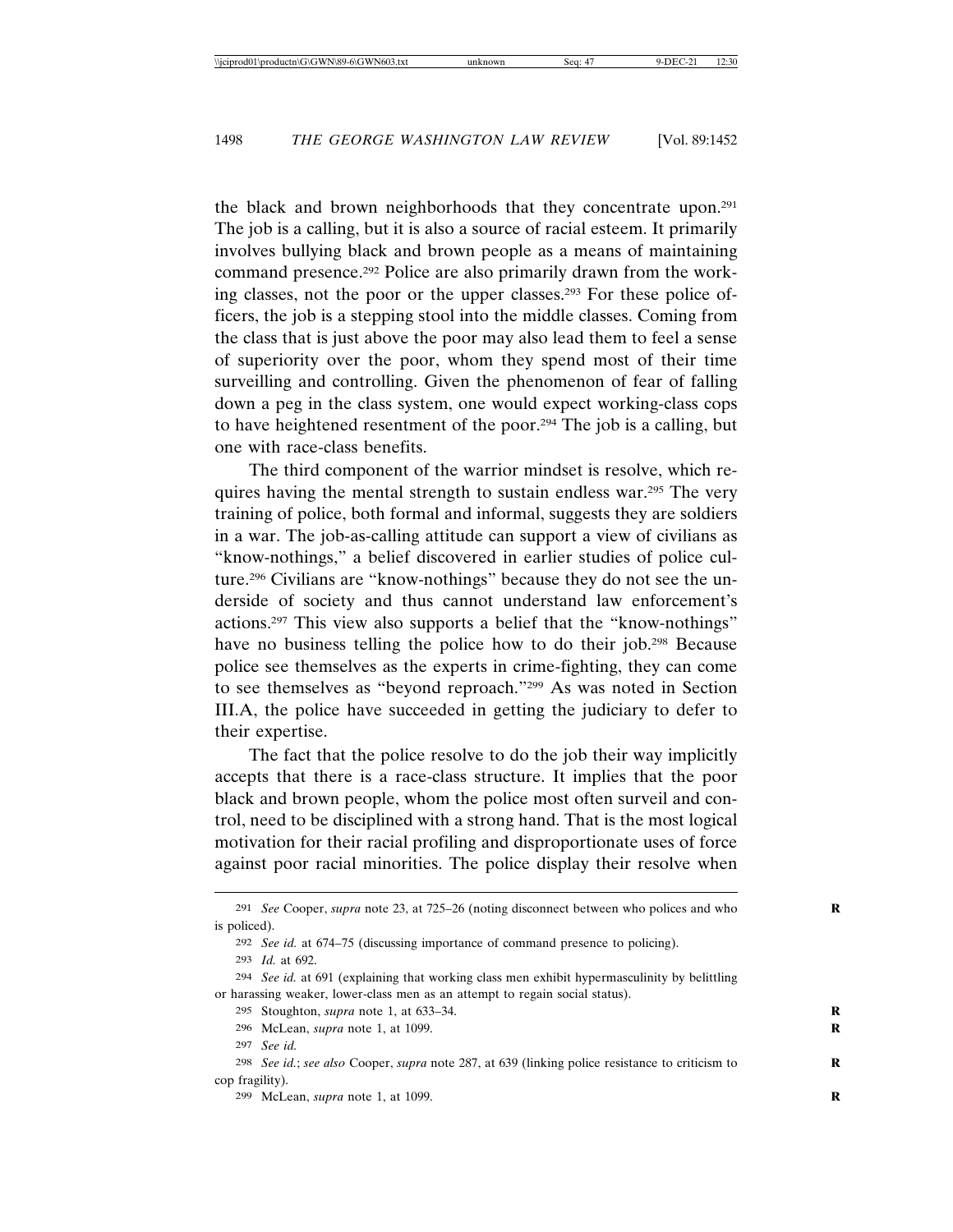the black and brown neighborhoods that they concentrate upon.[291] The job is a calling, but it is also a source of racial esteem. It primarily involves bullying black and brown people as a means of maintaining command presence.[292] Police are also primarily drawn from the working classes, not the poor or the upper classes.[293] For these police officers, the job is a stepping stool into the middle classes. Coming from the class that is just above the poor may also lead them to feel a sense of superiority over the poor, whom they spend most of their time surveilling and controlling. Given the phenomenon of fear of falling down a peg in the class system, one would expect working-class cops to have heightened resentment of the poor.[294] The job is a calling, but one with race-class benefits.

The third component of the warrior mindset is resolve, which requires having the mental strength to sustain endless war.[295] The very training of police, both formal and informal, suggests they are soldiers in a war. The job-as-calling attitude can support a view of civilians as "know-nothings," a belief discovered in earlier studies of police culture.[296] Civilians are "know-nothings" because they do not see the underside of society and thus cannot understand law enforcement's actions.[297] This view also supports a belief that the "know-nothings" have no business telling the police how to do their job.[298] Because police see themselves as the experts in crime-fighting, they can come to see themselves as "beyond reproach."[299] As was noted in Section III.A, the police have succeeded in getting the judiciary to defer to their expertise.

The fact that the police resolve to do the job their way implicitly accepts that there is a race-class structure. It implies that the poor black and brown people, whom the police most often surveil and control, need to be disciplined with a strong hand. That is the most logical motivation for their racial profiling and disproportionate uses of force against poor racial minorities. The police display their resolve when

---

291 *See* Cooper, *supra* note 23, at 725–26 (noting disconnect between who polices and who is policed).

292 *See id.* at 674–75 (discussing importance of command presence to policing).

293 *Id.* at 692.

294 *See id.* at 691 (explaining that working class men exhibit hypermasculinity by belittling or harassing weaker, lower-class men as an attempt to regain social status).

295 Stoughton, *supra* note 1, at 633–34.

296 McLean, *supra* note 1, at 1099.

297 *See id.*

298 *See id.*; *see also* Cooper, *supra* note 287, at 639 (linking police resistance to criticism to cop fragility).

299 McLean, *supra* note 1, at 1099.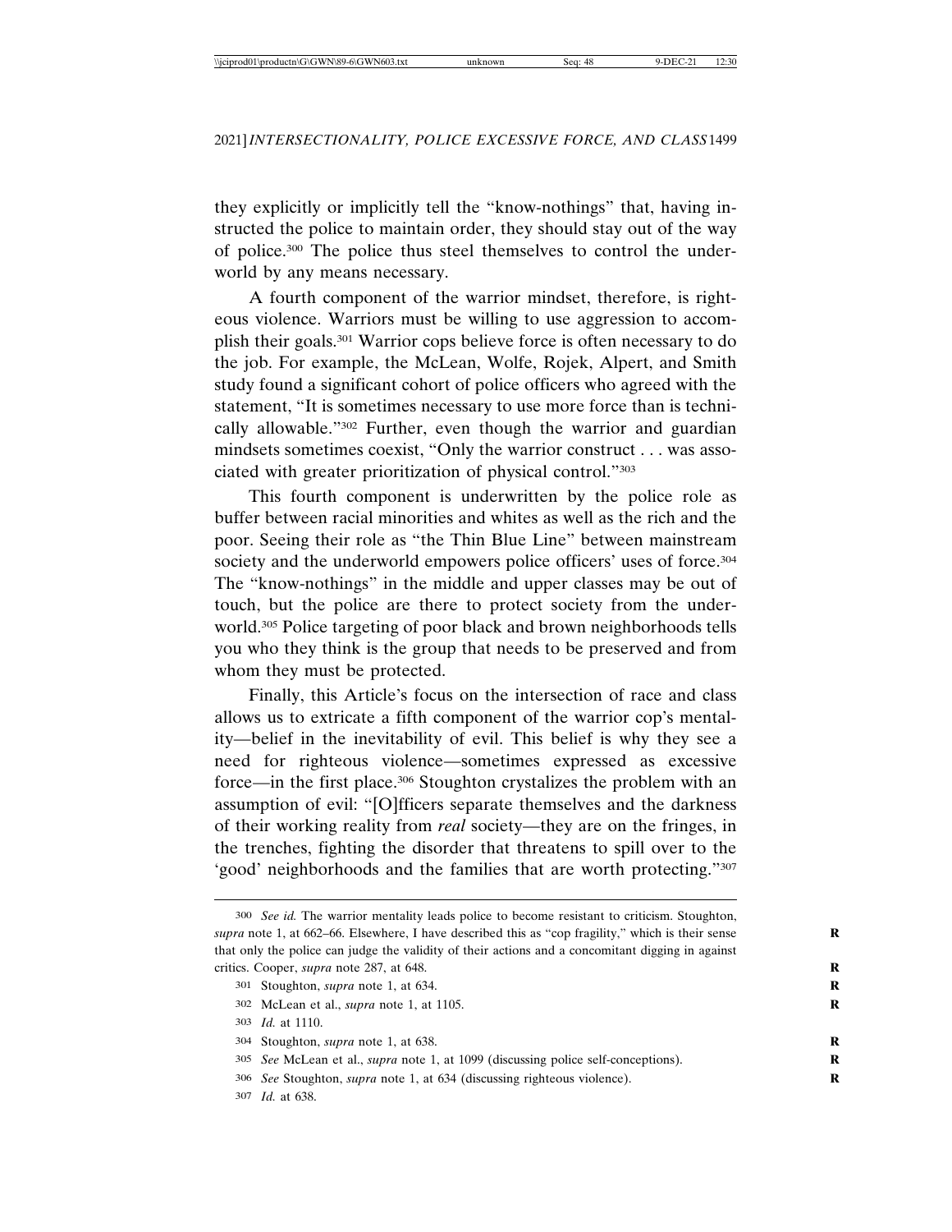they explicitly or implicitly tell the "know-nothings" that, having instructed the police to maintain order, they should stay out of the way of police.[300] The police thus steel themselves to control the underworld by any means necessary.

A fourth component of the warrior mindset, therefore, is righteous violence. Warriors must be willing to use aggression to accomplish their goals.[301] Warrior cops believe force is often necessary to do the job. For example, the McLean, Wolfe, Rojek, Alpert, and Smith study found a significant cohort of police officers who agreed with the statement, "It is sometimes necessary to use more force than is technically allowable."[302] Further, even though the warrior and guardian mindsets sometimes coexist, "Only the warrior construct . . . was associated with greater prioritization of physical control."[303]

This fourth component is underwritten by the police role as buffer between racial minorities and whites as well as the rich and the poor. Seeing their role as "the Thin Blue Line" between mainstream society and the underworld empowers police officers' uses of force.[304] The "know-nothings" in the middle and upper classes may be out of touch, but the police are there to protect society from the underworld.[305] Police targeting of poor black and brown neighborhoods tells you who they think is the group that needs to be preserved and from whom they must be protected.

Finally, this Article's focus on the intersection of race and class allows us to extricate a fifth component of the warrior cop's mentality—belief in the inevitability of evil. This belief is why they see a need for righteous violence—sometimes expressed as excessive force—in the first place.[306] Stoughton crystalizes the problem with an assumption of evil: "[O]fficers separate themselves and the darkness of their working reality from *real* society—they are on the fringes, in the trenches, fighting the disorder that threatens to spill over to the 'good' neighborhoods and the families that are worth protecting."[307]

---

300 *See id.* The warrior mentality leads police to become resistant to criticism. Stoughton, *supra* note 1, at 662–66. Elsewhere, I have described this as "cop fragility," which is their sense that only the police can judge the validity of their actions and a concomitant digging in against critics. Cooper, *supra* note 287, at 648.

301 Stoughton, *supra* note 1, at 634.

302 McLean et al., *supra* note 1, at 1105.

303 *Id.* at 1110.

304 Stoughton, *supra* note 1, at 638.

305 *See* McLean et al., *supra* note 1, at 1099 (discussing police self-conceptions).

306 *See* Stoughton, *supra* note 1, at 634 (discussing righteous violence).

307 *Id.* at 638.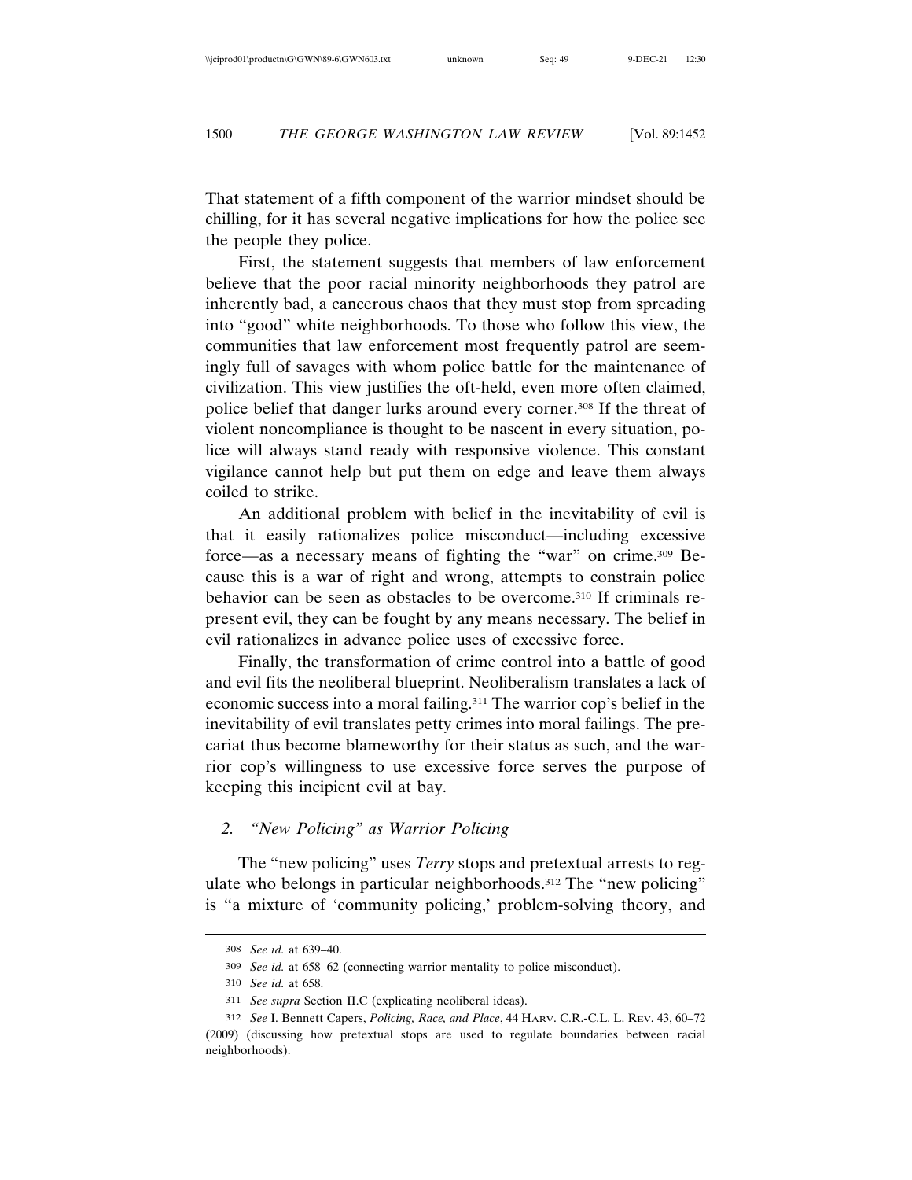That statement of a fifth component of the warrior mindset should be chilling, for it has several negative implications for how the police see the people they police.

First, the statement suggests that members of law enforcement believe that the poor racial minority neighborhoods they patrol are inherently bad, a cancerous chaos that they must stop from spreading into "good" white neighborhoods. To those who follow this view, the communities that law enforcement most frequently patrol are seemingly full of savages with whom police battle for the maintenance of civilization. This view justifies the oft-held, even more often claimed, police belief that danger lurks around every corner.[308] If the threat of violent noncompliance is thought to be nascent in every situation, police will always stand ready with responsive violence. This constant vigilance cannot help but put them on edge and leave them always coiled to strike.

An additional problem with belief in the inevitability of evil is that it easily rationalizes police misconduct—including excessive force—as a necessary means of fighting the "war" on crime.[309] Because this is a war of right and wrong, attempts to constrain police behavior can be seen as obstacles to be overcome.[310] If criminals represent evil, they can be fought by any means necessary. The belief in evil rationalizes in advance police uses of excessive force.

Finally, the transformation of crime control into a battle of good and evil fits the neoliberal blueprint. Neoliberalism translates a lack of economic success into a moral failing.[311] The warrior cop's belief in the inevitability of evil translates petty crimes into moral failings. The precariat thus become blameworthy for their status as such, and the warrior cop's willingness to use excessive force serves the purpose of keeping this incipient evil at bay.

### 2. *"New Policing" as Warrior Policing*

The "new policing" uses *Terry* stops and pretextual arrests to regulate who belongs in particular neighborhoods.[312] The "new policing" is "a mixture of 'community policing,' problem-solving theory, and

---

308 *See id.* at 639–40.

309 *See id.* at 658–62 (connecting warrior mentality to police misconduct).

310 *See id.* at 658.

311 *See supra* Section II.C (explicating neoliberal ideas).

312 *See* I. Bennett Capers, *Policing, Race, and Place*, 44 HARV. C.R.-C.L. L. REV. 43, 60–72 (2009) (discussing how pretextual stops are used to regulate boundaries between racial neighborhoods).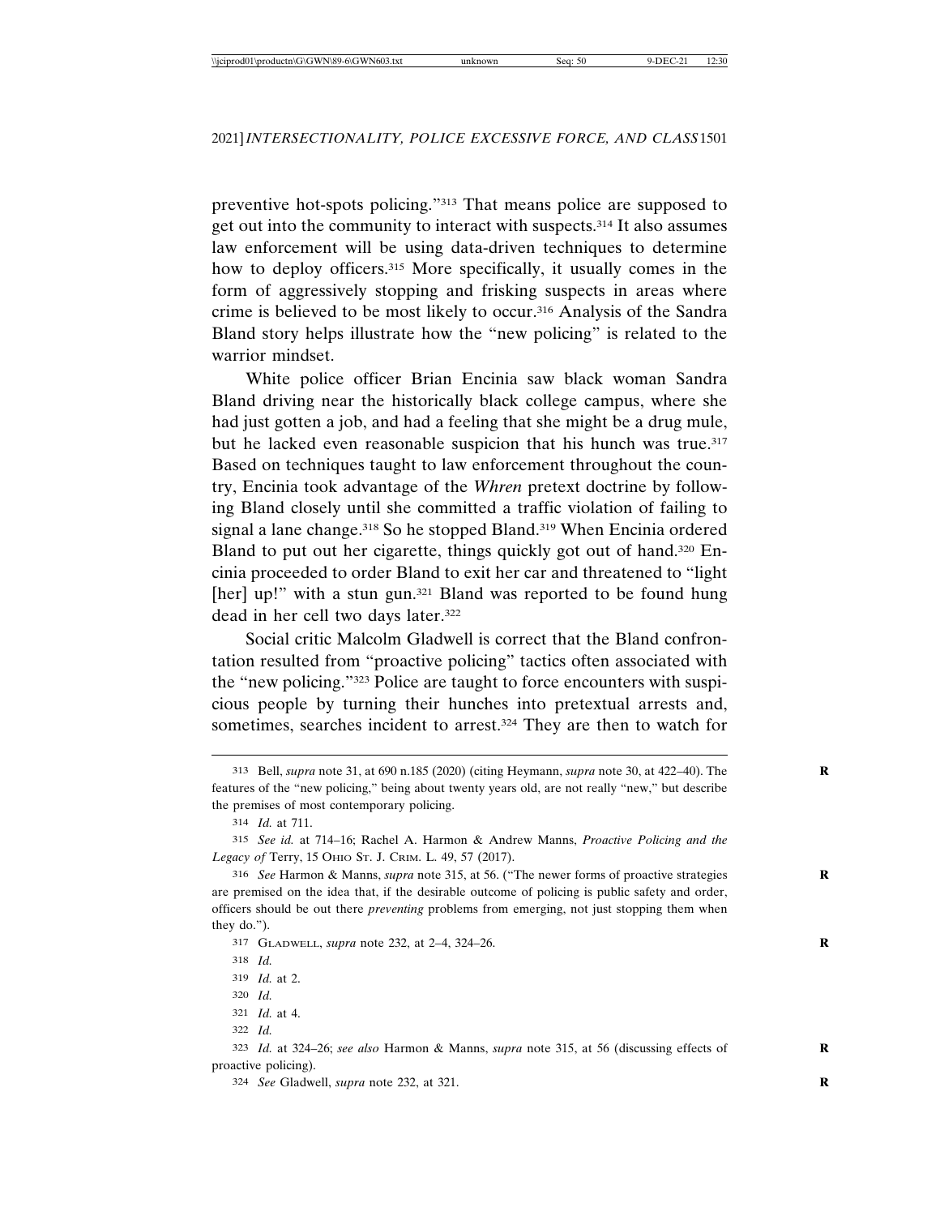preventive hot-spots policing."[313] That means police are supposed to get out into the community to interact with suspects.[314] It also assumes law enforcement will be using data-driven techniques to determine how to deploy officers.[315] More specifically, it usually comes in the form of aggressively stopping and frisking suspects in areas where crime is believed to be most likely to occur.[316] Analysis of the Sandra Bland story helps illustrate how the "new policing" is related to the warrior mindset.

White police officer Brian Encinia saw black woman Sandra Bland driving near the historically black college campus, where she had just gotten a job, and had a feeling that she might be a drug mule, but he lacked even reasonable suspicion that his hunch was true.[317] Based on techniques taught to law enforcement throughout the country, Encinia took advantage of the *Whren* pretext doctrine by following Bland closely until she committed a traffic violation of failing to signal a lane change.[318] So he stopped Bland.[319] When Encinia ordered Bland to put out her cigarette, things quickly got out of hand.[320] Encinia proceeded to order Bland to exit her car and threatened to "light [her] up!" with a stun gun.[321] Bland was reported to be found hung dead in her cell two days later.[322]

Social critic Malcolm Gladwell is correct that the Bland confrontation resulted from "proactive policing" tactics often associated with the "new policing."[323] Police are taught to force encounters with suspicious people by turning their hunches into pretextual arrests and, sometimes, searches incident to arrest.[324] They are then to watch for

---

313 Bell, *supra* note 31, at 690 n.185 (2020) (citing Heymann, *supra* note 30, at 422–40). The features of the "new policing," being about twenty years old, are not really "new," but describe the premises of most contemporary policing.

314 *Id.* at 711.

315 *See id.* at 714–16; Rachel A. Harmon & Andrew Manns, *Proactive Policing and the Legacy of* Terry, 15 Ohio St. J. Crim. L. 49, 57 (2017).

316 *See* Harmon & Manns, *supra* note 315, at 56. ("The newer forms of proactive strategies are premised on the idea that, if the desirable outcome of policing is public safety and order, officers should be out there *preventing* problems from emerging, not just stopping them when they do.").

317 Gladwell, *supra* note 232, at 2–4, 324–26.

318 *Id.*

319 *Id.* at 2.

320 *Id.*

321 *Id.* at 4.

322 *Id.*

323 *Id.* at 324–26; *see also* Harmon & Manns, *supra* note 315, at 56 (discussing effects of proactive policing).

324 *See* Gladwell, *supra* note 232, at 321.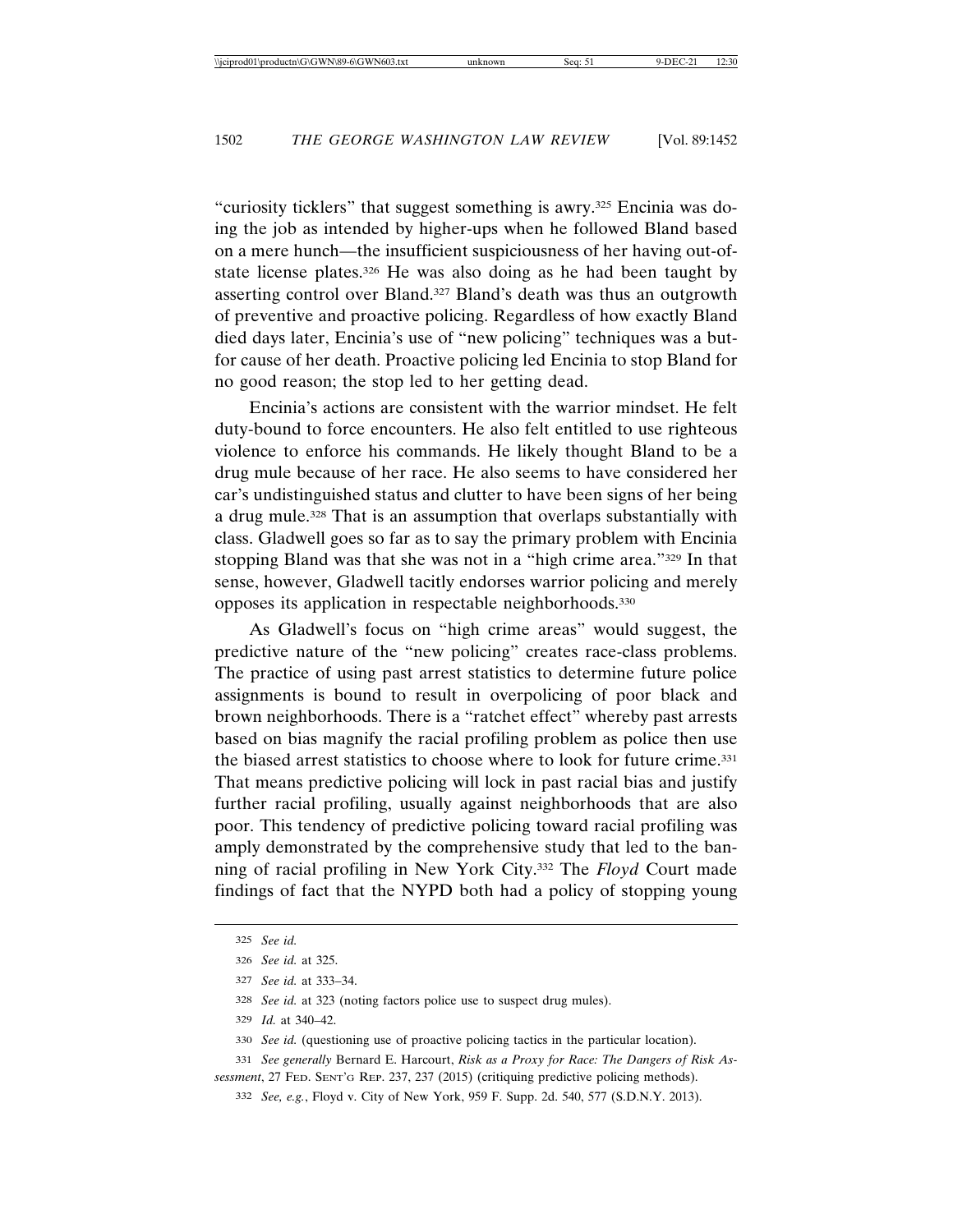"curiosity ticklers" that suggest something is awry.[325] Encinia was doing the job as intended by higher-ups when he followed Bland based on a mere hunch—the insufficient suspiciousness of her having out-of-state license plates.[326] He was also doing as he had been taught by asserting control over Bland.[327] Bland's death was thus an outgrowth of preventive and proactive policing. Regardless of how exactly Bland died days later, Encinia's use of "new policing" techniques was a but-for cause of her death. Proactive policing led Encinia to stop Bland for no good reason; the stop led to her getting dead.

Encinia's actions are consistent with the warrior mindset. He felt duty-bound to force encounters. He also felt entitled to use righteous violence to enforce his commands. He likely thought Bland to be a drug mule because of her race. He also seems to have considered her car's undistinguished status and clutter to have been signs of her being a drug mule.[328] That is an assumption that overlaps substantially with class. Gladwell goes so far as to say the primary problem with Encinia stopping Bland was that she was not in a "high crime area."[329] In that sense, however, Gladwell tacitly endorses warrior policing and merely opposes its application in respectable neighborhoods.[330]

As Gladwell's focus on "high crime areas" would suggest, the predictive nature of the "new policing" creates race-class problems. The practice of using past arrest statistics to determine future police assignments is bound to result in overpolicing of poor black and brown neighborhoods. There is a "ratchet effect" whereby past arrests based on bias magnify the racial profiling problem as police then use the biased arrest statistics to choose where to look for future crime.[331] That means predictive policing will lock in past racial bias and justify further racial profiling, usually against neighborhoods that are also poor. This tendency of predictive policing toward racial profiling was amply demonstrated by the comprehensive study that led to the banning of racial profiling in New York City.[332] The *Floyd* Court made findings of fact that the NYPD both had a policy of stopping young

---

325 *See id.*

326 *See id.* at 325.

327 *See id.* at 333–34.

328 *See id.* at 323 (noting factors police use to suspect drug mules).

329 *Id.* at 340–42.

330 *See id.* (questioning use of proactive policing tactics in the particular location).

331 *See generally* Bernard E. Harcourt, *Risk as a Proxy for Race: The Dangers of Risk Assessment*, 27 FED. SENT'G REP. 237, 237 (2015) (critiquing predictive policing methods).

332 *See, e.g.*, Floyd v. City of New York, 959 F. Supp. 2d. 540, 577 (S.D.N.Y. 2013).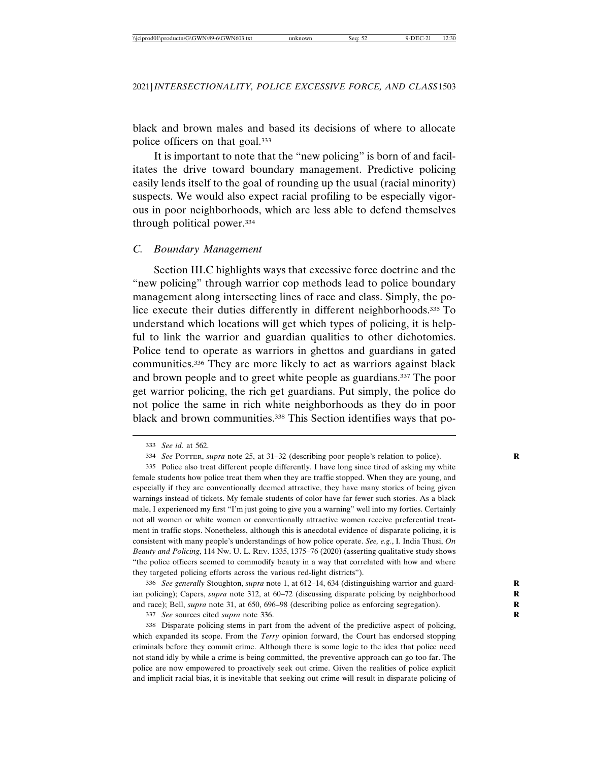black and brown males and based its decisions of where to allocate police officers on that goal.[333]

It is important to note that the "new policing" is born of and facilitates the drive toward boundary management. Predictive policing easily lends itself to the goal of rounding up the usual (racial minority) suspects. We would also expect racial profiling to be especially vigorous in poor neighborhoods, which are less able to defend themselves through political power.[334]

### *C. Boundary Management*

Section III.C highlights ways that excessive force doctrine and the "new policing" through warrior cop methods lead to police boundary management along intersecting lines of race and class. Simply, the police execute their duties differently in different neighborhoods.[335] To understand which locations will get which types of policing, it is helpful to link the warrior and guardian qualities to other dichotomies. Police tend to operate as warriors in ghettos and guardians in gated communities.[336] They are more likely to act as warriors against black and brown people and to greet white people as guardians.[337] The poor get warrior policing, the rich get guardians. Put simply, the police do not police the same in rich white neighborhoods as they do in poor black and brown communities.[338] This Section identifies ways that po-

---

333 *See id.* at 562.

334 *See* POTTER, *supra* note 25, at 31–32 (describing poor people's relation to police).

335 Police also treat different people differently. I have long since tired of asking my white female students how police treat them when they are traffic stopped. When they are young, and especially if they are conventionally deemed attractive, they have many stories of being given warnings instead of tickets. My female students of color have far fewer such stories. As a black male, I experienced my first "I'm just going to give you a warning" well into my forties. Certainly not all women or white women or conventionally attractive women receive preferential treatment in traffic stops. Nonetheless, although this is anecdotal evidence of disparate policing, it is consistent with many people's understandings of how police operate. *See, e.g.*, I. India Thusi, *On Beauty and Policing*, 114 NW. U. L. REV. 1335, 1375–76 (2020) (asserting qualitative study shows "the police officers seemed to commodify beauty in a way that correlated with how and where they targeted policing efforts across the various red-light districts").

336 *See generally* Stoughton, *supra* note 1, at 612–14, 634 (distinguishing warrior and guardian policing); Capers, *supra* note 312, at 60–72 (discussing disparate policing by neighborhood and race); Bell, *supra* note 31, at 650, 696–98 (describing police as enforcing segregation).

337 *See* sources cited *supra* note 336.

338 Disparate policing stems in part from the advent of the predictive aspect of policing, which expanded its scope. From the *Terry* opinion forward, the Court has endorsed stopping criminals before they commit crime. Although there is some logic to the idea that police need not stand idly by while a crime is being committed, the preventive approach can go too far. The police are now empowered to proactively seek out crime. Given the realities of police explicit and implicit racial bias, it is inevitable that seeking out crime will result in disparate policing of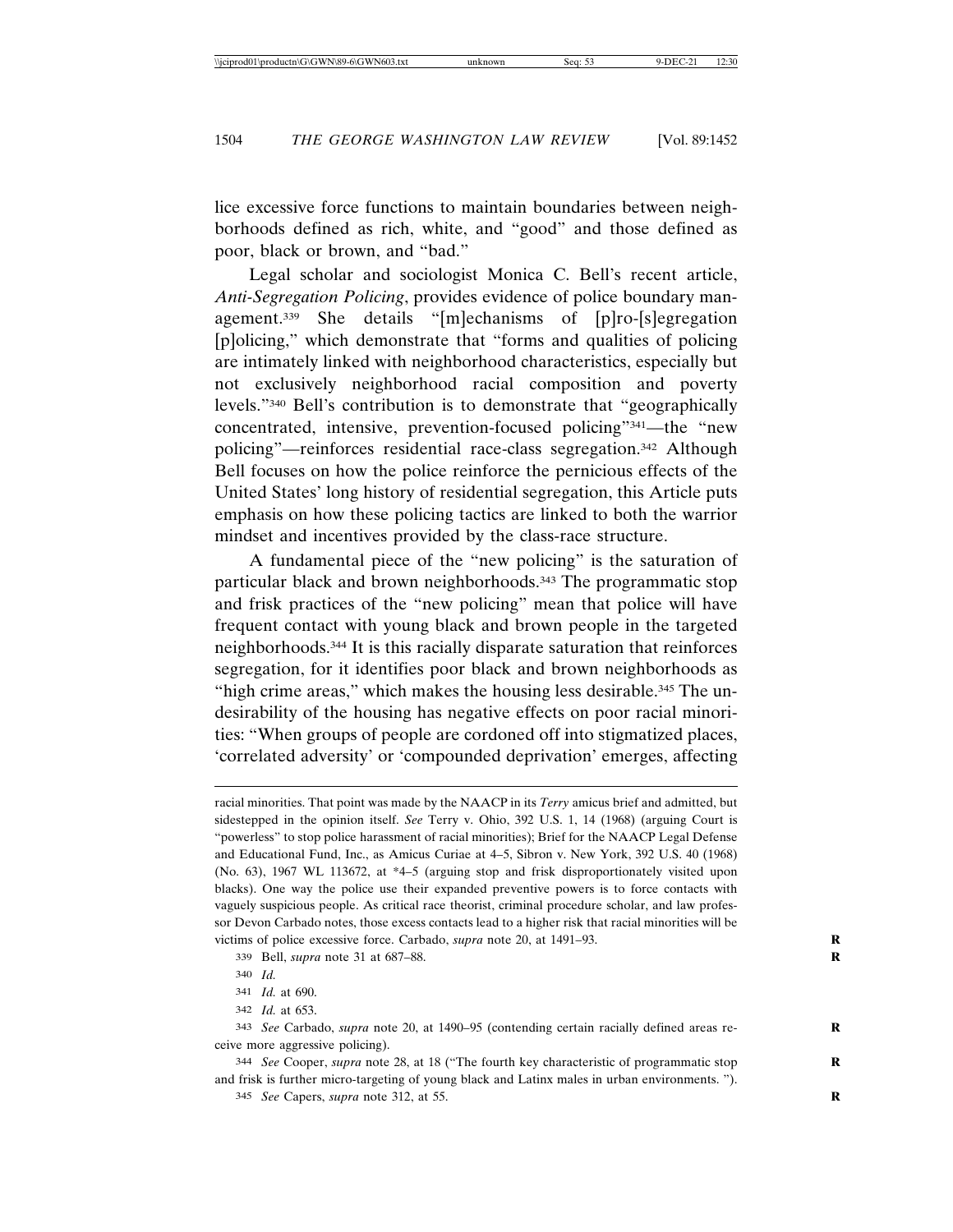lice excessive force functions to maintain boundaries between neighborhoods defined as rich, white, and "good" and those defined as poor, black or brown, and "bad."

Legal scholar and sociologist Monica C. Bell's recent article, *Anti-Segregation Policing*, provides evidence of police boundary management.[339] She details "[m]echanisms of [p]ro-[s]egregation [p]olicing," which demonstrate that "forms and qualities of policing are intimately linked with neighborhood characteristics, especially but not exclusively neighborhood racial composition and poverty levels."[340] Bell's contribution is to demonstrate that "geographically concentrated, intensive, prevention-focused policing"[341]—the "new policing"—reinforces residential race-class segregation.[342] Although Bell focuses on how the police reinforce the pernicious effects of the United States' long history of residential segregation, this Article puts emphasis on how these policing tactics are linked to both the warrior mindset and incentives provided by the class-race structure.

A fundamental piece of the "new policing" is the saturation of particular black and brown neighborhoods.[343] The programmatic stop and frisk practices of the "new policing" mean that police will have frequent contact with young black and brown people in the targeted neighborhoods.[344] It is this racially disparate saturation that reinforces segregation, for it identifies poor black and brown neighborhoods as "high crime areas," which makes the housing less desirable.[345] The undesirability of the housing has negative effects on poor racial minorities: "When groups of people are cordoned off into stigmatized places, 'correlated adversity' or 'compounded deprivation' emerges, affecting

---

racial minorities. That point was made by the NAACP in its *Terry* amicus brief and admitted, but sidestepped in the opinion itself. *See* Terry v. Ohio, 392 U.S. 1, 14 (1968) (arguing Court is "powerless" to stop police harassment of racial minorities); Brief for the NAACP Legal Defense and Educational Fund, Inc., as Amicus Curiae at 4–5, Sibron v. New York, 392 U.S. 40 (1968) (No. 63), 1967 WL 113672, at *4–5 (arguing stop and frisk disproportionately visited upon blacks). One way the police use their expanded preventive powers is to force contacts with vaguely suspicious people. As critical race theorist, criminal procedure scholar, and law professor Devon Carbado notes, those excess contacts lead to a higher risk that racial minorities will be victims of police excessive force. Carbado, *supra* note 20, at 1491–93.

339 Bell, *supra* note 31 at 687–88.

340 *Id.*

341 *Id.* at 690.

342 *Id.* at 653.

343 *See* Carbado, *supra* note 20, at 1490–95 (contending certain racially defined areas receive more aggressive policing).

344 *See* Cooper, *supra* note 28, at 18 ("The fourth key characteristic of programmatic stop and frisk is further micro-targeting of young black and Latinx males in urban environments. ").

345 *See* Capers, *supra* note 312, at 55.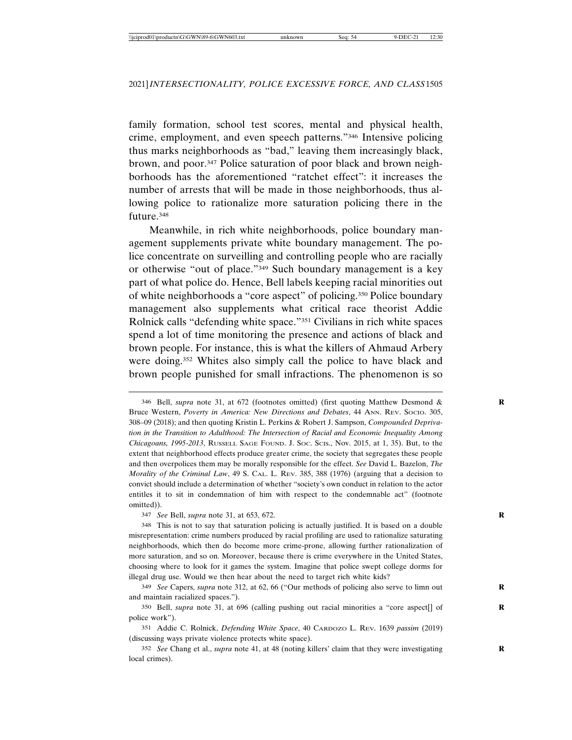family formation, school test scores, mental and physical health, crime, employment, and even speech patterns."[346] Intensive policing thus marks neighborhoods as "bad," leaving them increasingly black, brown, and poor.[347] Police saturation of poor black and brown neighborhoods has the aforementioned "ratchet effect": it increases the number of arrests that will be made in those neighborhoods, thus allowing police to rationalize more saturation policing there in the future.[348]

Meanwhile, in rich white neighborhoods, police boundary management supplements private white boundary management. The police concentrate on surveilling and controlling people who are racially or otherwise "out of place."[349] Such boundary management is a key part of what police do. Hence, Bell labels keeping racial minorities out of white neighborhoods a "core aspect" of policing.[350] Police boundary management also supplements what critical race theorist Addie Rolnick calls "defending white space."[351] Civilians in rich white spaces spend a lot of time monitoring the presence and actions of black and brown people. For instance, this is what the killers of Ahmaud Arbery were doing.[352] Whites also simply call the police to have black and brown people punished for small infractions. The phenomenon is so

---

346 Bell, *supra* note 31, at 672 (footnotes omitted) (first quoting Matthew Desmond & Bruce Western, *Poverty in America: New Directions and Debates*, 44 ANN. REV. SOCIO. 305, 308–09 (2018); and then quoting Kristin L. Perkins & Robert J. Sampson, *Compounded Deprivation in the Transition to Adulthood: The Intersection of Racial and Economic Inequality Among Chicagoans, 1995-2013*, RUSSELL SAGE FOUND. J. SOC. SCIS., Nov. 2015, at 1, 35). But, to the extent that neighborhood effects produce greater crime, the society that segregates these people and then overpolices them may be morally responsible for the effect. *See* David L. Bazelon, *The Morality of the Criminal Law*, 49 S. CAL. L. REV. 385, 388 (1976) (arguing that a decision to convict should include a determination of whether "society's own conduct in relation to the actor entitles it to sit in condemnation of him with respect to the condemnable act" (footnote omitted)).

347 *See* Bell, *supra* note 31, at 653, 672.

348 This is not to say that saturation policing is actually justified. It is based on a double misrepresentation: crime numbers produced by racial profiling are used to rationalize saturating neighborhoods, which then do become more crime-prone, allowing further rationalization of more saturation, and so on. Moreover, because there is crime everywhere in the United States, choosing where to look for it games the system. Imagine that police swept college dorms for illegal drug use. Would we then hear about the need to target rich white kids?

349 *See* Capers, *supra* note 312, at 62, 66 ("Our methods of policing also serve to limn out and maintain racialized spaces.").

350 Bell, *supra* note 31, at 696 (calling pushing out racial minorities a "core aspect[] of police work").

351 Addie C. Rolnick, *Defending White Space*, 40 CARDOZO L. REV. 1639 *passim* (2019) (discussing ways private violence protects white space).

352 *See* Chang et al., *supra* note 41, at 48 (noting killers' claim that they were investigating local crimes).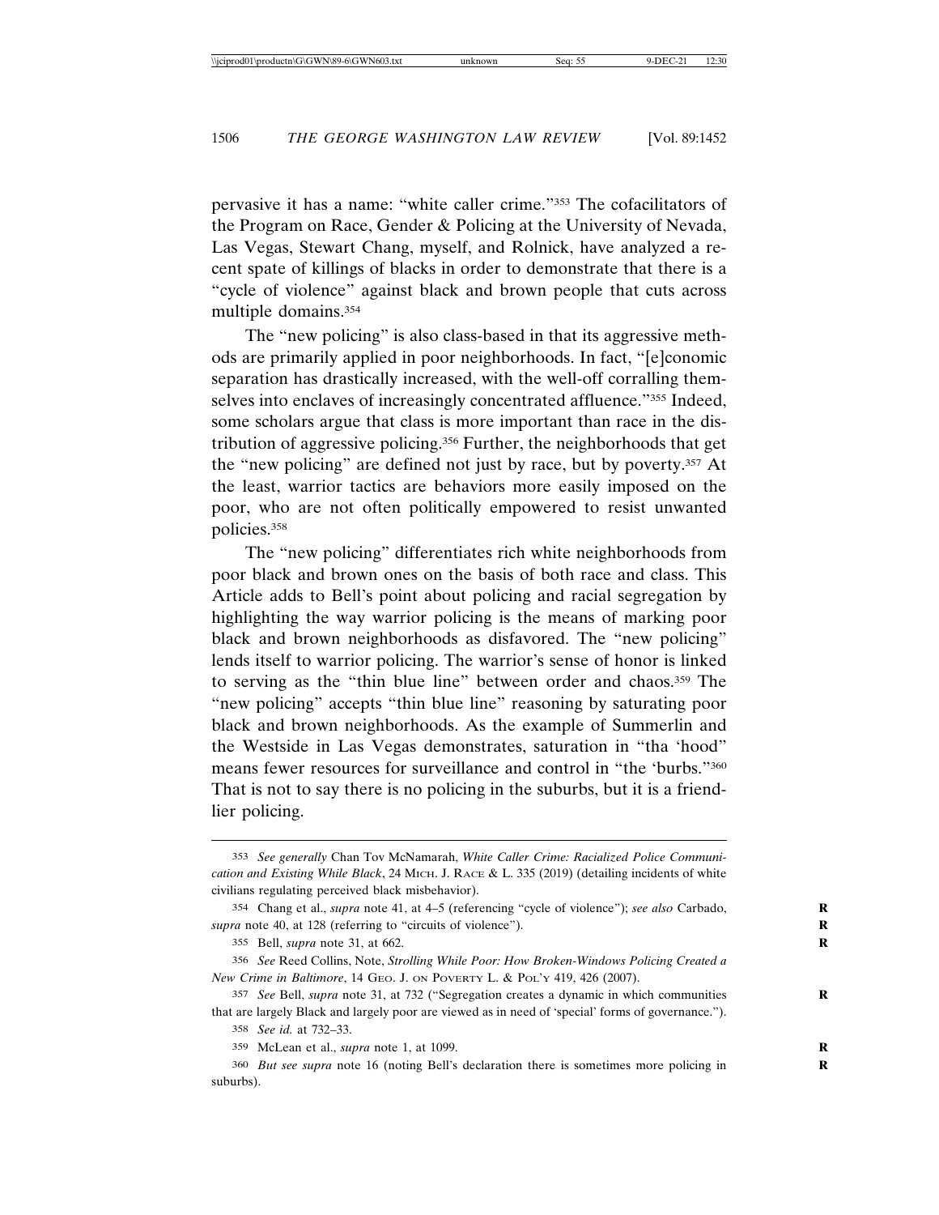pervasive it has a name: "white caller crime."[353] The cofacilitators of the Program on Race, Gender & Policing at the University of Nevada, Las Vegas, Stewart Chang, myself, and Rolnick, have analyzed a recent spate of killings of blacks in order to demonstrate that there is a "cycle of violence" against black and brown people that cuts across multiple domains.[354]

The "new policing" is also class-based in that its aggressive methods are primarily applied in poor neighborhoods. In fact, "[e]conomic separation has drastically increased, with the well-off corralling themselves into enclaves of increasingly concentrated affluence."[355] Indeed, some scholars argue that class is more important than race in the distribution of aggressive policing.[356] Further, the neighborhoods that get the "new policing" are defined not just by race, but by poverty.[357] At the least, warrior tactics are behaviors more easily imposed on the poor, who are not often politically empowered to resist unwanted policies.[358]

The "new policing" differentiates rich white neighborhoods from poor black and brown ones on the basis of both race and class. This Article adds to Bell's point about policing and racial segregation by highlighting the way warrior policing is the means of marking poor black and brown neighborhoods as disfavored. The "new policing" lends itself to warrior policing. The warrior's sense of honor is linked to serving as the "thin blue line" between order and chaos.[359] The "new policing" accepts "thin blue line" reasoning by saturating poor black and brown neighborhoods. As the example of Summerlin and the Westside in Las Vegas demonstrates, saturation in "tha 'hood" means fewer resources for surveillance and control in "the 'burbs."[360] That is not to say there is no policing in the suburbs, but it is a friendlier policing.

---

353 *See generally* Chan Tov McNamarah, *White Caller Crime: Racialized Police Communication and Existing While Black*, 24 MICH. J. RACE & L. 335 (2019) (detailing incidents of white civilians regulating perceived black misbehavior).

354 Chang et al., *supra* note 41, at 4–5 (referencing "cycle of violence"); *see also* Carbado, *supra* note 40, at 128 (referring to "circuits of violence").

355 Bell, *supra* note 31, at 662.

356 *See* Reed Collins, Note, *Strolling While Poor: How Broken-Windows Policing Created a New Crime in Baltimore*, 14 GEO. J. ON POVERTY L. & POL'Y 419, 426 (2007).

357 *See* Bell, *supra* note 31, at 732 ("Segregation creates a dynamic in which communities that are largely Black and largely poor are viewed as in need of 'special' forms of governance.").

358 *See id.* at 732–33.

359 McLean et al., *supra* note 1, at 1099.

360 *But see supra* note 16 (noting Bell's declaration there is sometimes more policing in suburbs).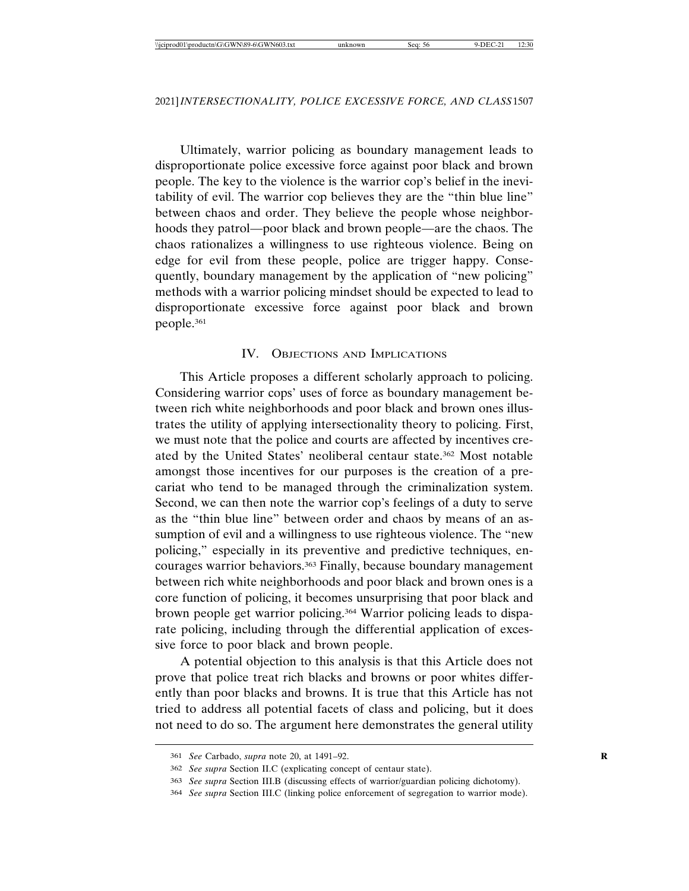Ultimately, warrior policing as boundary management leads to disproportionate police excessive force against poor black and brown people. The key to the violence is the warrior cop's belief in the inevitability of evil. The warrior cop believes they are the "thin blue line" between chaos and order. They believe the people whose neighborhoods they patrol—poor black and brown people—are the chaos. The chaos rationalizes a willingness to use righteous violence. Being on edge for evil from these people, police are trigger happy. Consequently, boundary management by the application of "new policing" methods with a warrior policing mindset should be expected to lead to disproportionate excessive force against poor black and brown people.[361]

## IV. Objections and Implications

This Article proposes a different scholarly approach to policing. Considering warrior cops' uses of force as boundary management between rich white neighborhoods and poor black and brown ones illustrates the utility of applying intersectionality theory to policing. First, we must note that the police and courts are affected by incentives created by the United States' neoliberal centaur state.[362] Most notable amongst those incentives for our purposes is the creation of a precariat who tend to be managed through the criminalization system. Second, we can then note the warrior cop's feelings of a duty to serve as the "thin blue line" between order and chaos by means of an assumption of evil and a willingness to use righteous violence. The "new policing," especially in its preventive and predictive techniques, encourages warrior behaviors.[363] Finally, because boundary management between rich white neighborhoods and poor black and brown ones is a core function of policing, it becomes unsurprising that poor black and brown people get warrior policing.[364] Warrior policing leads to disparate policing, including through the differential application of excessive force to poor black and brown people.

A potential objection to this analysis is that this Article does not prove that police treat rich blacks and browns or poor whites differently than poor blacks and browns. It is true that this Article has not tried to address all potential facets of class and policing, but it does not need to do so. The argument here demonstrates the general utility

---

361 *See* Carbado, *supra* note 20, at 1491–92.

362 *See supra* Section II.C (explicating concept of centaur state).

363 *See supra* Section III.B (discussing effects of warrior/guardian policing dichotomy).

364 *See supra* Section III.C (linking police enforcement of segregation to warrior mode).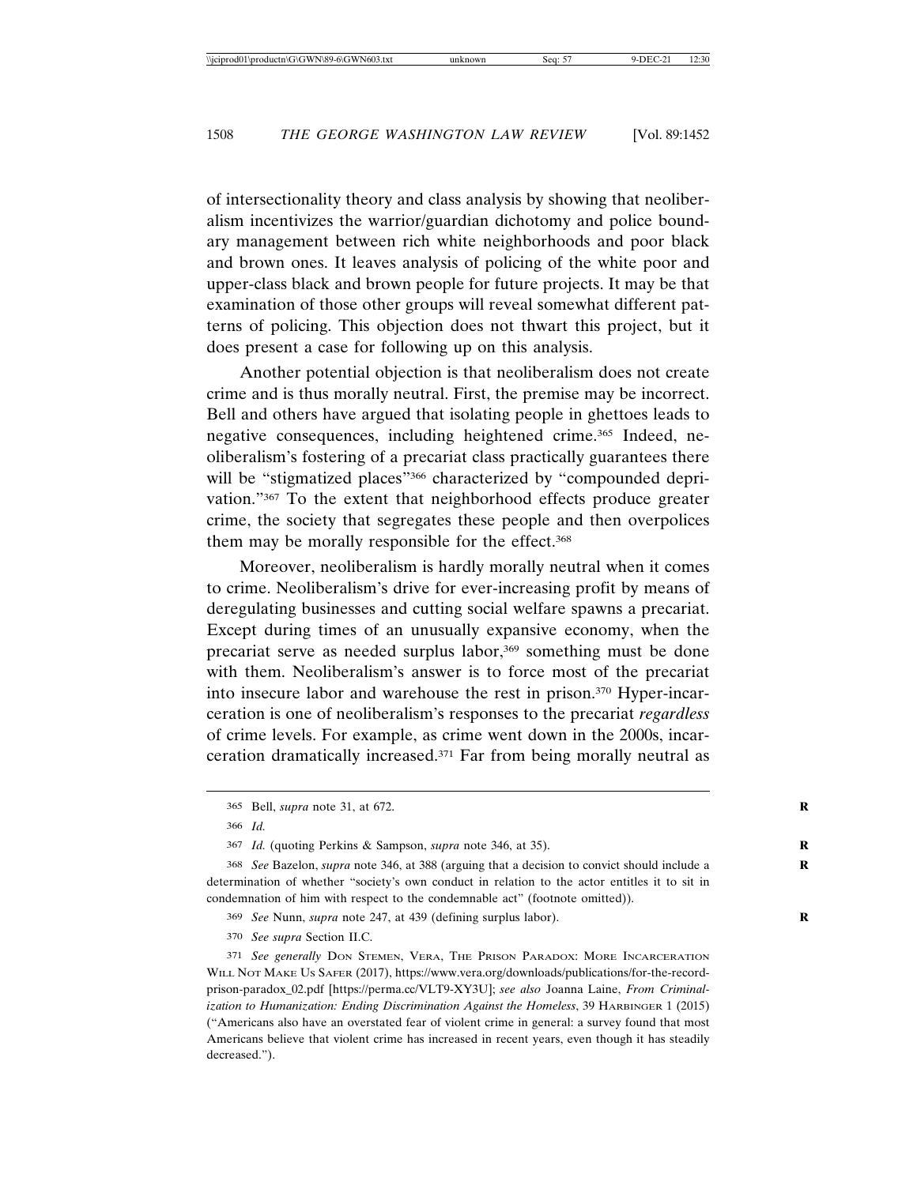of intersectionality theory and class analysis by showing that neoliberalism incentivizes the warrior/guardian dichotomy and police boundary management between rich white neighborhoods and poor black and brown ones. It leaves analysis of policing of the white poor and upper-class black and brown people for future projects. It may be that examination of those other groups will reveal somewhat different patterns of policing. This objection does not thwart this project, but it does present a case for following up on this analysis.

Another potential objection is that neoliberalism does not create crime and is thus morally neutral. First, the premise may be incorrect. Bell and others have argued that isolating people in ghettoes leads to negative consequences, including heightened crime.[365] Indeed, neoliberalism's fostering of a precariat class practically guarantees there will be "stigmatized places"[366] characterized by "compounded deprivation."[367] To the extent that neighborhood effects produce greater crime, the society that segregates these people and then overpolices them may be morally responsible for the effect.[368]

Moreover, neoliberalism is hardly morally neutral when it comes to crime. Neoliberalism's drive for ever-increasing profit by means of deregulating businesses and cutting social welfare spawns a precariat. Except during times of an unusually expansive economy, when the precariat serve as needed surplus labor,[369] something must be done with them. Neoliberalism's answer is to force most of the precariat into insecure labor and warehouse the rest in prison.[370] Hyper-incarceration is one of neoliberalism's responses to the precariat *regardless* of crime levels. For example, as crime went down in the 2000s, incarceration dramatically increased.[371] Far from being morally neutral as

---

365 Bell, *supra* note 31, at 672.

366 *Id.*

367 *Id.* (quoting Perkins & Sampson, *supra* note 346, at 35).

368 *See* Bazelon, *supra* note 346, at 388 (arguing that a decision to convict should include a determination of whether "society's own conduct in relation to the actor entitles it to sit in condemnation of him with respect to the condemnable act" (footnote omitted)).

369 *See* Nunn, *supra* note 247, at 439 (defining surplus labor).

370 *See supra* Section II.C.

371 *See generally* DON STEMEN, VERA, THE PRISON PARADOX: MORE INCARCERATION WILL NOT MAKE US SAFER (2017), https://www.vera.org/downloads/publications/for-the-record-prison-paradox_02.pdf [https://perma.cc/VLT9-XY3U]; *see also* Joanna Laine, *From Criminalization to Humanization: Ending Discrimination Against the Homeless*, 39 HARBINGER 1 (2015) ("Americans also have an overstated fear of violent crime in general: a survey found that most Americans believe that violent crime has increased in recent years, even though it has steadily decreased.").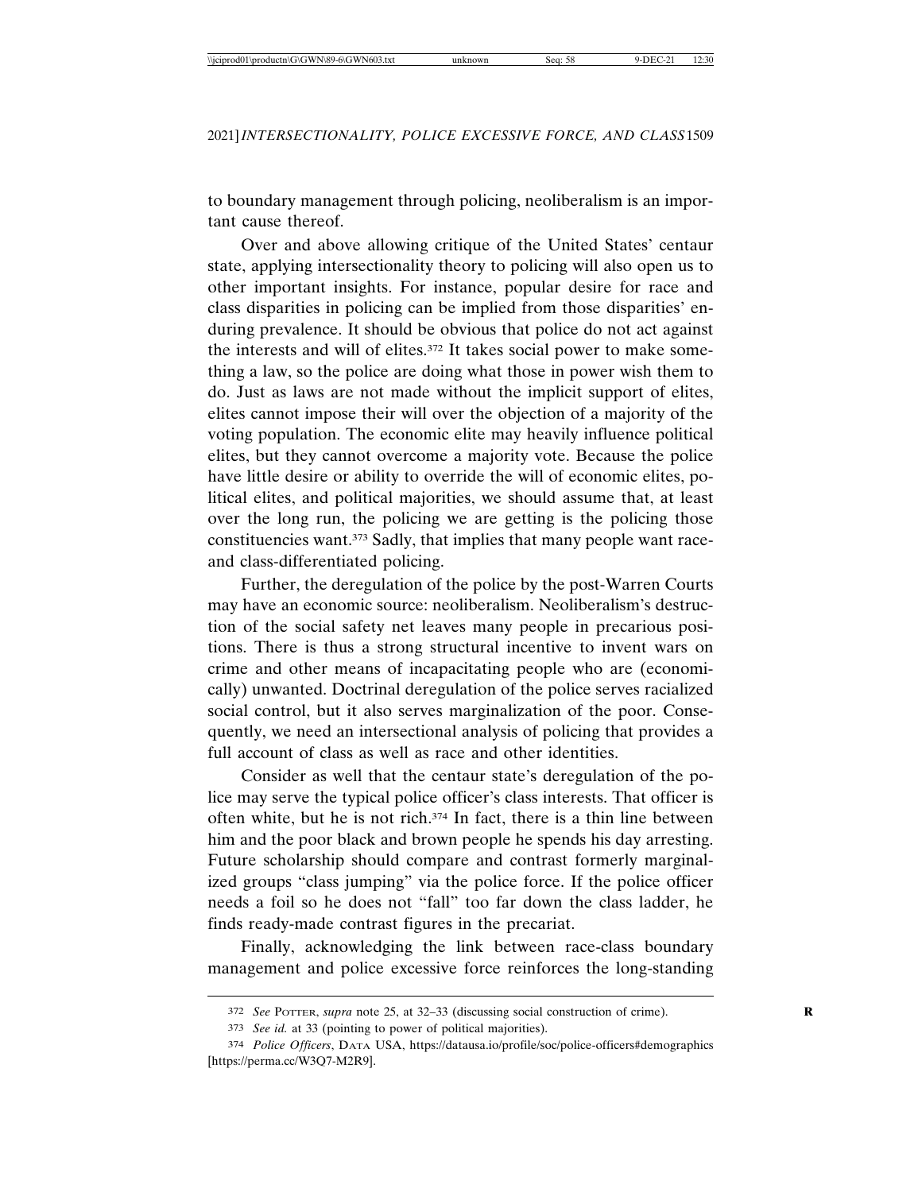to boundary management through policing, neoliberalism is an important cause thereof.

Over and above allowing critique of the United States' centaur state, applying intersectionality theory to policing will also open us to other important insights. For instance, popular desire for race and class disparities in policing can be implied from those disparities' enduring prevalence. It should be obvious that police do not act against the interests and will of elites.[372] It takes social power to make something a law, so the police are doing what those in power wish them to do. Just as laws are not made without the implicit support of elites, elites cannot impose their will over the objection of a majority of the voting population. The economic elite may heavily influence political elites, but they cannot overcome a majority vote. Because the police have little desire or ability to override the will of economic elites, political elites, and political majorities, we should assume that, at least over the long run, the policing we are getting is the policing those constituencies want.[373] Sadly, that implies that many people want race- and class-differentiated policing.

Further, the deregulation of the police by the post-Warren Courts may have an economic source: neoliberalism. Neoliberalism's destruction of the social safety net leaves many people in precarious positions. There is thus a strong structural incentive to invent wars on crime and other means of incapacitating people who are (economically) unwanted. Doctrinal deregulation of the police serves racialized social control, but it also serves marginalization of the poor. Consequently, we need an intersectional analysis of policing that provides a full account of class as well as race and other identities.

Consider as well that the centaur state's deregulation of the police may serve the typical police officer's class interests. That officer is often white, but he is not rich.[374] In fact, there is a thin line between him and the poor black and brown people he spends his day arresting. Future scholarship should compare and contrast formerly marginalized groups "class jumping" via the police force. If the police officer needs a foil so he does not "fall" too far down the class ladder, he finds ready-made contrast figures in the precariat.

Finally, acknowledging the link between race-class boundary management and police excessive force reinforces the long-standing

---

[372] *See* Potter, *supra* note 25, at 32–33 (discussing social construction of crime).

[373] *See id.* at 33 (pointing to power of political majorities).

[374] *Police Officers*, Data USA, https://datausa.io/profile/soc/police-officers#demographics [https://perma.cc/W3Q7-M2R9].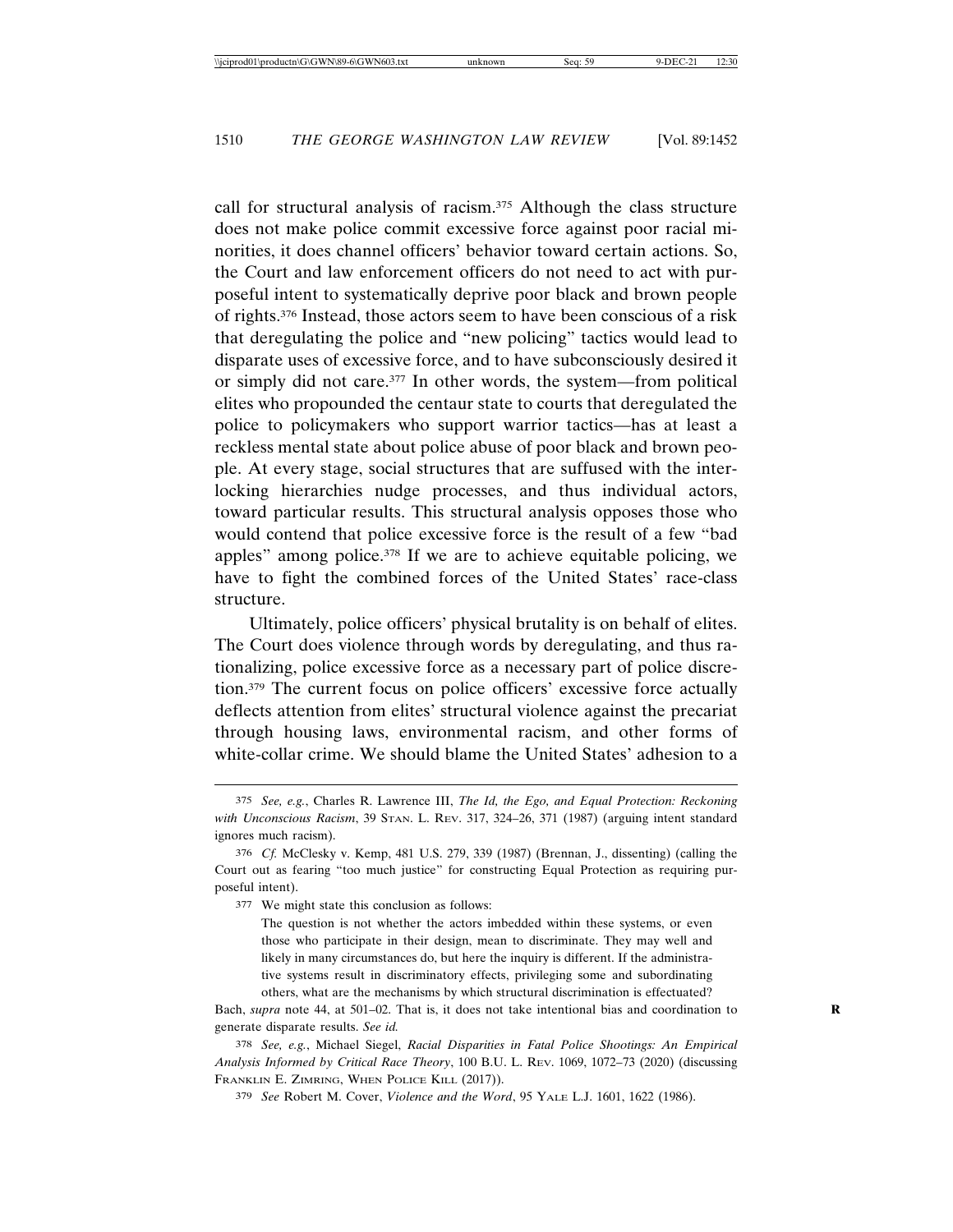call for structural analysis of racism.[375] Although the class structure does not make police commit excessive force against poor racial minorities, it does channel officers' behavior toward certain actions. So, the Court and law enforcement officers do not need to act with purposeful intent to systematically deprive poor black and brown people of rights.[376] Instead, those actors seem to have been conscious of a risk that deregulating the police and "new policing" tactics would lead to disparate uses of excessive force, and to have subconsciously desired it or simply did not care.[377] In other words, the system—from political elites who propounded the centaur state to courts that deregulated the police to policymakers who support warrior tactics—has at least a reckless mental state about police abuse of poor black and brown people. At every stage, social structures that are suffused with the interlocking hierarchies nudge processes, and thus individual actors, toward particular results. This structural analysis opposes those who would contend that police excessive force is the result of a few "bad apples" among police.[378] If we are to achieve equitable policing, we have to fight the combined forces of the United States' race-class structure.

Ultimately, police officers' physical brutality is on behalf of elites. The Court does violence through words by deregulating, and thus rationalizing, police excessive force as a necessary part of police discretion.[379] The current focus on police officers' excessive force actually deflects attention from elites' structural violence against the precariat through housing laws, environmental racism, and other forms of white-collar crime. We should blame the United States' adhesion to a

---

375 *See, e.g.*, Charles R. Lawrence III, *The Id, the Ego, and Equal Protection: Reckoning with Unconscious Racism*, 39 STAN. L. REV. 317, 324–26, 371 (1987) (arguing intent standard ignores much racism).

376 *Cf.* McClesky v. Kemp, 481 U.S. 279, 339 (1987) (Brennan, J., dissenting) (calling the Court out as fearing "too much justice" for constructing Equal Protection as requiring purposeful intent).

377 We might state this conclusion as follows:

> The question is not whether the actors imbedded within these systems, or even those who participate in their design, mean to discriminate. They may well and likely in many circumstances do, but here the inquiry is different. If the administrative systems result in discriminatory effects, privileging some and subordinating others, what are the mechanisms by which structural discrimination is effectuated?

Bach, *supra* note 44, at 501–02. That is, it does not take intentional bias and coordination to generate disparate results. *See id.*

378 *See, e.g.*, Michael Siegel, *Racial Disparities in Fatal Police Shootings: An Empirical Analysis Informed by Critical Race Theory*, 100 B.U. L. REV. 1069, 1072–73 (2020) (discussing FRANKLIN E. ZIMRING, WHEN POLICE KILL (2017)).

379 *See* Robert M. Cover, *Violence and the Word*, 95 YALE L.J. 1601, 1622 (1986).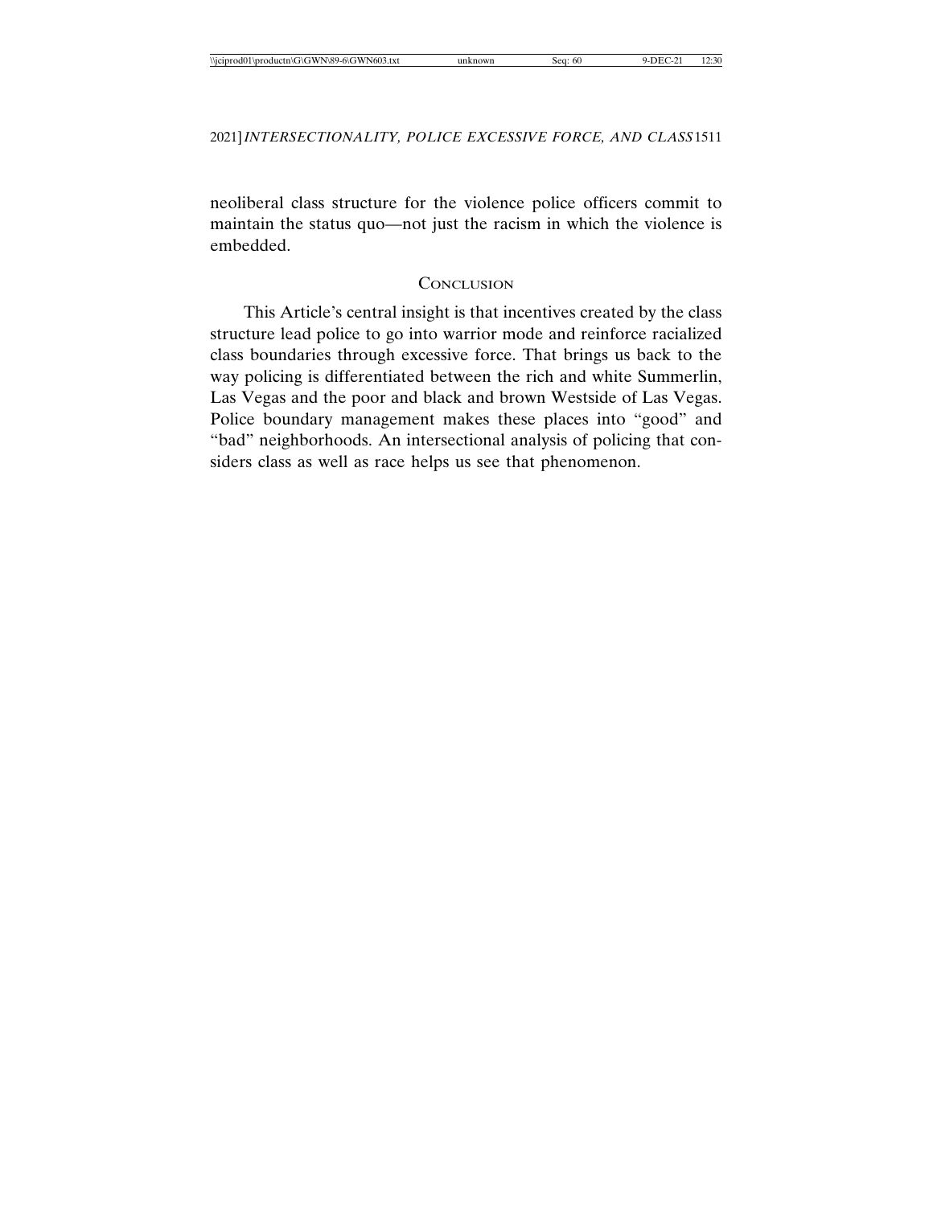neoliberal class structure for the violence police officers commit to maintain the status quo—not just the racism in which the violence is embedded.

## Conclusion

This Article's central insight is that incentives created by the class structure lead police to go into warrior mode and reinforce racialized class boundaries through excessive force. That brings us back to the way policing is differentiated between the rich and white Summerlin, Las Vegas and the poor and black and brown Westside of Las Vegas. Police boundary management makes these places into "good" and "bad" neighborhoods. An intersectional analysis of policing that considers class as well as race helps us see that phenomenon.